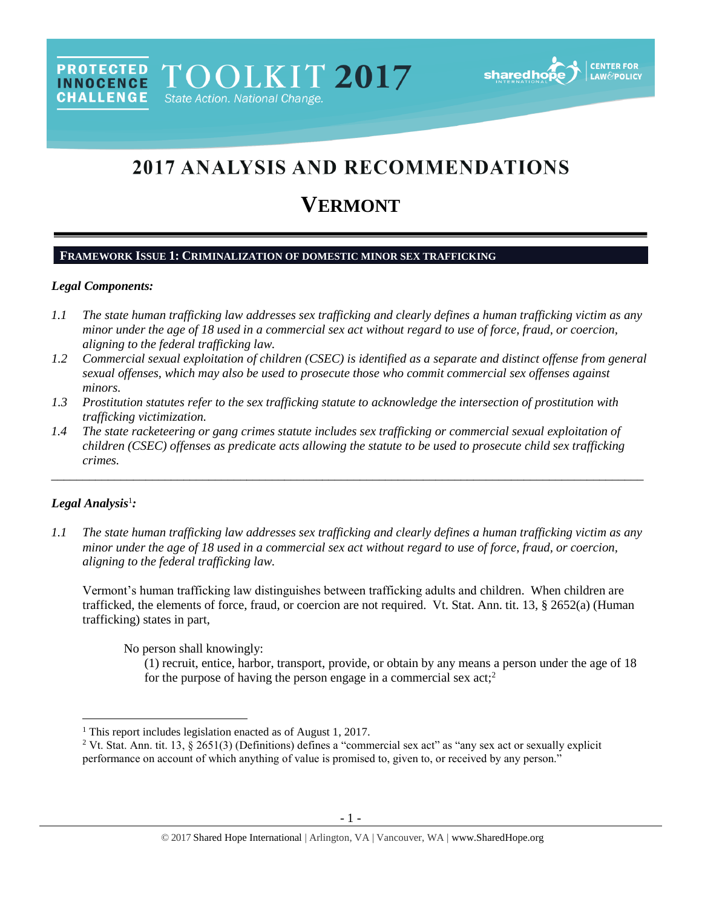PROTECTED INNOCENCE CHALLENGE **TOOLKIT 2017** State Action. National Change.

sharedhope INTERNATIONAL | CENTER FOR LAW & POLICY

# 2017 ANALYSIS AND RECOMMENDATIONS

# VERMONT

## FRAMEWORK ISSUE 1: CRIMINALIZATION OF DOMESTIC MINOR SEX TRAFFICKING

***Legal Components:***

*1.1 The state human trafficking law addresses sex trafficking and clearly defines a human trafficking victim as any minor under the age of 18 used in a commercial sex act without regard to use of force, fraud, or coercion, aligning to the federal trafficking law.*

*1.2 Commercial sexual exploitation of children (CSEC) is identified as a separate and distinct offense from general sexual offenses, which may also be used to prosecute those who commit commercial sex offenses against minors.*

*1.3 Prostitution statutes refer to the sex trafficking statute to acknowledge the intersection of prostitution with trafficking victimization.*

*1.4 The state racketeering or gang crimes statute includes sex trafficking or commercial sexual exploitation of children (CSEC) offenses as predicate acts allowing the statute to be used to prosecute child sex trafficking crimes.*

---

***Legal Analysis[1]:***

*1.1 The state human trafficking law addresses sex trafficking and clearly defines a human trafficking victim as any minor under the age of 18 used in a commercial sex act without regard to use of force, fraud, or coercion, aligning to the federal trafficking law.*

Vermont's human trafficking law distinguishes between trafficking adults and children. When children are trafficked, the elements of force, fraud, or coercion are not required. Vt. Stat. Ann. tit. 13, § 2652(a) (Human trafficking) states in part,

> No person shall knowingly:
> (1) recruit, entice, harbor, transport, provide, or obtain by any means a person under the age of 18 for the purpose of having the person engage in a commercial sex act;[2]

---

[1] This report includes legislation enacted as of August 1, 2017.

[2] Vt. Stat. Ann. tit. 13, § 2651(3) (Definitions) defines a "commercial sex act" as "any sex act or sexually explicit performance on account of which anything of value is promised to, given to, or received by any person."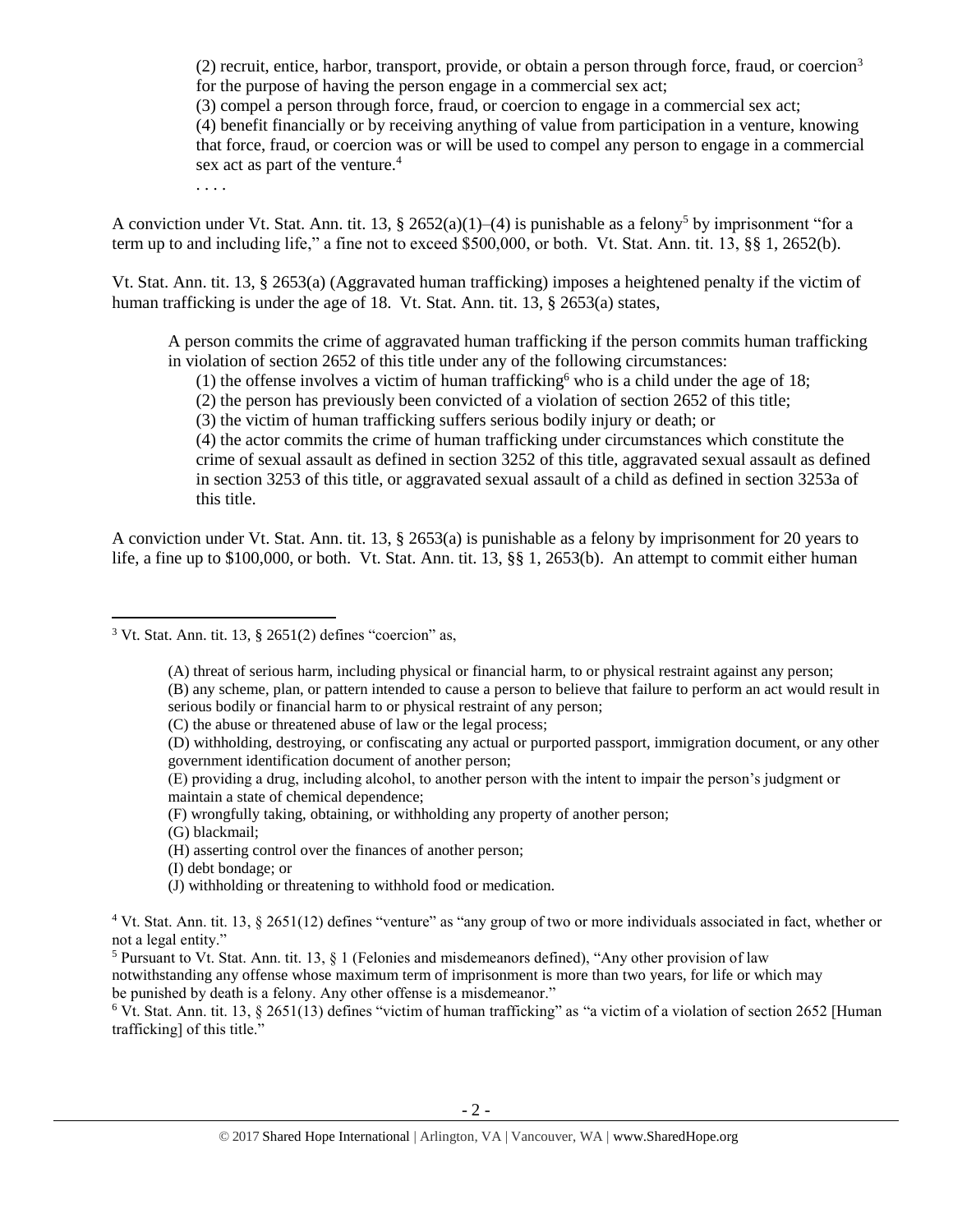(2) recruit, entice, harbor, transport, provide, or obtain a person through force, fraud, or coercion[3] for the purpose of having the person engage in a commercial sex act;
(3) compel a person through force, fraud, or coercion to engage in a commercial sex act;
(4) benefit financially or by receiving anything of value from participation in a venture, knowing that force, fraud, or coercion was or will be used to compel any person to engage in a commercial sex act as part of the venture.[4]
. . . .

A conviction under Vt. Stat. Ann. tit. 13, § 2652(a)(1)–(4) is punishable as a felony[5] by imprisonment "for a term up to and including life," a fine not to exceed $500,000, or both. Vt. Stat. Ann. tit. 13, §§ 1, 2652(b).

Vt. Stat. Ann. tit. 13, § 2653(a) (Aggravated human trafficking) imposes a heightened penalty if the victim of human trafficking is under the age of 18. Vt. Stat. Ann. tit. 13, § 2653(a) states,

> A person commits the crime of aggravated human trafficking if the person commits human trafficking in violation of section 2652 of this title under any of the following circumstances:
> (1) the offense involves a victim of human trafficking[6] who is a child under the age of 18;
> (2) the person has previously been convicted of a violation of section 2652 of this title;
> (3) the victim of human trafficking suffers serious bodily injury or death; or
> (4) the actor commits the crime of human trafficking under circumstances which constitute the crime of sexual assault as defined in section 3252 of this title, aggravated sexual assault as defined in section 3253 of this title, or aggravated sexual assault of a child as defined in section 3253a of this title.

A conviction under Vt. Stat. Ann. tit. 13, § 2653(a) is punishable as a felony by imprisonment for 20 years to life, a fine up to $100,000, or both. Vt. Stat. Ann. tit. 13, §§ 1, 2653(b). An attempt to commit either human

---

[3] Vt. Stat. Ann. tit. 13, § 2651(2) defines "coercion" as,

> (A) threat of serious harm, including physical or financial harm, to or physical restraint against any person;
> (B) any scheme, plan, or pattern intended to cause a person to believe that failure to perform an act would result in serious bodily or financial harm to or physical restraint of any person;
> (C) the abuse or threatened abuse of law or the legal process;
> (D) withholding, destroying, or confiscating any actual or purported passport, immigration document, or any other government identification document of another person;
> (E) providing a drug, including alcohol, to another person with the intent to impair the person's judgment or maintain a state of chemical dependence;
> (F) wrongfully taking, obtaining, or withholding any property of another person;
> (G) blackmail;
> (H) asserting control over the finances of another person;
> (I) debt bondage; or
> (J) withholding or threatening to withhold food or medication.

[4] Vt. Stat. Ann. tit. 13, § 2651(12) defines "venture" as "any group of two or more individuals associated in fact, whether or not a legal entity."

[5] Pursuant to Vt. Stat. Ann. tit. 13, § 1 (Felonies and misdemeanors defined), "Any other provision of law notwithstanding any offense whose maximum term of imprisonment is more than two years, for life or which may be punished by death is a felony. Any other offense is a misdemeanor."

[6] Vt. Stat. Ann. tit. 13, § 2651(13) defines "victim of human trafficking" as "a victim of a violation of section 2652 [Human trafficking] of this title."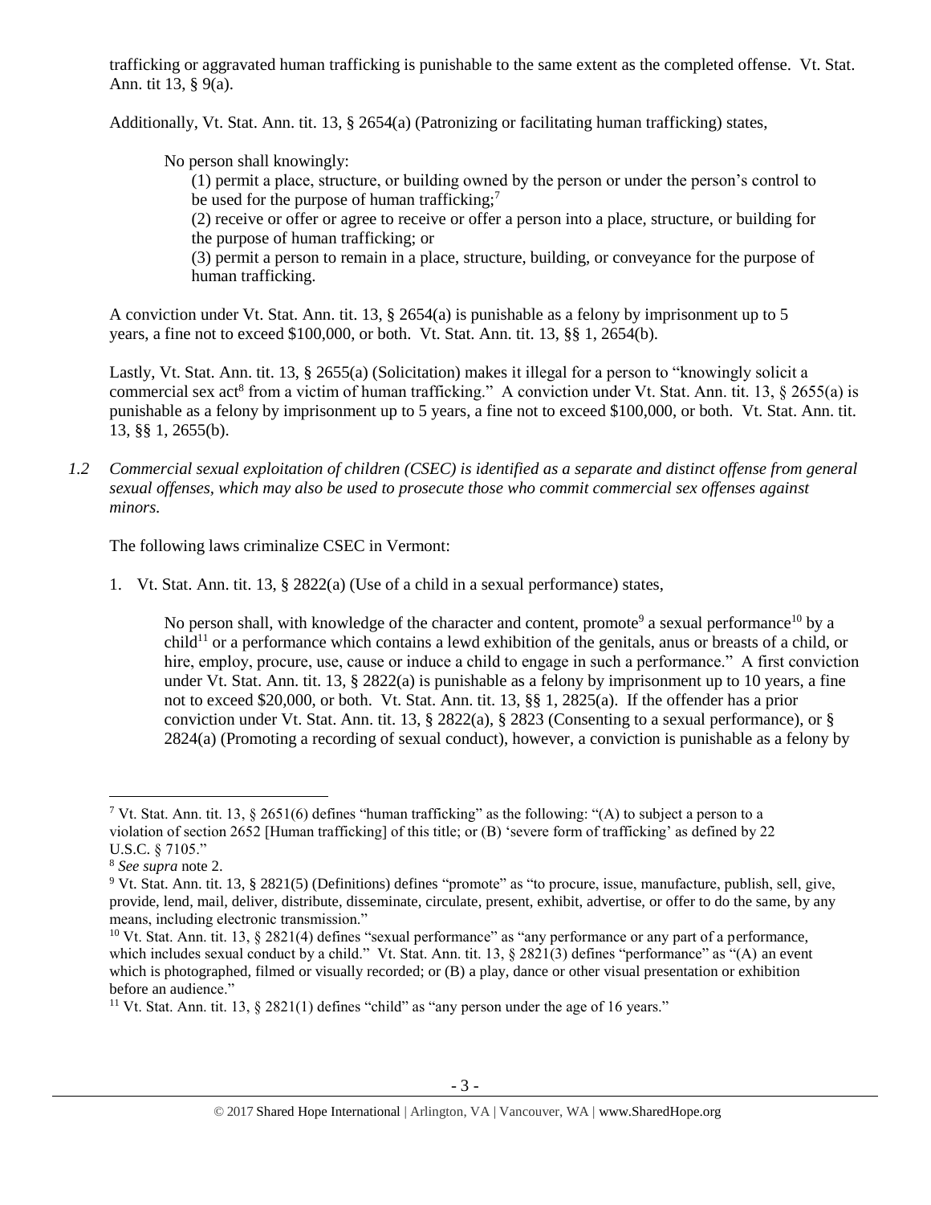trafficking or aggravated human trafficking is punishable to the same extent as the completed offense. Vt. Stat. Ann. tit 13, § 9(a).

Additionally, Vt. Stat. Ann. tit. 13, § 2654(a) (Patronizing or facilitating human trafficking) states,

> No person shall knowingly:
> (1) permit a place, structure, or building owned by the person or under the person's control to be used for the purpose of human trafficking;[7]
> (2) receive or offer or agree to receive or offer a person into a place, structure, or building for the purpose of human trafficking; or
> (3) permit a person to remain in a place, structure, building, or conveyance for the purpose of human trafficking.

A conviction under Vt. Stat. Ann. tit. 13, § 2654(a) is punishable as a felony by imprisonment up to 5 years, a fine not to exceed $100,000, or both. Vt. Stat. Ann. tit. 13, §§ 1, 2654(b).

Lastly, Vt. Stat. Ann. tit. 13, § 2655(a) (Solicitation) makes it illegal for a person to "knowingly solicit a commercial sex act[8] from a victim of human trafficking." A conviction under Vt. Stat. Ann. tit. 13, § 2655(a) is punishable as a felony by imprisonment up to 5 years, a fine not to exceed $100,000, or both. Vt. Stat. Ann. tit. 13, §§ 1, 2655(b).

*1.2 Commercial sexual exploitation of children (CSEC) is identified as a separate and distinct offense from general sexual offenses, which may also be used to prosecute those who commit commercial sex offenses against minors.*

The following laws criminalize CSEC in Vermont:

1. Vt. Stat. Ann. tit. 13, § 2822(a) (Use of a child in a sexual performance) states,

   No person shall, with knowledge of the character and content, promote[9] a sexual performance[10] by a child[11] or a performance which contains a lewd exhibition of the genitals, anus or breasts of a child, or hire, employ, procure, use, cause or induce a child to engage in such a performance." A first conviction under Vt. Stat. Ann. tit. 13, § 2822(a) is punishable as a felony by imprisonment up to 10 years, a fine not to exceed $20,000, or both. Vt. Stat. Ann. tit. 13, §§ 1, 2825(a). If the offender has a prior conviction under Vt. Stat. Ann. tit. 13, § 2822(a), § 2823 (Consenting to a sexual performance), or § 2824(a) (Promoting a recording of sexual conduct), however, a conviction is punishable as a felony by

---

[7] Vt. Stat. Ann. tit. 13, § 2651(6) defines "human trafficking" as the following: "(A) to subject a person to a violation of section 2652 [Human trafficking] of this title; or (B) 'severe form of trafficking' as defined by 22 U.S.C. § 7105."

[8] *See supra* note 2.

[9] Vt. Stat. Ann. tit. 13, § 2821(5) (Definitions) defines "promote" as "to procure, issue, manufacture, publish, sell, give, provide, lend, mail, deliver, distribute, disseminate, circulate, present, exhibit, advertise, or offer to do the same, by any means, including electronic transmission."

[10] Vt. Stat. Ann. tit. 13, § 2821(4) defines "sexual performance" as "any performance or any part of a performance, which includes sexual conduct by a child." Vt. Stat. Ann. tit. 13, § 2821(3) defines "performance" as "(A) an event which is photographed, filmed or visually recorded; or (B) a play, dance or other visual presentation or exhibition before an audience."

[11] Vt. Stat. Ann. tit. 13, § 2821(1) defines "child" as "any person under the age of 16 years."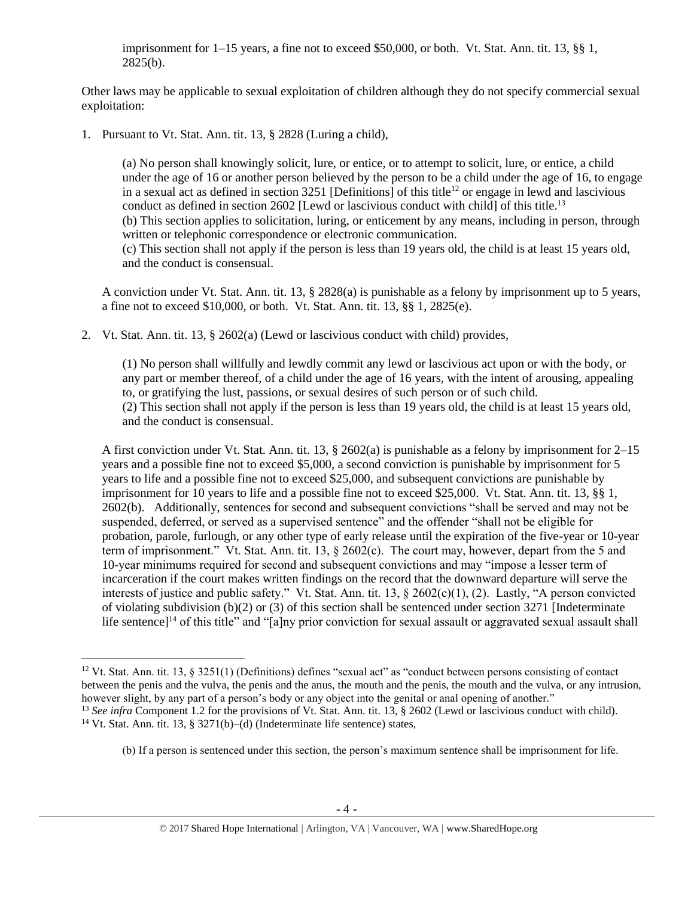imprisonment for 1–15 years, a fine not to exceed $50,000, or both. Vt. Stat. Ann. tit. 13, §§ 1, 2825(b).

Other laws may be applicable to sexual exploitation of children although they do not specify commercial sexual exploitation:

1. Pursuant to Vt. Stat. Ann. tit. 13, § 2828 (Luring a child),

   > (a) No person shall knowingly solicit, lure, or entice, or to attempt to solicit, lure, or entice, a child under the age of 16 or another person believed by the person to be a child under the age of 16, to engage in a sexual act as defined in section 3251 [Definitions] of this title[12] or engage in lewd and lascivious conduct as defined in section 2602 [Lewd or lascivious conduct with child] of this title.[13]
   > (b) This section applies to solicitation, luring, or enticement by any means, including in person, through written or telephonic correspondence or electronic communication.
   > (c) This section shall not apply if the person is less than 19 years old, the child is at least 15 years old, and the conduct is consensual.

   A conviction under Vt. Stat. Ann. tit. 13, § 2828(a) is punishable as a felony by imprisonment up to 5 years, a fine not to exceed $10,000, or both. Vt. Stat. Ann. tit. 13, §§ 1, 2825(e).

2. Vt. Stat. Ann. tit. 13, § 2602(a) (Lewd or lascivious conduct with child) provides,

   > (1) No person shall willfully and lewdly commit any lewd or lascivious act upon or with the body, or any part or member thereof, of a child under the age of 16 years, with the intent of arousing, appealing to, or gratifying the lust, passions, or sexual desires of such person or of such child.
   > (2) This section shall not apply if the person is less than 19 years old, the child is at least 15 years old, and the conduct is consensual.

   A first conviction under Vt. Stat. Ann. tit. 13, § 2602(a) is punishable as a felony by imprisonment for 2–15 years and a possible fine not to exceed $5,000, a second conviction is punishable by imprisonment for 5 years to life and a possible fine not to exceed $25,000, and subsequent convictions are punishable by imprisonment for 10 years to life and a possible fine not to exceed $25,000. Vt. Stat. Ann. tit. 13, §§ 1, 2602(b). Additionally, sentences for second and subsequent convictions "shall be served and may not be suspended, deferred, or served as a supervised sentence" and the offender "shall not be eligible for probation, parole, furlough, or any other type of early release until the expiration of the five-year or 10-year term of imprisonment." Vt. Stat. Ann. tit. 13, § 2602(c). The court may, however, depart from the 5 and 10-year minimums required for second and subsequent convictions and may "impose a lesser term of incarceration if the court makes written findings on the record that the downward departure will serve the interests of justice and public safety." Vt. Stat. Ann. tit. 13, § 2602(c)(1), (2). Lastly, "A person convicted of violating subdivision (b)(2) or (3) of this section shall be sentenced under section 3271 [Indeterminate life sentence][14] of this title" and "[a]ny prior conviction for sexual assault or aggravated sexual assault shall

---

[12] Vt. Stat. Ann. tit. 13, § 3251(1) (Definitions) defines "sexual act" as "conduct between persons consisting of contact between the penis and the vulva, the penis and the anus, the mouth and the penis, the mouth and the vulva, or any intrusion, however slight, by any part of a person's body or any object into the genital or anal opening of another."

[13] *See infra* Component 1.2 for the provisions of Vt. Stat. Ann. tit. 13, § 2602 (Lewd or lascivious conduct with child).

[14] Vt. Stat. Ann. tit. 13, § 3271(b)–(d) (Indeterminate life sentence) states,

> (b) If a person is sentenced under this section, the person's maximum sentence shall be imprisonment for life.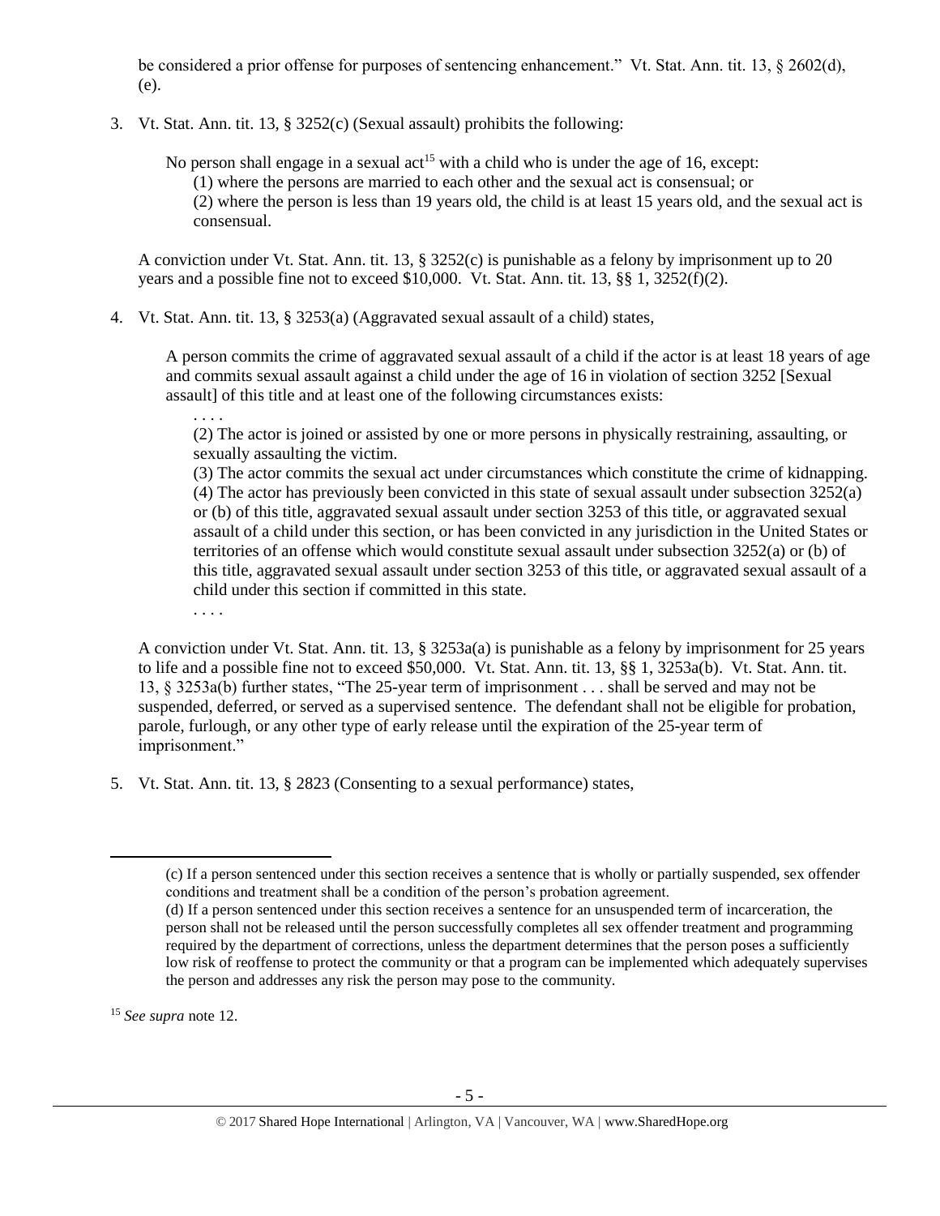be considered a prior offense for purposes of sentencing enhancement." Vt. Stat. Ann. tit. 13, § 2602(d), (e).

3. Vt. Stat. Ann. tit. 13, § 3252(c) (Sexual assault) prohibits the following:

   > No person shall engage in a sexual act[15] with a child who is under the age of 16, except:
   > (1) where the persons are married to each other and the sexual act is consensual; or
   > (2) where the person is less than 19 years old, the child is at least 15 years old, and the sexual act is consensual.

   A conviction under Vt. Stat. Ann. tit. 13, § 3252(c) is punishable as a felony by imprisonment up to 20 years and a possible fine not to exceed $10,000. Vt. Stat. Ann. tit. 13, §§ 1, 3252(f)(2).

4. Vt. Stat. Ann. tit. 13, § 3253(a) (Aggravated sexual assault of a child) states,

   > A person commits the crime of aggravated sexual assault of a child if the actor is at least 18 years of age and commits sexual assault against a child under the age of 16 in violation of section 3252 [Sexual assault] of this title and at least one of the following circumstances exists:
   >
   > . . . .
   >
   > (2) The actor is joined or assisted by one or more persons in physically restraining, assaulting, or sexually assaulting the victim.
   >
   > (3) The actor commits the sexual act under circumstances which constitute the crime of kidnapping.
   >
   > (4) The actor has previously been convicted in this state of sexual assault under subsection 3252(a) or (b) of this title, aggravated sexual assault under section 3253 of this title, or aggravated sexual assault of a child under this section, or has been convicted in any jurisdiction in the United States or territories of an offense which would constitute sexual assault under subsection 3252(a) or (b) of this title, aggravated sexual assault under section 3253 of this title, or aggravated sexual assault of a child under this section if committed in this state.
   >
   > . . . .

   A conviction under Vt. Stat. Ann. tit. 13, § 3253a(a) is punishable as a felony by imprisonment for 25 years to life and a possible fine not to exceed $50,000. Vt. Stat. Ann. tit. 13, §§ 1, 3253a(b). Vt. Stat. Ann. tit. 13, § 3253a(b) further states, "The 25-year term of imprisonment . . . shall be served and may not be suspended, deferred, or served as a supervised sentence. The defendant shall not be eligible for probation, parole, furlough, or any other type of early release until the expiration of the 25-year term of imprisonment."

5. Vt. Stat. Ann. tit. 13, § 2823 (Consenting to a sexual performance) states,

---

(c) If a person sentenced under this section receives a sentence that is wholly or partially suspended, sex offender conditions and treatment shall be a condition of the person's probation agreement.

(d) If a person sentenced under this section receives a sentence for an unsuspended term of incarceration, the person shall not be released until the person successfully completes all sex offender treatment and programming required by the department of corrections, unless the department determines that the person poses a sufficiently low risk of reoffense to protect the community or that a program can be implemented which adequately supervises the person and addresses any risk the person may pose to the community.

[15] *See supra* note 12.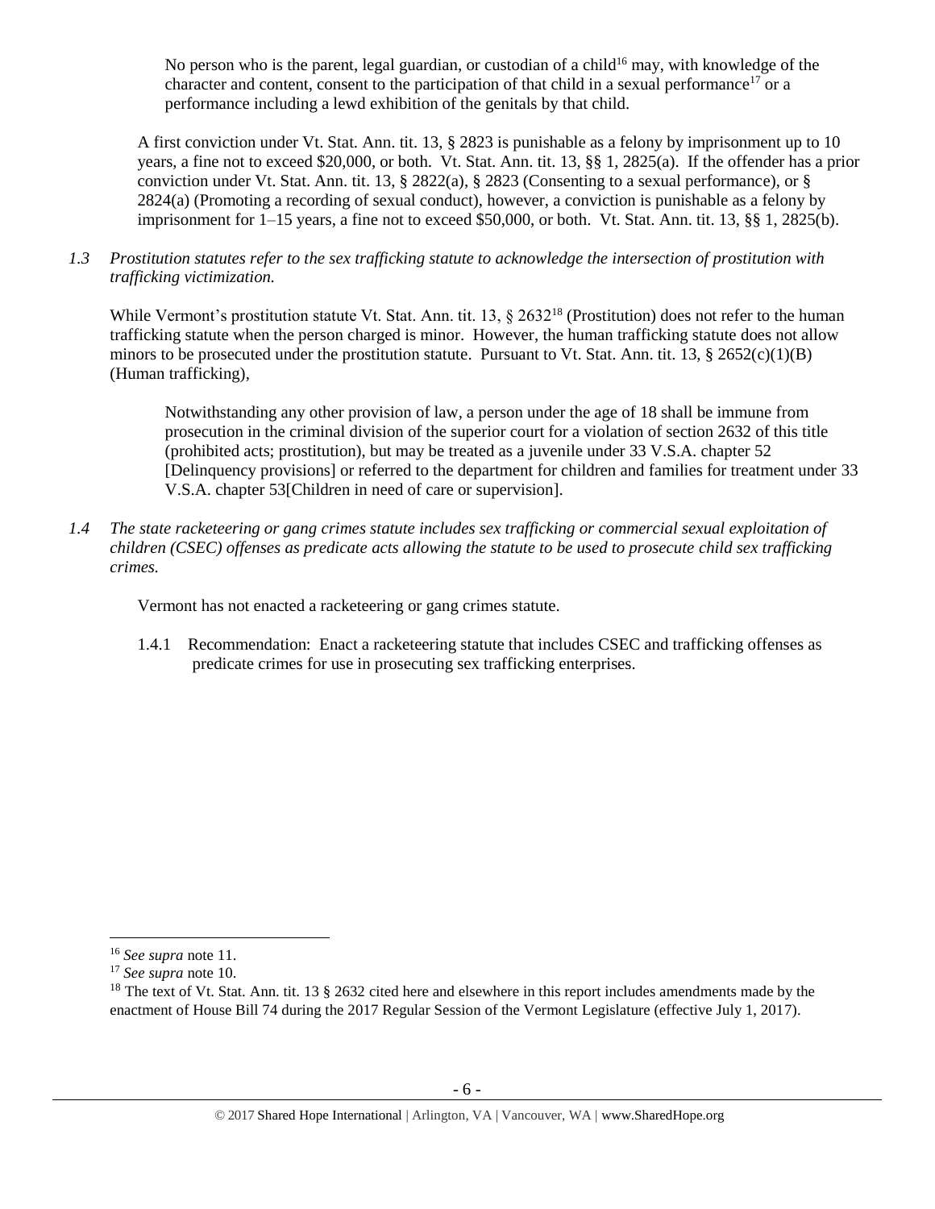> No person who is the parent, legal guardian, or custodian of a child[16] may, with knowledge of the character and content, consent to the participation of that child in a sexual performance[17] or a performance including a lewd exhibition of the genitals by that child.

A first conviction under Vt. Stat. Ann. tit. 13, § 2823 is punishable as a felony by imprisonment up to 10 years, a fine not to exceed $20,000, or both. Vt. Stat. Ann. tit. 13, §§ 1, 2825(a). If the offender has a prior conviction under Vt. Stat. Ann. tit. 13, § 2822(a), § 2823 (Consenting to a sexual performance), or § 2824(a) (Promoting a recording of sexual conduct), however, a conviction is punishable as a felony by imprisonment for 1–15 years, a fine not to exceed $50,000, or both. Vt. Stat. Ann. tit. 13, §§ 1, 2825(b).

*1.3 Prostitution statutes refer to the sex trafficking statute to acknowledge the intersection of prostitution with trafficking victimization.*

While Vermont's prostitution statute Vt. Stat. Ann. tit. 13, § 2632[18] (Prostitution) does not refer to the human trafficking statute when the person charged is minor. However, the human trafficking statute does not allow minors to be prosecuted under the prostitution statute. Pursuant to Vt. Stat. Ann. tit. 13, § 2652(c)(1)(B) (Human trafficking),

> Notwithstanding any other provision of law, a person under the age of 18 shall be immune from prosecution in the criminal division of the superior court for a violation of section 2632 of this title (prohibited acts; prostitution), but may be treated as a juvenile under 33 V.S.A. chapter 52 [Delinquency provisions] or referred to the department for children and families for treatment under 33 V.S.A. chapter 53[Children in need of care or supervision].

*1.4 The state racketeering or gang crimes statute includes sex trafficking or commercial sexual exploitation of children (CSEC) offenses as predicate acts allowing the statute to be used to prosecute child sex trafficking crimes.*

Vermont has not enacted a racketeering or gang crimes statute.

1.4.1 Recommendation: Enact a racketeering statute that includes CSEC and trafficking offenses as predicate crimes for use in prosecuting sex trafficking enterprises.

---

[16] *See supra* note 11.

[17] *See supra* note 10.

[18] The text of Vt. Stat. Ann. tit. 13 § 2632 cited here and elsewhere in this report includes amendments made by the enactment of House Bill 74 during the 2017 Regular Session of the Vermont Legislature (effective July 1, 2017).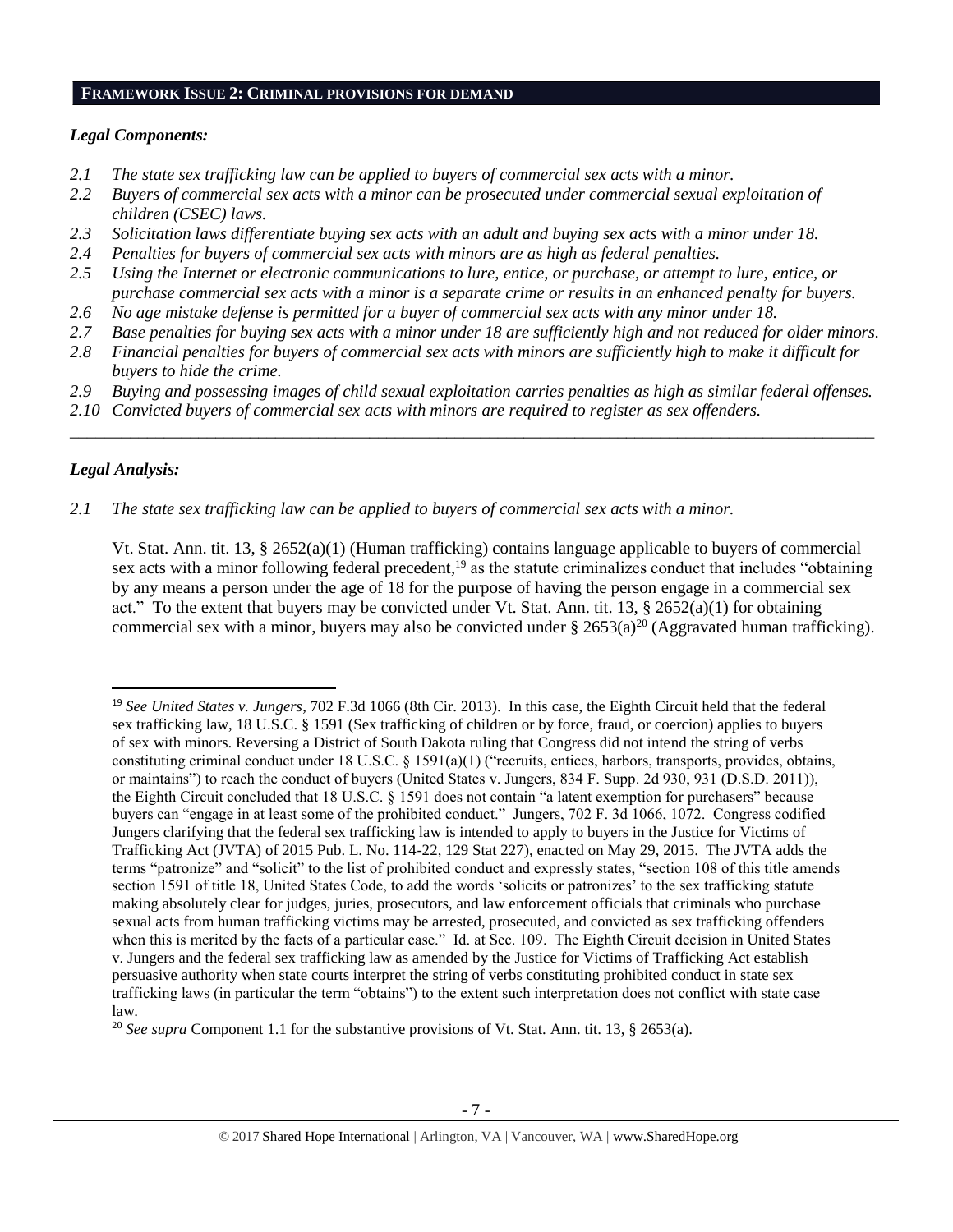## FRAMEWORK ISSUE 2: CRIMINAL PROVISIONS FOR DEMAND

### *Legal Components:*

*2.1 The state sex trafficking law can be applied to buyers of commercial sex acts with a minor.*
*2.2 Buyers of commercial sex acts with a minor can be prosecuted under commercial sexual exploitation of children (CSEC) laws.*
*2.3 Solicitation laws differentiate buying sex acts with an adult and buying sex acts with a minor under 18.*
*2.4 Penalties for buyers of commercial sex acts with minors are as high as federal penalties.*
*2.5 Using the Internet or electronic communications to lure, entice, or purchase, or attempt to lure, entice, or purchase commercial sex acts with a minor is a separate crime or results in an enhanced penalty for buyers.*
*2.6 No age mistake defense is permitted for a buyer of commercial sex acts with any minor under 18.*
*2.7 Base penalties for buying sex acts with a minor under 18 are sufficiently high and not reduced for older minors.*
*2.8 Financial penalties for buyers of commercial sex acts with minors are sufficiently high to make it difficult for buyers to hide the crime.*
*2.9 Buying and possessing images of child sexual exploitation carries penalties as high as similar federal offenses.*
*2.10 Convicted buyers of commercial sex acts with minors are required to register as sex offenders.*

---

### *Legal Analysis:*

*2.1 The state sex trafficking law can be applied to buyers of commercial sex acts with a minor.*

Vt. Stat. Ann. tit. 13, § 2652(a)(1) (Human trafficking) contains language applicable to buyers of commercial sex acts with a minor following federal precedent,[19] as the statute criminalizes conduct that includes "obtaining by any means a person under the age of 18 for the purpose of having the person engage in a commercial sex act." To the extent that buyers may be convicted under Vt. Stat. Ann. tit. 13, § 2652(a)(1) for obtaining commercial sex with a minor, buyers may also be convicted under § 2653(a)[20] (Aggravated human trafficking).

---

[19] *See United States v. Jungers*, 702 F.3d 1066 (8th Cir. 2013). In this case, the Eighth Circuit held that the federal sex trafficking law, 18 U.S.C. § 1591 (Sex trafficking of children or by force, fraud, or coercion) applies to buyers of sex with minors. Reversing a District of South Dakota ruling that Congress did not intend the string of verbs constituting criminal conduct under 18 U.S.C. § 1591(a)(1) ("recruits, entices, harbors, transports, provides, obtains, or maintains") to reach the conduct of buyers (United States v. Jungers, 834 F. Supp. 2d 930, 931 (D.S.D. 2011)), the Eighth Circuit concluded that 18 U.S.C. § 1591 does not contain "a latent exemption for purchasers" because buyers can "engage in at least some of the prohibited conduct." Jungers, 702 F. 3d 1066, 1072. Congress codified Jungers clarifying that the federal sex trafficking law is intended to apply to buyers in the Justice for Victims of Trafficking Act (JVTA) of 2015 Pub. L. No. 114-22, 129 Stat 227), enacted on May 29, 2015. The JVTA adds the terms "patronize" and "solicit" to the list of prohibited conduct and expressly states, "section 108 of this title amends section 1591 of title 18, United States Code, to add the words 'solicits or patronizes' to the sex trafficking statute making absolutely clear for judges, juries, prosecutors, and law enforcement officials that criminals who purchase sexual acts from human trafficking victims may be arrested, prosecuted, and convicted as sex trafficking offenders when this is merited by the facts of a particular case." Id. at Sec. 109. The Eighth Circuit decision in United States v. Jungers and the federal sex trafficking law as amended by the Justice for Victims of Trafficking Act establish persuasive authority when state courts interpret the string of verbs constituting prohibited conduct in state sex trafficking laws (in particular the term "obtains") to the extent such interpretation does not conflict with state case law.

[20] *See supra* Component 1.1 for the substantive provisions of Vt. Stat. Ann. tit. 13, § 2653(a).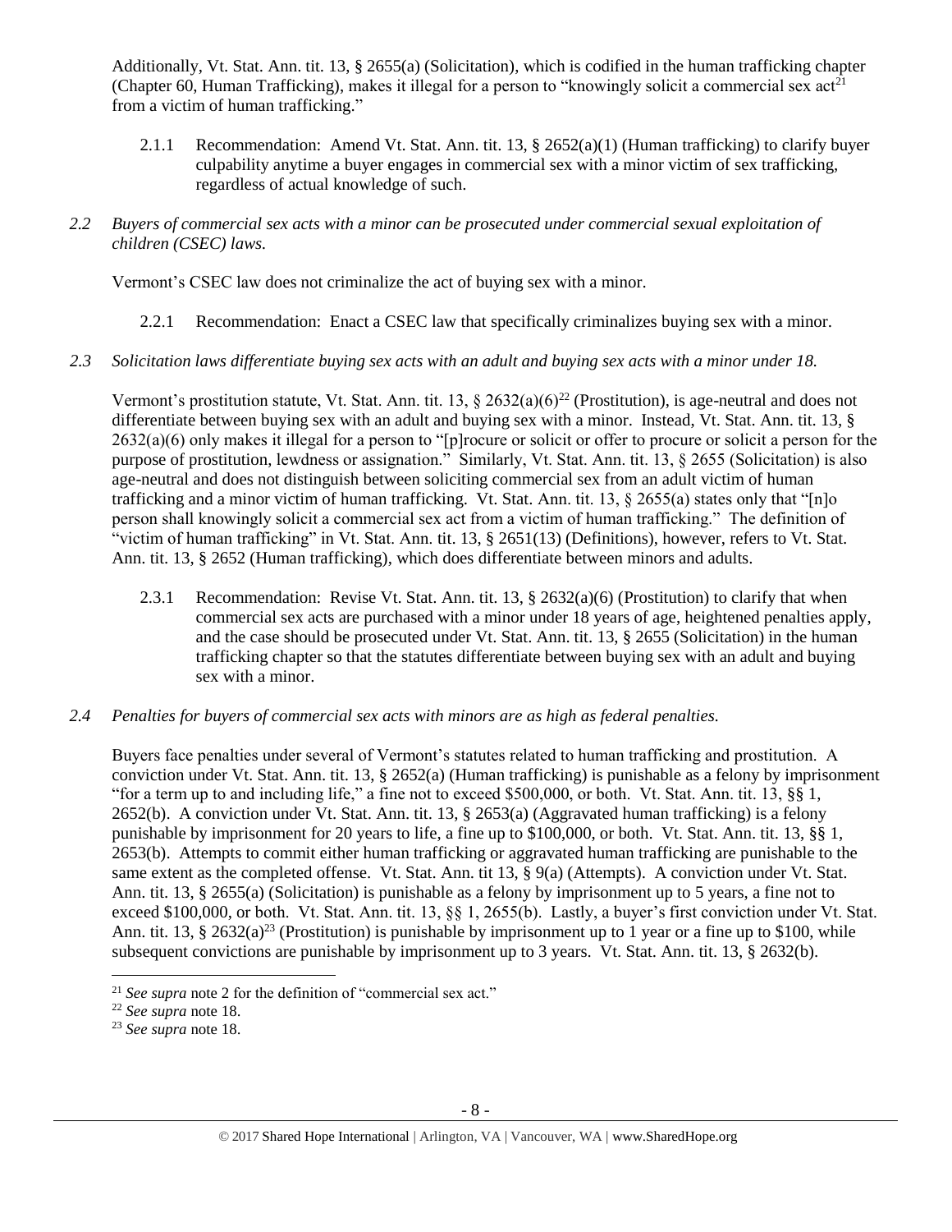Additionally, Vt. Stat. Ann. tit. 13, § 2655(a) (Solicitation), which is codified in the human trafficking chapter (Chapter 60, Human Trafficking), makes it illegal for a person to "knowingly solicit a commercial sex act[21] from a victim of human trafficking."

2.1.1 Recommendation: Amend Vt. Stat. Ann. tit. 13, § 2652(a)(1) (Human trafficking) to clarify buyer culpability anytime a buyer engages in commercial sex with a minor victim of sex trafficking, regardless of actual knowledge of such.

*2.2 Buyers of commercial sex acts with a minor can be prosecuted under commercial sexual exploitation of children (CSEC) laws.*

Vermont's CSEC law does not criminalize the act of buying sex with a minor.

2.2.1 Recommendation: Enact a CSEC law that specifically criminalizes buying sex with a minor.

*2.3 Solicitation laws differentiate buying sex acts with an adult and buying sex acts with a minor under 18.*

Vermont's prostitution statute, Vt. Stat. Ann. tit. 13, § 2632(a)(6)[22] (Prostitution), is age-neutral and does not differentiate between buying sex with an adult and buying sex with a minor. Instead, Vt. Stat. Ann. tit. 13, § 2632(a)(6) only makes it illegal for a person to "[p]rocure or solicit or offer to procure or solicit a person for the purpose of prostitution, lewdness or assignation." Similarly, Vt. Stat. Ann. tit. 13, § 2655 (Solicitation) is also age-neutral and does not distinguish between soliciting commercial sex from an adult victim of human trafficking and a minor victim of human trafficking. Vt. Stat. Ann. tit. 13, § 2655(a) states only that "[n]o person shall knowingly solicit a commercial sex act from a victim of human trafficking." The definition of "victim of human trafficking" in Vt. Stat. Ann. tit. 13, § 2651(13) (Definitions), however, refers to Vt. Stat. Ann. tit. 13, § 2652 (Human trafficking), which does differentiate between minors and adults.

2.3.1 Recommendation: Revise Vt. Stat. Ann. tit. 13, § 2632(a)(6) (Prostitution) to clarify that when commercial sex acts are purchased with a minor under 18 years of age, heightened penalties apply, and the case should be prosecuted under Vt. Stat. Ann. tit. 13, § 2655 (Solicitation) in the human trafficking chapter so that the statutes differentiate between buying sex with an adult and buying sex with a minor.

*2.4 Penalties for buyers of commercial sex acts with minors are as high as federal penalties.*

Buyers face penalties under several of Vermont's statutes related to human trafficking and prostitution. A conviction under Vt. Stat. Ann. tit. 13, § 2652(a) (Human trafficking) is punishable as a felony by imprisonment "for a term up to and including life," a fine not to exceed $500,000, or both. Vt. Stat. Ann. tit. 13, §§ 1, 2652(b). A conviction under Vt. Stat. Ann. tit. 13, § 2653(a) (Aggravated human trafficking) is a felony punishable by imprisonment for 20 years to life, a fine up to $100,000, or both. Vt. Stat. Ann. tit. 13, §§ 1, 2653(b). Attempts to commit either human trafficking or aggravated human trafficking are punishable to the same extent as the completed offense. Vt. Stat. Ann. tit 13, § 9(a) (Attempts). A conviction under Vt. Stat. Ann. tit. 13, § 2655(a) (Solicitation) is punishable as a felony by imprisonment up to 5 years, a fine not to exceed $100,000, or both. Vt. Stat. Ann. tit. 13, §§ 1, 2655(b). Lastly, a buyer's first conviction under Vt. Stat. Ann. tit. 13, § 2632(a)[23] (Prostitution) is punishable by imprisonment up to 1 year or a fine up to $100, while subsequent convictions are punishable by imprisonment up to 3 years. Vt. Stat. Ann. tit. 13, § 2632(b).

---

[21] *See supra* note 2 for the definition of "commercial sex act."

[22] *See supra* note 18.

[23] *See supra* note 18.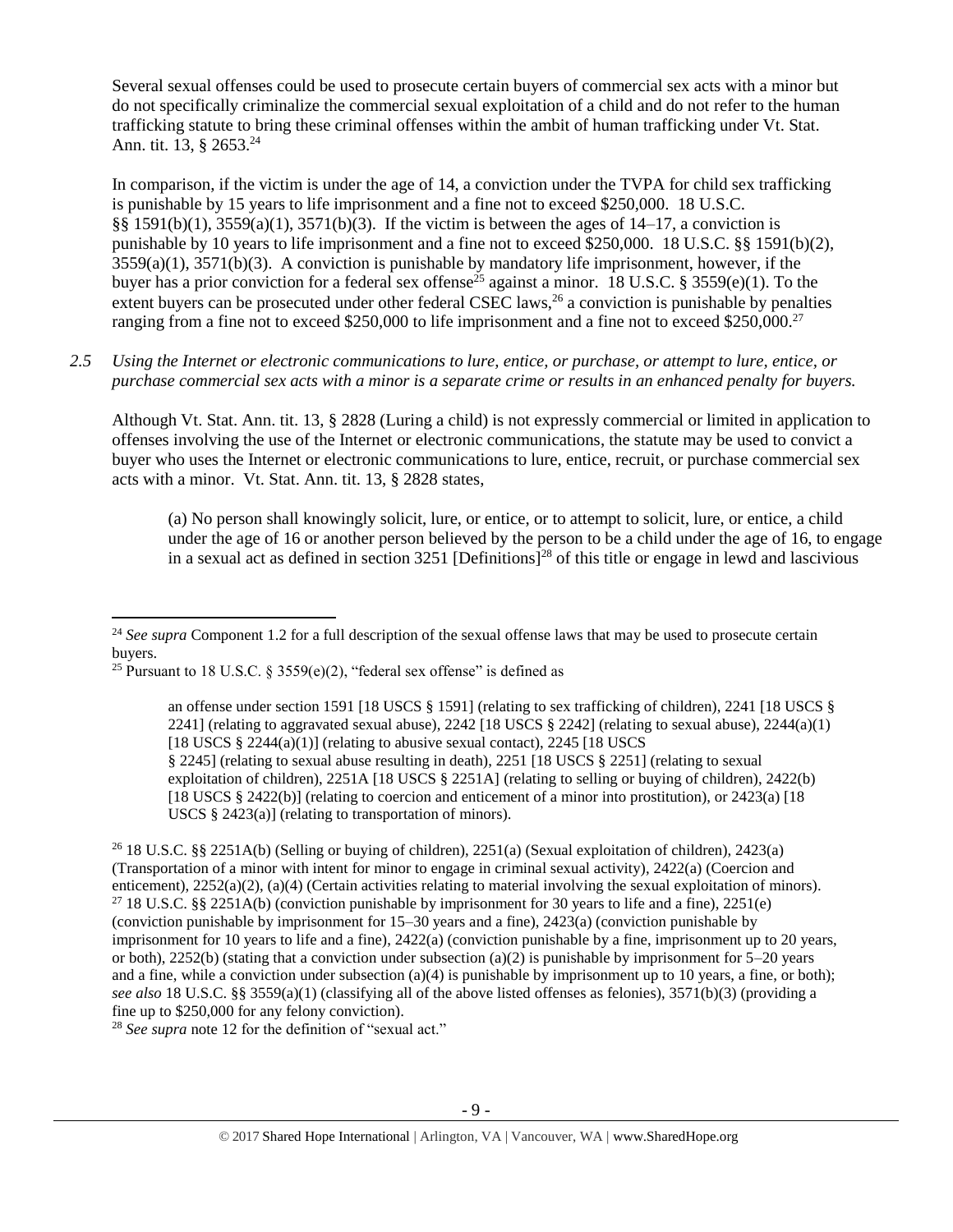Several sexual offenses could be used to prosecute certain buyers of commercial sex acts with a minor but do not specifically criminalize the commercial sexual exploitation of a child and do not refer to the human trafficking statute to bring these criminal offenses within the ambit of human trafficking under Vt. Stat. Ann. tit. 13, § 2653.[24]

In comparison, if the victim is under the age of 14, a conviction under the TVPA for child sex trafficking is punishable by 15 years to life imprisonment and a fine not to exceed $250,000. 18 U.S.C. §§ 1591(b)(1), 3559(a)(1), 3571(b)(3). If the victim is between the ages of 14–17, a conviction is punishable by 10 years to life imprisonment and a fine not to exceed $250,000. 18 U.S.C. §§ 1591(b)(2), 3559(a)(1), 3571(b)(3). A conviction is punishable by mandatory life imprisonment, however, if the buyer has a prior conviction for a federal sex offense[25] against a minor. 18 U.S.C. § 3559(e)(1). To the extent buyers can be prosecuted under other federal CSEC laws,[26] a conviction is punishable by penalties ranging from a fine not to exceed $250,000 to life imprisonment and a fine not to exceed $250,000.[27]

*2.5 Using the Internet or electronic communications to lure, entice, or purchase, or attempt to lure, entice, or purchase commercial sex acts with a minor is a separate crime or results in an enhanced penalty for buyers.*

Although Vt. Stat. Ann. tit. 13, § 2828 (Luring a child) is not expressly commercial or limited in application to offenses involving the use of the Internet or electronic communications, the statute may be used to convict a buyer who uses the Internet or electronic communications to lure, entice, recruit, or purchase commercial sex acts with a minor. Vt. Stat. Ann. tit. 13, § 2828 states,

> (a) No person shall knowingly solicit, lure, or entice, or to attempt to solicit, lure, or entice, a child under the age of 16 or another person believed by the person to be a child under the age of 16, to engage in a sexual act as defined in section 3251 [Definitions][28] of this title or engage in lewd and lascivious

---

[24] *See supra* Component 1.2 for a full description of the sexual offense laws that may be used to prosecute certain buyers.

[25] Pursuant to 18 U.S.C. § 3559(e)(2), "federal sex offense" is defined as

> an offense under section 1591 [18 USCS § 1591] (relating to sex trafficking of children), 2241 [18 USCS § 2241] (relating to aggravated sexual abuse), 2242 [18 USCS § 2242] (relating to sexual abuse), 2244(a)(1) [18 USCS § 2244(a)(1)] (relating to abusive sexual contact), 2245 [18 USCS § 2245] (relating to sexual abuse resulting in death), 2251 [18 USCS § 2251] (relating to sexual exploitation of children), 2251A [18 USCS § 2251A] (relating to selling or buying of children), 2422(b) [18 USCS § 2422(b)] (relating to coercion and enticement of a minor into prostitution), or 2423(a) [18 USCS § 2423(a)] (relating to transportation of minors).

[26] 18 U.S.C. §§ 2251A(b) (Selling or buying of children), 2251(a) (Sexual exploitation of children), 2423(a) (Transportation of a minor with intent for minor to engage in criminal sexual activity), 2422(a) (Coercion and enticement), 2252(a)(2), (a)(4) (Certain activities relating to material involving the sexual exploitation of minors).

[27] 18 U.S.C. §§ 2251A(b) (conviction punishable by imprisonment for 30 years to life and a fine), 2251(e) (conviction punishable by imprisonment for 15–30 years and a fine), 2423(a) (conviction punishable by imprisonment for 10 years to life and a fine), 2422(a) (conviction punishable by a fine, imprisonment up to 20 years, or both), 2252(b) (stating that a conviction under subsection (a)(2) is punishable by imprisonment for 5–20 years and a fine, while a conviction under subsection (a)(4) is punishable by imprisonment up to 10 years, a fine, or both); *see also* 18 U.S.C. §§ 3559(a)(1) (classifying all of the above listed offenses as felonies), 3571(b)(3) (providing a fine up to $250,000 for any felony conviction).

[28] *See supra* note 12 for the definition of "sexual act."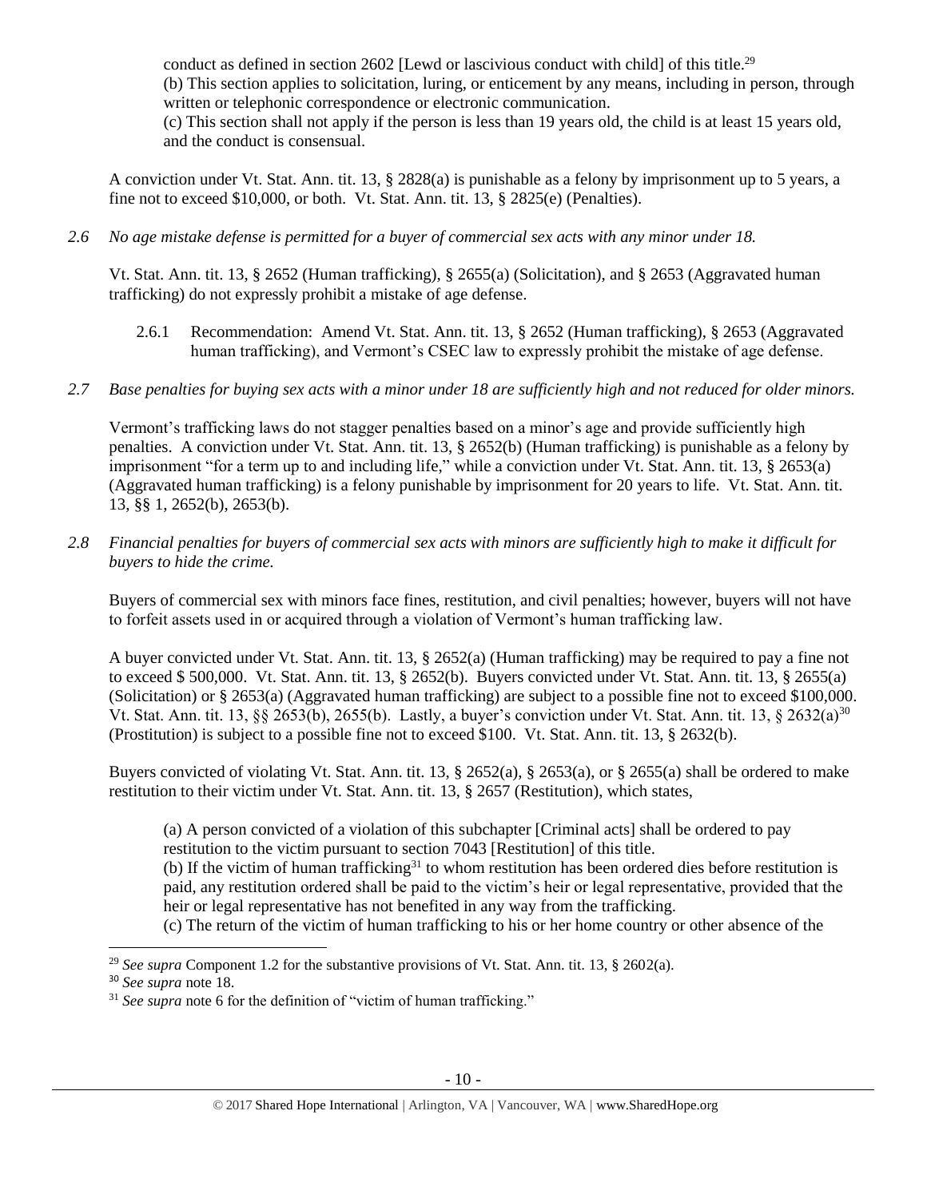conduct as defined in section 2602 [Lewd or lascivious conduct with child] of this title.[29]

(b) This section applies to solicitation, luring, or enticement by any means, including in person, through written or telephonic correspondence or electronic communication.

(c) This section shall not apply if the person is less than 19 years old, the child is at least 15 years old, and the conduct is consensual.

A conviction under Vt. Stat. Ann. tit. 13, § 2828(a) is punishable as a felony by imprisonment up to 5 years, a fine not to exceed $10,000, or both. Vt. Stat. Ann. tit. 13, § 2825(e) (Penalties).

*2.6 No age mistake defense is permitted for a buyer of commercial sex acts with any minor under 18.*

Vt. Stat. Ann. tit. 13, § 2652 (Human trafficking), § 2655(a) (Solicitation), and § 2653 (Aggravated human trafficking) do not expressly prohibit a mistake of age defense.

2.6.1 Recommendation: Amend Vt. Stat. Ann. tit. 13, § 2652 (Human trafficking), § 2653 (Aggravated human trafficking), and Vermont's CSEC law to expressly prohibit the mistake of age defense.

*2.7 Base penalties for buying sex acts with a minor under 18 are sufficiently high and not reduced for older minors.*

Vermont's trafficking laws do not stagger penalties based on a minor's age and provide sufficiently high penalties. A conviction under Vt. Stat. Ann. tit. 13, § 2652(b) (Human trafficking) is punishable as a felony by imprisonment "for a term up to and including life," while a conviction under Vt. Stat. Ann. tit. 13, § 2653(a) (Aggravated human trafficking) is a felony punishable by imprisonment for 20 years to life. Vt. Stat. Ann. tit. 13, §§ 1, 2652(b), 2653(b).

*2.8 Financial penalties for buyers of commercial sex acts with minors are sufficiently high to make it difficult for buyers to hide the crime.*

Buyers of commercial sex with minors face fines, restitution, and civil penalties; however, buyers will not have to forfeit assets used in or acquired through a violation of Vermont's human trafficking law.

A buyer convicted under Vt. Stat. Ann. tit. 13, § 2652(a) (Human trafficking) may be required to pay a fine not to exceed $ 500,000. Vt. Stat. Ann. tit. 13, § 2652(b). Buyers convicted under Vt. Stat. Ann. tit. 13, § 2655(a) (Solicitation) or § 2653(a) (Aggravated human trafficking) are subject to a possible fine not to exceed $100,000. Vt. Stat. Ann. tit. 13, §§ 2653(b), 2655(b). Lastly, a buyer's conviction under Vt. Stat. Ann. tit. 13, § 2632(a)[30] (Prostitution) is subject to a possible fine not to exceed $100. Vt. Stat. Ann. tit. 13, § 2632(b).

Buyers convicted of violating Vt. Stat. Ann. tit. 13, § 2652(a), § 2653(a), or § 2655(a) shall be ordered to make restitution to their victim under Vt. Stat. Ann. tit. 13, § 2657 (Restitution), which states,

(a) A person convicted of a violation of this subchapter [Criminal acts] shall be ordered to pay restitution to the victim pursuant to section 7043 [Restitution] of this title.

(b) If the victim of human trafficking[31] to whom restitution has been ordered dies before restitution is paid, any restitution ordered shall be paid to the victim's heir or legal representative, provided that the heir or legal representative has not benefited in any way from the trafficking.

(c) The return of the victim of human trafficking to his or her home country or other absence of the

[29] *See supra* Component 1.2 for the substantive provisions of Vt. Stat. Ann. tit. 13, § 2602(a).

[30] *See supra* note 18.

[31] *See supra* note 6 for the definition of "victim of human trafficking."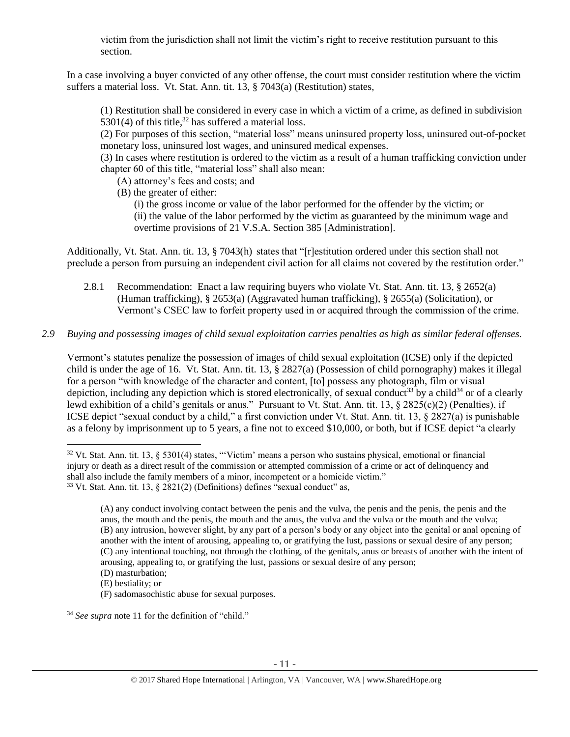victim from the jurisdiction shall not limit the victim's right to receive restitution pursuant to this section.

In a case involving a buyer convicted of any other offense, the court must consider restitution where the victim suffers a material loss. Vt. Stat. Ann. tit. 13, § 7043(a) (Restitution) states,

> (1) Restitution shall be considered in every case in which a victim of a crime, as defined in subdivision 5301(4) of this title,[32] has suffered a material loss.
>
> (2) For purposes of this section, "material loss" means uninsured property loss, uninsured out-of-pocket monetary loss, uninsured lost wages, and uninsured medical expenses.
>
> (3) In cases where restitution is ordered to the victim as a result of a human trafficking conviction under chapter 60 of this title, "material loss" shall also mean:
>
> (A) attorney's fees and costs; and
>
> (B) the greater of either:
>
> (i) the gross income or value of the labor performed for the offender by the victim; or
>
> (ii) the value of the labor performed by the victim as guaranteed by the minimum wage and overtime provisions of 21 V.S.A. Section 385 [Administration].

Additionally, Vt. Stat. Ann. tit. 13, § 7043(h) states that "[r]estitution ordered under this section shall not preclude a person from pursuing an independent civil action for all claims not covered by the restitution order."

2.8.1 Recommendation: Enact a law requiring buyers who violate Vt. Stat. Ann. tit. 13, § 2652(a) (Human trafficking), § 2653(a) (Aggravated human trafficking), § 2655(a) (Solicitation), or Vermont's CSEC law to forfeit property used in or acquired through the commission of the crime.

*2.9 Buying and possessing images of child sexual exploitation carries penalties as high as similar federal offenses.*

Vermont's statutes penalize the possession of images of child sexual exploitation (ICSE) only if the depicted child is under the age of 16. Vt. Stat. Ann. tit. 13, § 2827(a) (Possession of child pornography) makes it illegal for a person "with knowledge of the character and content, [to] possess any photograph, film or visual depiction, including any depiction which is stored electronically, of sexual conduct[33] by a child[34] or of a clearly lewd exhibition of a child's genitals or anus." Pursuant to Vt. Stat. Ann. tit. 13, § 2825(c)(2) (Penalties), if ICSE depict "sexual conduct by a child," a first conviction under Vt. Stat. Ann. tit. 13, § 2827(a) is punishable as a felony by imprisonment up to 5 years, a fine not to exceed $10,000, or both, but if ICSE depict "a clearly

---

[32] Vt. Stat. Ann. tit. 13, § 5301(4) states, "'Victim' means a person who sustains physical, emotional or financial injury or death as a direct result of the commission or attempted commission of a crime or act of delinquency and shall also include the family members of a minor, incompetent or a homicide victim."

[33] Vt. Stat. Ann. tit. 13, § 2821(2) (Definitions) defines "sexual conduct" as,

> (A) any conduct involving contact between the penis and the vulva, the penis and the penis, the penis and the anus, the mouth and the penis, the mouth and the anus, the vulva and the vulva or the mouth and the vulva;
>
> (B) any intrusion, however slight, by any part of a person's body or any object into the genital or anal opening of another with the intent of arousing, appealing to, or gratifying the lust, passions or sexual desire of any person;
>
> (C) any intentional touching, not through the clothing, of the genitals, anus or breasts of another with the intent of arousing, appealing to, or gratifying the lust, passions or sexual desire of any person;
>
> (D) masturbation;
>
> (E) bestiality; or
>
> (F) sadomasochistic abuse for sexual purposes.

[34] *See supra* note 11 for the definition of "child."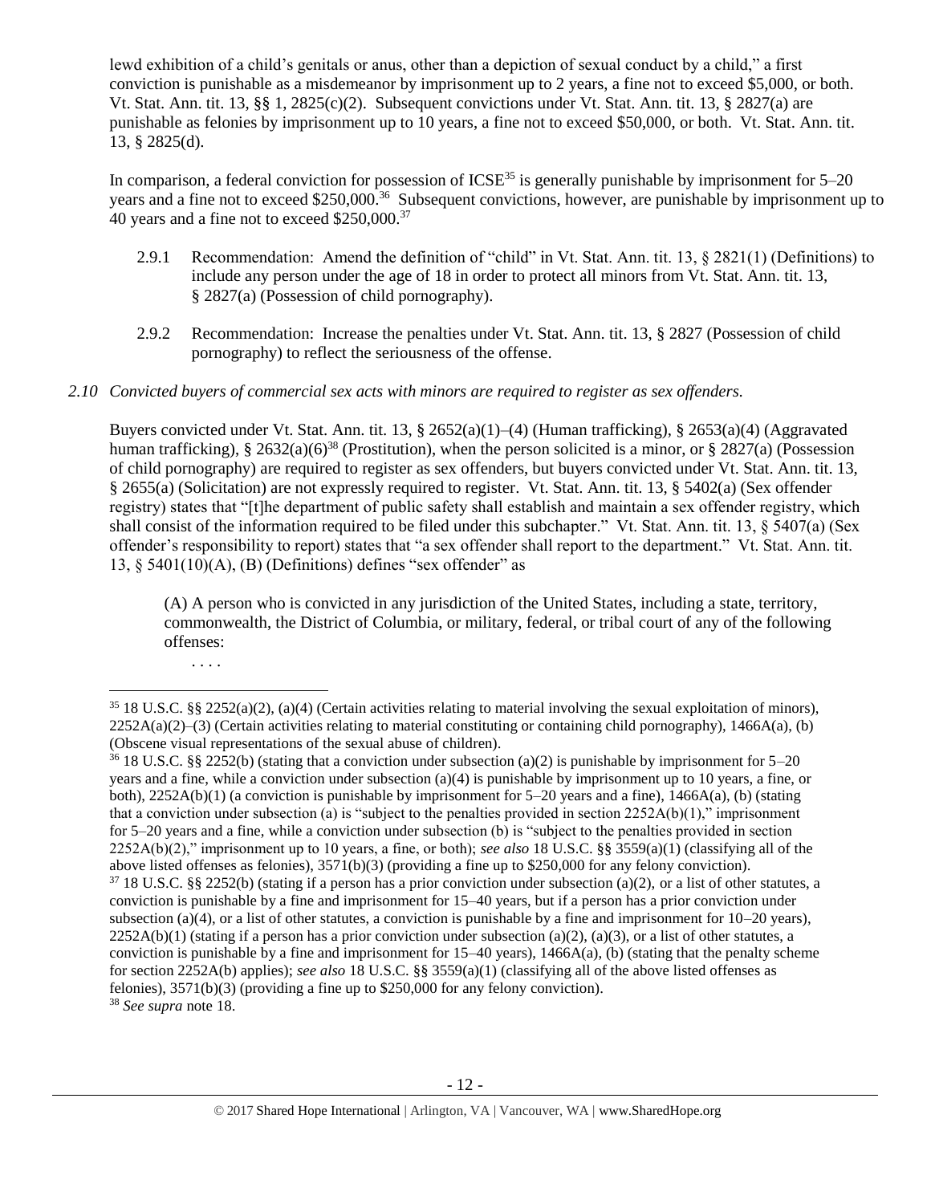lewd exhibition of a child's genitals or anus, other than a depiction of sexual conduct by a child," a first conviction is punishable as a misdemeanor by imprisonment up to 2 years, a fine not to exceed $5,000, or both. Vt. Stat. Ann. tit. 13, §§ 1, 2825(c)(2). Subsequent convictions under Vt. Stat. Ann. tit. 13, § 2827(a) are punishable as felonies by imprisonment up to 10 years, a fine not to exceed $50,000, or both. Vt. Stat. Ann. tit. 13, § 2825(d).

In comparison, a federal conviction for possession of ICSE[35] is generally punishable by imprisonment for 5–20 years and a fine not to exceed $250,000.[36] Subsequent convictions, however, are punishable by imprisonment up to 40 years and a fine not to exceed $250,000.[37]

2.9.1 Recommendation: Amend the definition of "child" in Vt. Stat. Ann. tit. 13, § 2821(1) (Definitions) to include any person under the age of 18 in order to protect all minors from Vt. Stat. Ann. tit. 13, § 2827(a) (Possession of child pornography).

2.9.2 Recommendation: Increase the penalties under Vt. Stat. Ann. tit. 13, § 2827 (Possession of child pornography) to reflect the seriousness of the offense.

*2.10 Convicted buyers of commercial sex acts with minors are required to register as sex offenders.*

Buyers convicted under Vt. Stat. Ann. tit. 13, § 2652(a)(1)–(4) (Human trafficking), § 2653(a)(4) (Aggravated human trafficking), § 2632(a)(6)[38] (Prostitution), when the person solicited is a minor, or § 2827(a) (Possession of child pornography) are required to register as sex offenders, but buyers convicted under Vt. Stat. Ann. tit. 13, § 2655(a) (Solicitation) are not expressly required to register. Vt. Stat. Ann. tit. 13, § 5402(a) (Sex offender registry) states that "[t]he department of public safety shall establish and maintain a sex offender registry, which shall consist of the information required to be filed under this subchapter." Vt. Stat. Ann. tit. 13, § 5407(a) (Sex offender's responsibility to report) states that "a sex offender shall report to the department." Vt. Stat. Ann. tit. 13, § 5401(10)(A), (B) (Definitions) defines "sex offender" as

> (A) A person who is convicted in any jurisdiction of the United States, including a state, territory, commonwealth, the District of Columbia, or military, federal, or tribal court of any of the following offenses:
>
> . . . .

---

[35] 18 U.S.C. §§ 2252(a)(2), (a)(4) (Certain activities relating to material involving the sexual exploitation of minors), 2252A(a)(2)–(3) (Certain activities relating to material constituting or containing child pornography), 1466A(a), (b) (Obscene visual representations of the sexual abuse of children).

[36] 18 U.S.C. §§ 2252(b) (stating that a conviction under subsection (a)(2) is punishable by imprisonment for 5–20 years and a fine, while a conviction under subsection (a)(4) is punishable by imprisonment up to 10 years, a fine, or both), 2252A(b)(1) (a conviction is punishable by imprisonment for 5–20 years and a fine), 1466A(a), (b) (stating that a conviction under subsection (a) is "subject to the penalties provided in section 2252A(b)(1)," imprisonment for 5–20 years and a fine, while a conviction under subsection (b) is "subject to the penalties provided in section 2252A(b)(2)," imprisonment up to 10 years, a fine, or both); *see also* 18 U.S.C. §§ 3559(a)(1) (classifying all of the above listed offenses as felonies), 3571(b)(3) (providing a fine up to $250,000 for any felony conviction).

[37] 18 U.S.C. §§ 2252(b) (stating if a person has a prior conviction under subsection (a)(2), or a list of other statutes, a conviction is punishable by a fine and imprisonment for 15–40 years, but if a person has a prior conviction under subsection (a)(4), or a list of other statutes, a conviction is punishable by a fine and imprisonment for 10–20 years), 2252A(b)(1) (stating if a person has a prior conviction under subsection (a)(2), (a)(3), or a list of other statutes, a conviction is punishable by a fine and imprisonment for 15–40 years), 1466A(a), (b) (stating that the penalty scheme for section 2252A(b) applies); *see also* 18 U.S.C. §§ 3559(a)(1) (classifying all of the above listed offenses as felonies), 3571(b)(3) (providing a fine up to $250,000 for any felony conviction).

[38] *See supra* note 18.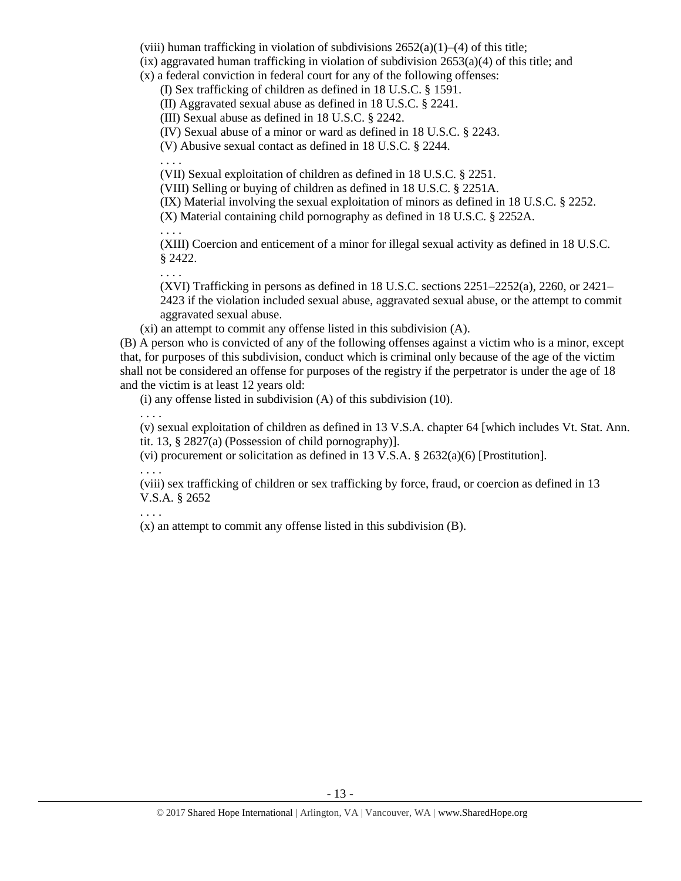(viii) human trafficking in violation of subdivisions 2652(a)(1)–(4) of this title;

(ix) aggravated human trafficking in violation of subdivision 2653(a)(4) of this title; and

(x) a federal conviction in federal court for any of the following offenses:

(I) Sex trafficking of children as defined in 18 U.S.C. § 1591.

(II) Aggravated sexual abuse as defined in 18 U.S.C. § 2241.

(III) Sexual abuse as defined in 18 U.S.C. § 2242.

(IV) Sexual abuse of a minor or ward as defined in 18 U.S.C. § 2243.

(V) Abusive sexual contact as defined in 18 U.S.C. § 2244.

. . . .

(VII) Sexual exploitation of children as defined in 18 U.S.C. § 2251.

(VIII) Selling or buying of children as defined in 18 U.S.C. § 2251A.

(IX) Material involving the sexual exploitation of minors as defined in 18 U.S.C. § 2252.

(X) Material containing child pornography as defined in 18 U.S.C. § 2252A.

. . . .

(XIII) Coercion and enticement of a minor for illegal sexual activity as defined in 18 U.S.C. § 2422.

. . . .

(XVI) Trafficking in persons as defined in 18 U.S.C. sections 2251–2252(a), 2260, or 2421–2423 if the violation included sexual abuse, aggravated sexual abuse, or the attempt to commit aggravated sexual abuse.

(xi) an attempt to commit any offense listed in this subdivision (A).

(B) A person who is convicted of any of the following offenses against a victim who is a minor, except that, for purposes of this subdivision, conduct which is criminal only because of the age of the victim shall not be considered an offense for purposes of the registry if the perpetrator is under the age of 18 and the victim is at least 12 years old:

(i) any offense listed in subdivision (A) of this subdivision (10).

. . . .

(v) sexual exploitation of children as defined in 13 V.S.A. chapter 64 [which includes Vt. Stat. Ann. tit. 13, § 2827(a) (Possession of child pornography)].

(vi) procurement or solicitation as defined in 13 V.S.A. § 2632(a)(6) [Prostitution].

. . . .

(viii) sex trafficking of children or sex trafficking by force, fraud, or coercion as defined in 13 V.S.A. § 2652

. . . .

(x) an attempt to commit any offense listed in this subdivision (B).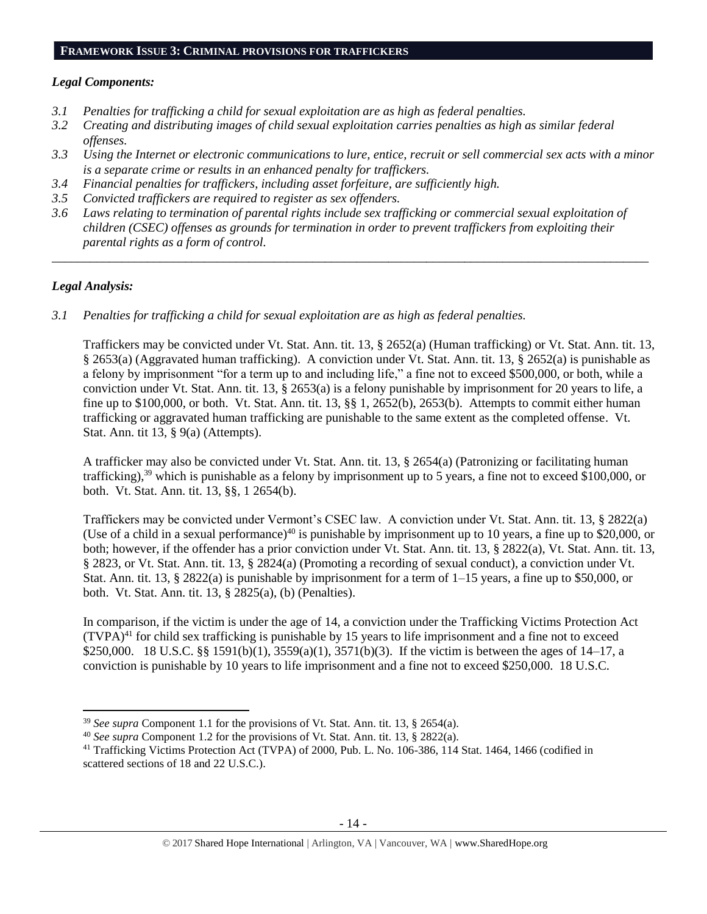## FRAMEWORK ISSUE 3: CRIMINAL PROVISIONS FOR TRAFFICKERS

### *Legal Components:*

*3.1 Penalties for trafficking a child for sexual exploitation are as high as federal penalties.*

*3.2 Creating and distributing images of child sexual exploitation carries penalties as high as similar federal offenses.*

*3.3 Using the Internet or electronic communications to lure, entice, recruit or sell commercial sex acts with a minor is a separate crime or results in an enhanced penalty for traffickers.*

*3.4 Financial penalties for traffickers, including asset forfeiture, are sufficiently high.*

*3.5 Convicted traffickers are required to register as sex offenders.*

*3.6 Laws relating to termination of parental rights include sex trafficking or commercial sexual exploitation of children (CSEC) offenses as grounds for termination in order to prevent traffickers from exploiting their parental rights as a form of control.*

---

### *Legal Analysis:*

*3.1 Penalties for trafficking a child for sexual exploitation are as high as federal penalties.*

Traffickers may be convicted under Vt. Stat. Ann. tit. 13, § 2652(a) (Human trafficking) or Vt. Stat. Ann. tit. 13, § 2653(a) (Aggravated human trafficking). A conviction under Vt. Stat. Ann. tit. 13, § 2652(a) is punishable as a felony by imprisonment "for a term up to and including life," a fine not to exceed $500,000, or both, while a conviction under Vt. Stat. Ann. tit. 13, § 2653(a) is a felony punishable by imprisonment for 20 years to life, a fine up to $100,000, or both. Vt. Stat. Ann. tit. 13, §§ 1, 2652(b), 2653(b). Attempts to commit either human trafficking or aggravated human trafficking are punishable to the same extent as the completed offense. Vt. Stat. Ann. tit 13, § 9(a) (Attempts).

A trafficker may also be convicted under Vt. Stat. Ann. tit. 13, § 2654(a) (Patronizing or facilitating human trafficking),[39] which is punishable as a felony by imprisonment up to 5 years, a fine not to exceed $100,000, or both. Vt. Stat. Ann. tit. 13, §§, 1 2654(b).

Traffickers may be convicted under Vermont's CSEC law. A conviction under Vt. Stat. Ann. tit. 13, § 2822(a) (Use of a child in a sexual performance)[40] is punishable by imprisonment up to 10 years, a fine up to $20,000, or both; however, if the offender has a prior conviction under Vt. Stat. Ann. tit. 13, § 2822(a), Vt. Stat. Ann. tit. 13, § 2823, or Vt. Stat. Ann. tit. 13, § 2824(a) (Promoting a recording of sexual conduct), a conviction under Vt. Stat. Ann. tit. 13, § 2822(a) is punishable by imprisonment for a term of 1–15 years, a fine up to $50,000, or both. Vt. Stat. Ann. tit. 13, § 2825(a), (b) (Penalties).

In comparison, if the victim is under the age of 14, a conviction under the Trafficking Victims Protection Act (TVPA)[41] for child sex trafficking is punishable by 15 years to life imprisonment and a fine not to exceed $250,000. 18 U.S.C. §§ 1591(b)(1), 3559(a)(1), 3571(b)(3). If the victim is between the ages of 14–17, a conviction is punishable by 10 years to life imprisonment and a fine not to exceed $250,000. 18 U.S.C.

---

[39] *See supra* Component 1.1 for the provisions of Vt. Stat. Ann. tit. 13, § 2654(a).

[40] *See supra* Component 1.2 for the provisions of Vt. Stat. Ann. tit. 13, § 2822(a).

[41] Trafficking Victims Protection Act (TVPA) of 2000, Pub. L. No. 106-386, 114 Stat. 1464, 1466 (codified in scattered sections of 18 and 22 U.S.C.).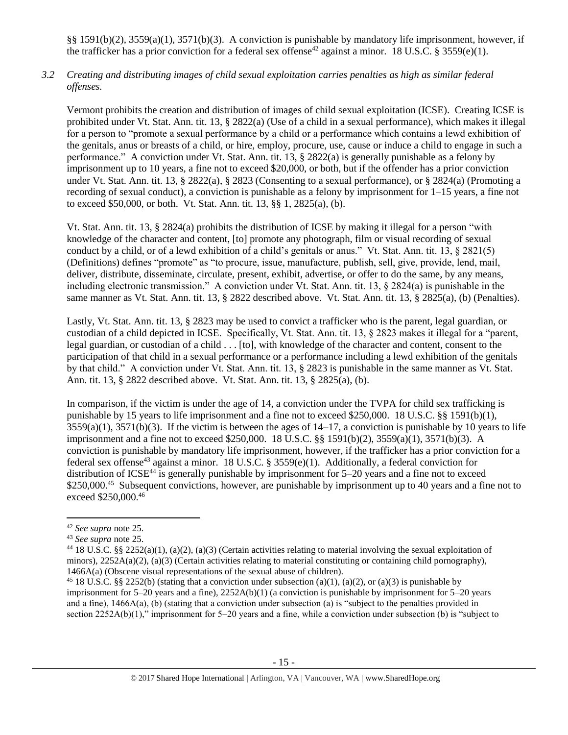§§ 1591(b)(2), 3559(a)(1), 3571(b)(3). A conviction is punishable by mandatory life imprisonment, however, if the trafficker has a prior conviction for a federal sex offense[42] against a minor. 18 U.S.C. § 3559(e)(1).

*3.2 Creating and distributing images of child sexual exploitation carries penalties as high as similar federal offenses.*

Vermont prohibits the creation and distribution of images of child sexual exploitation (ICSE). Creating ICSE is prohibited under Vt. Stat. Ann. tit. 13, § 2822(a) (Use of a child in a sexual performance), which makes it illegal for a person to "promote a sexual performance by a child or a performance which contains a lewd exhibition of the genitals, anus or breasts of a child, or hire, employ, procure, use, cause or induce a child to engage in such a performance." A conviction under Vt. Stat. Ann. tit. 13, § 2822(a) is generally punishable as a felony by imprisonment up to 10 years, a fine not to exceed $20,000, or both, but if the offender has a prior conviction under Vt. Stat. Ann. tit. 13, § 2822(a), § 2823 (Consenting to a sexual performance), or § 2824(a) (Promoting a recording of sexual conduct), a conviction is punishable as a felony by imprisonment for 1–15 years, a fine not to exceed $50,000, or both. Vt. Stat. Ann. tit. 13, §§ 1, 2825(a), (b).

Vt. Stat. Ann. tit. 13, § 2824(a) prohibits the distribution of ICSE by making it illegal for a person "with knowledge of the character and content, [to] promote any photograph, film or visual recording of sexual conduct by a child, or of a lewd exhibition of a child's genitals or anus." Vt. Stat. Ann. tit. 13, § 2821(5) (Definitions) defines "promote" as "to procure, issue, manufacture, publish, sell, give, provide, lend, mail, deliver, distribute, disseminate, circulate, present, exhibit, advertise, or offer to do the same, by any means, including electronic transmission." A conviction under Vt. Stat. Ann. tit. 13, § 2824(a) is punishable in the same manner as Vt. Stat. Ann. tit. 13, § 2822 described above. Vt. Stat. Ann. tit. 13, § 2825(a), (b) (Penalties).

Lastly, Vt. Stat. Ann. tit. 13, § 2823 may be used to convict a trafficker who is the parent, legal guardian, or custodian of a child depicted in ICSE. Specifically, Vt. Stat. Ann. tit. 13, § 2823 makes it illegal for a "parent, legal guardian, or custodian of a child . . . [to], with knowledge of the character and content, consent to the participation of that child in a sexual performance or a performance including a lewd exhibition of the genitals by that child." A conviction under Vt. Stat. Ann. tit. 13, § 2823 is punishable in the same manner as Vt. Stat. Ann. tit. 13, § 2822 described above. Vt. Stat. Ann. tit. 13, § 2825(a), (b).

In comparison, if the victim is under the age of 14, a conviction under the TVPA for child sex trafficking is punishable by 15 years to life imprisonment and a fine not to exceed $250,000. 18 U.S.C. §§ 1591(b)(1), 3559(a)(1), 3571(b)(3). If the victim is between the ages of 14–17, a conviction is punishable by 10 years to life imprisonment and a fine not to exceed $250,000. 18 U.S.C. §§ 1591(b)(2), 3559(a)(1), 3571(b)(3). A conviction is punishable by mandatory life imprisonment, however, if the trafficker has a prior conviction for a federal sex offense[43] against a minor. 18 U.S.C. § 3559(e)(1). Additionally, a federal conviction for distribution of ICSE[44] is generally punishable by imprisonment for 5–20 years and a fine not to exceed $250,000.[45] Subsequent convictions, however, are punishable by imprisonment up to 40 years and a fine not to exceed $250,000.[46]

---

[42] *See supra* note 25.

[43] *See supra* note 25.

[44] 18 U.S.C. §§ 2252(a)(1), (a)(2), (a)(3) (Certain activities relating to material involving the sexual exploitation of minors), 2252A(a)(2), (a)(3) (Certain activities relating to material constituting or containing child pornography), 1466A(a) (Obscene visual representations of the sexual abuse of children).

[45] 18 U.S.C. §§ 2252(b) (stating that a conviction under subsection (a)(1), (a)(2), or (a)(3) is punishable by imprisonment for 5–20 years and a fine), 2252A(b)(1) (a conviction is punishable by imprisonment for 5–20 years and a fine), 1466A(a), (b) (stating that a conviction under subsection (a) is "subject to the penalties provided in section 2252A(b)(1)," imprisonment for 5–20 years and a fine, while a conviction under subsection (b) is "subject to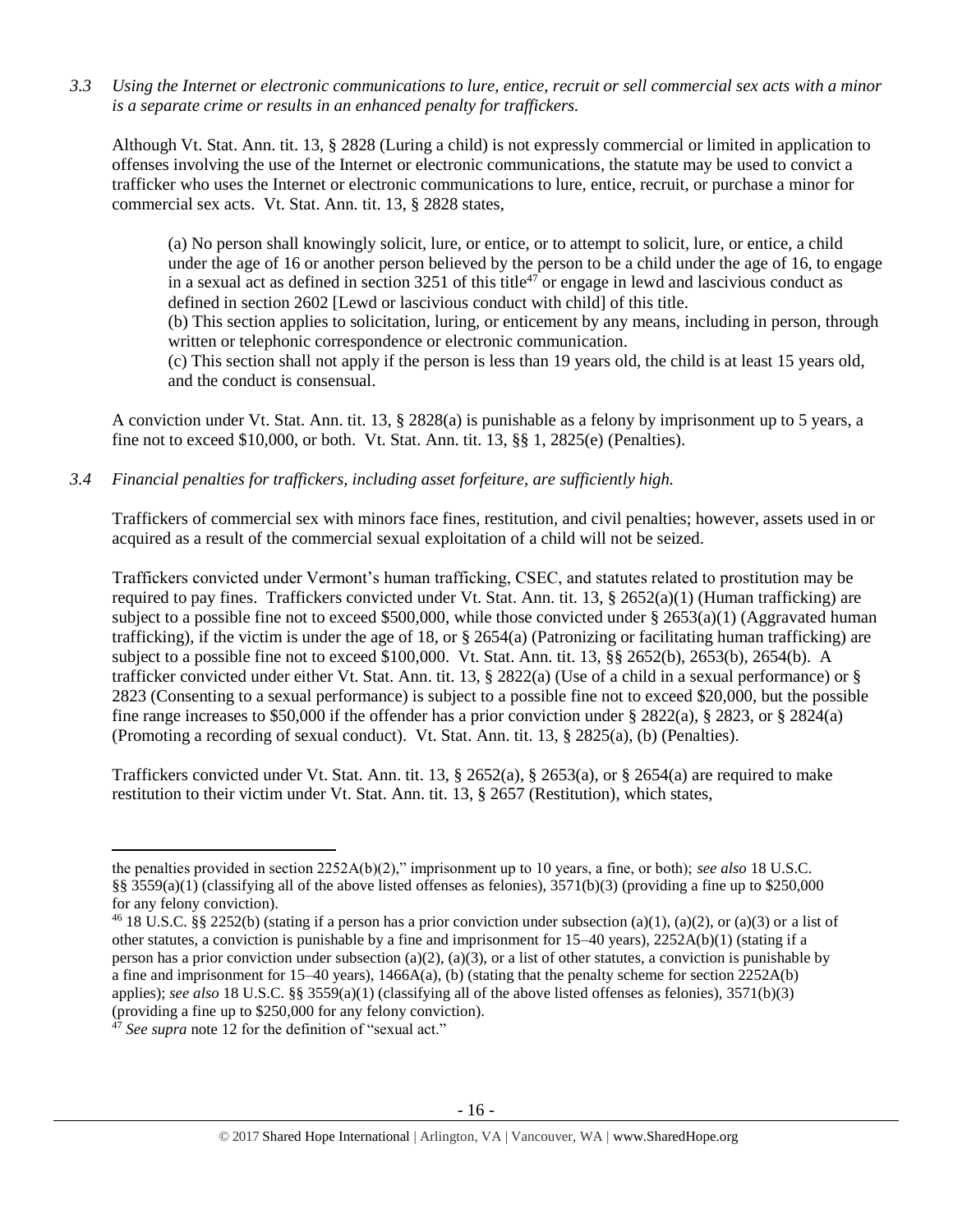*3.3 Using the Internet or electronic communications to lure, entice, recruit or sell commercial sex acts with a minor is a separate crime or results in an enhanced penalty for traffickers.*

Although Vt. Stat. Ann. tit. 13, § 2828 (Luring a child) is not expressly commercial or limited in application to offenses involving the use of the Internet or electronic communications, the statute may be used to convict a trafficker who uses the Internet or electronic communications to lure, entice, recruit, or purchase a minor for commercial sex acts. Vt. Stat. Ann. tit. 13, § 2828 states,

> (a) No person shall knowingly solicit, lure, or entice, or to attempt to solicit, lure, or entice, a child under the age of 16 or another person believed by the person to be a child under the age of 16, to engage in a sexual act as defined in section 3251 of this title[47] or engage in lewd and lascivious conduct as defined in section 2602 [Lewd or lascivious conduct with child] of this title.
>
> (b) This section applies to solicitation, luring, or enticement by any means, including in person, through written or telephonic correspondence or electronic communication.
>
> (c) This section shall not apply if the person is less than 19 years old, the child is at least 15 years old, and the conduct is consensual.

A conviction under Vt. Stat. Ann. tit. 13, § 2828(a) is punishable as a felony by imprisonment up to 5 years, a fine not to exceed $10,000, or both. Vt. Stat. Ann. tit. 13, §§ 1, 2825(e) (Penalties).

*3.4 Financial penalties for traffickers, including asset forfeiture, are sufficiently high.*

Traffickers of commercial sex with minors face fines, restitution, and civil penalties; however, assets used in or acquired as a result of the commercial sexual exploitation of a child will not be seized.

Traffickers convicted under Vermont's human trafficking, CSEC, and statutes related to prostitution may be required to pay fines. Traffickers convicted under Vt. Stat. Ann. tit. 13, § 2652(a)(1) (Human trafficking) are subject to a possible fine not to exceed $500,000, while those convicted under § 2653(a)(1) (Aggravated human trafficking), if the victim is under the age of 18, or § 2654(a) (Patronizing or facilitating human trafficking) are subject to a possible fine not to exceed $100,000. Vt. Stat. Ann. tit. 13, §§ 2652(b), 2653(b), 2654(b). A trafficker convicted under either Vt. Stat. Ann. tit. 13, § 2822(a) (Use of a child in a sexual performance) or § 2823 (Consenting to a sexual performance) is subject to a possible fine not to exceed $20,000, but the possible fine range increases to $50,000 if the offender has a prior conviction under § 2822(a), § 2823, or § 2824(a) (Promoting a recording of sexual conduct). Vt. Stat. Ann. tit. 13, § 2825(a), (b) (Penalties).

Traffickers convicted under Vt. Stat. Ann. tit. 13, § 2652(a), § 2653(a), or § 2654(a) are required to make restitution to their victim under Vt. Stat. Ann. tit. 13, § 2657 (Restitution), which states,

---

the penalties provided in section 2252A(b)(2)," imprisonment up to 10 years, a fine, or both); *see also* 18 U.S.C. §§ 3559(a)(1) (classifying all of the above listed offenses as felonies), 3571(b)(3) (providing a fine up to $250,000 for any felony conviction).

[46] 18 U.S.C. §§ 2252(b) (stating if a person has a prior conviction under subsection (a)(1), (a)(2), or (a)(3) or a list of other statutes, a conviction is punishable by a fine and imprisonment for 15–40 years), 2252A(b)(1) (stating if a person has a prior conviction under subsection (a)(2), (a)(3), or a list of other statutes, a conviction is punishable by a fine and imprisonment for 15–40 years), 1466A(a), (b) (stating that the penalty scheme for section 2252A(b) applies); *see also* 18 U.S.C. §§ 3559(a)(1) (classifying all of the above listed offenses as felonies), 3571(b)(3) (providing a fine up to $250,000 for any felony conviction).

[47] *See supra* note 12 for the definition of "sexual act."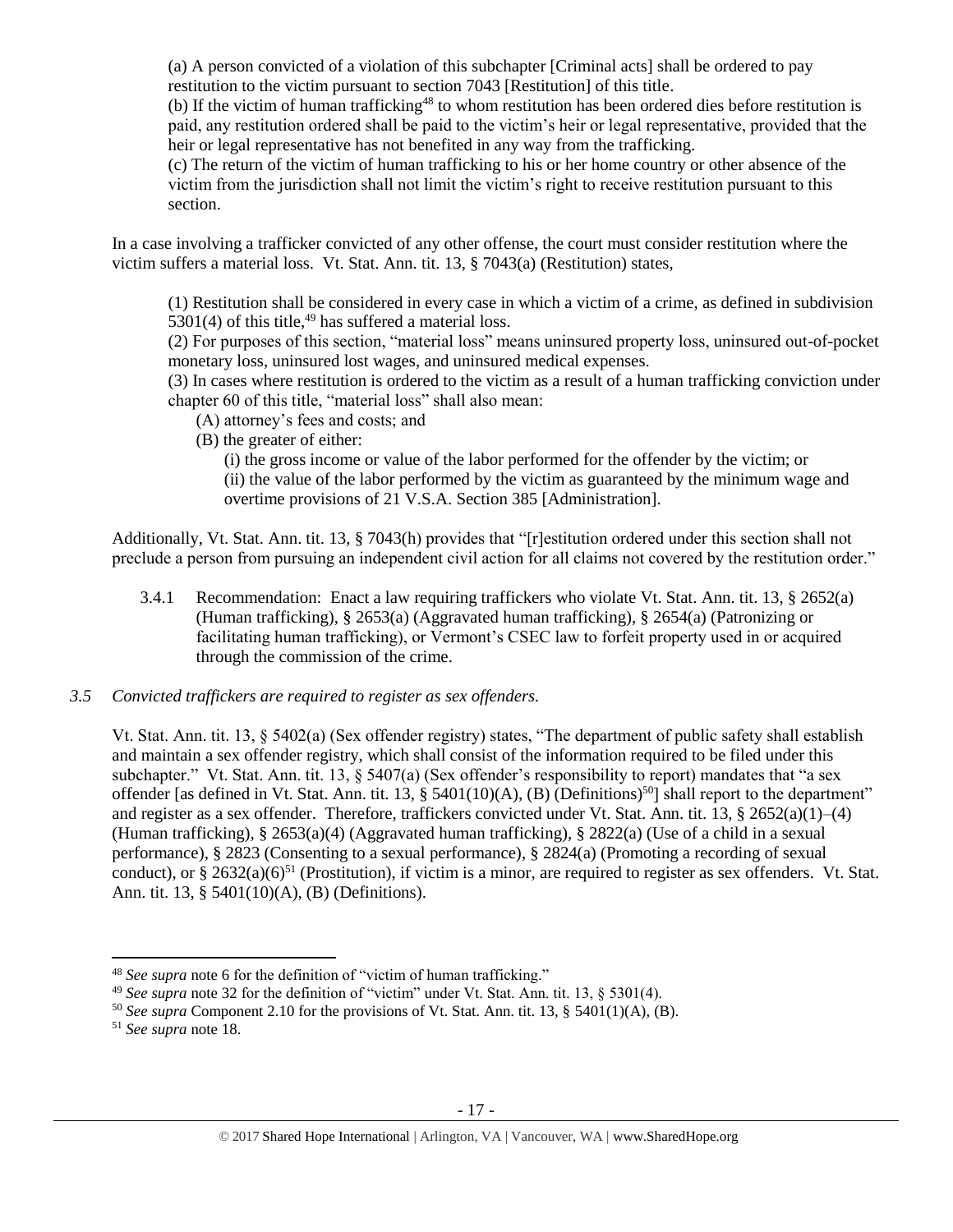(a) A person convicted of a violation of this subchapter [Criminal acts] shall be ordered to pay restitution to the victim pursuant to section 7043 [Restitution] of this title.

(b) If the victim of human trafficking[48] to whom restitution has been ordered dies before restitution is paid, any restitution ordered shall be paid to the victim's heir or legal representative, provided that the heir or legal representative has not benefited in any way from the trafficking.

(c) The return of the victim of human trafficking to his or her home country or other absence of the victim from the jurisdiction shall not limit the victim's right to receive restitution pursuant to this section.

In a case involving a trafficker convicted of any other offense, the court must consider restitution where the victim suffers a material loss. Vt. Stat. Ann. tit. 13, § 7043(a) (Restitution) states,

(1) Restitution shall be considered in every case in which a victim of a crime, as defined in subdivision 5301(4) of this title,[49] has suffered a material loss.

(2) For purposes of this section, "material loss" means uninsured property loss, uninsured out-of-pocket monetary loss, uninsured lost wages, and uninsured medical expenses.

(3) In cases where restitution is ordered to the victim as a result of a human trafficking conviction under chapter 60 of this title, "material loss" shall also mean:

(A) attorney's fees and costs; and

(B) the greater of either:

(i) the gross income or value of the labor performed for the offender by the victim; or

(ii) the value of the labor performed by the victim as guaranteed by the minimum wage and overtime provisions of 21 V.S.A. Section 385 [Administration].

Additionally, Vt. Stat. Ann. tit. 13, § 7043(h) provides that "[r]estitution ordered under this section shall not preclude a person from pursuing an independent civil action for all claims not covered by the restitution order."

3.4.1 Recommendation: Enact a law requiring traffickers who violate Vt. Stat. Ann. tit. 13, § 2652(a) (Human trafficking), § 2653(a) (Aggravated human trafficking), § 2654(a) (Patronizing or facilitating human trafficking), or Vermont's CSEC law to forfeit property used in or acquired through the commission of the crime.

*3.5 Convicted traffickers are required to register as sex offenders.*

Vt. Stat. Ann. tit. 13, § 5402(a) (Sex offender registry) states, "The department of public safety shall establish and maintain a sex offender registry, which shall consist of the information required to be filed under this subchapter." Vt. Stat. Ann. tit. 13, § 5407(a) (Sex offender's responsibility to report) mandates that "a sex offender [as defined in Vt. Stat. Ann. tit. 13, § 5401(10)(A), (B) (Definitions)[50]] shall report to the department" and register as a sex offender. Therefore, traffickers convicted under Vt. Stat. Ann. tit. 13, § 2652(a)(1)–(4) (Human trafficking), § 2653(a)(4) (Aggravated human trafficking), § 2822(a) (Use of a child in a sexual performance), § 2823 (Consenting to a sexual performance), § 2824(a) (Promoting a recording of sexual conduct), or § 2632(a)(6)[51] (Prostitution), if victim is a minor, are required to register as sex offenders. Vt. Stat. Ann. tit. 13, § 5401(10)(A), (B) (Definitions).

---

[48] *See supra* note 6 for the definition of "victim of human trafficking."

[49] *See supra* note 32 for the definition of "victim" under Vt. Stat. Ann. tit. 13, § 5301(4).

[50] *See supra* Component 2.10 for the provisions of Vt. Stat. Ann. tit. 13, § 5401(1)(A), (B).

[51] *See supra* note 18.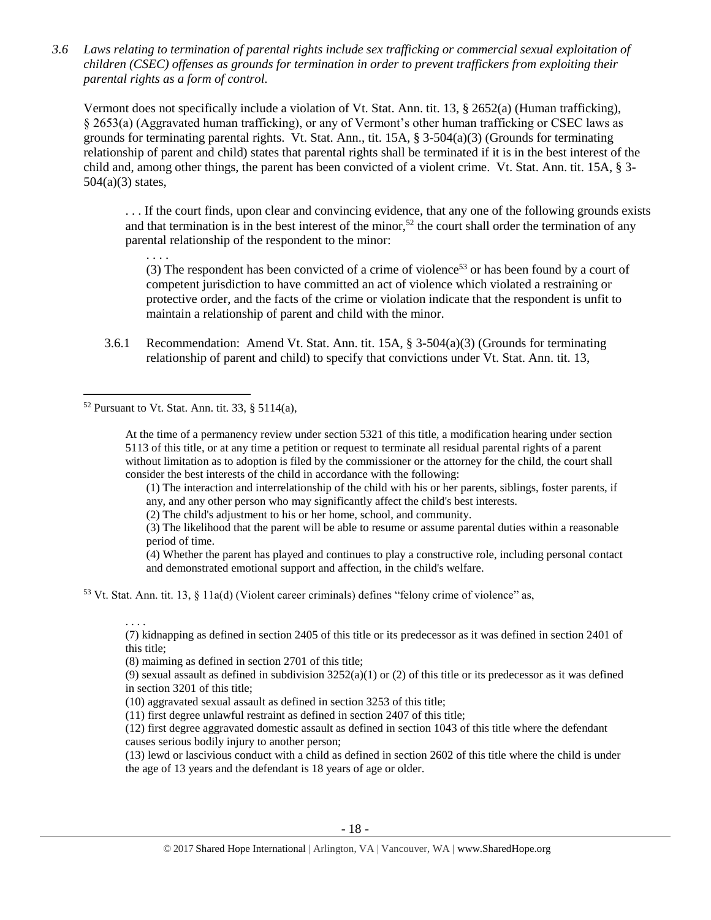*3.6 Laws relating to termination of parental rights include sex trafficking or commercial sexual exploitation of children (CSEC) offenses as grounds for termination in order to prevent traffickers from exploiting their parental rights as a form of control.*

Vermont does not specifically include a violation of Vt. Stat. Ann. tit. 13, § 2652(a) (Human trafficking), § 2653(a) (Aggravated human trafficking), or any of Vermont's other human trafficking or CSEC laws as grounds for terminating parental rights. Vt. Stat. Ann., tit. 15A, § 3-504(a)(3) (Grounds for terminating relationship of parent and child) states that parental rights shall be terminated if it is in the best interest of the child and, among other things, the parent has been convicted of a violent crime. Vt. Stat. Ann. tit. 15A, § 3-504(a)(3) states,

> . . . If the court finds, upon clear and convincing evidence, that any one of the following grounds exists and that termination is in the best interest of the minor,[52] the court shall order the termination of any parental relationship of the respondent to the minor:
>
> . . . .
>
> (3) The respondent has been convicted of a crime of violence[53] or has been found by a court of competent jurisdiction to have committed an act of violence which violated a restraining or protective order, and the facts of the crime or violation indicate that the respondent is unfit to maintain a relationship of parent and child with the minor.

3.6.1 Recommendation: Amend Vt. Stat. Ann. tit. 15A, § 3-504(a)(3) (Grounds for terminating relationship of parent and child) to specify that convictions under Vt. Stat. Ann. tit. 13,

---

[52] Pursuant to Vt. Stat. Ann. tit. 33, § 5114(a),

> At the time of a permanency review under section 5321 of this title, a modification hearing under section 5113 of this title, or at any time a petition or request to terminate all residual parental rights of a parent without limitation as to adoption is filed by the commissioner or the attorney for the child, the court shall consider the best interests of the child in accordance with the following:
>
> (1) The interaction and interrelationship of the child with his or her parents, siblings, foster parents, if any, and any other person who may significantly affect the child's best interests.
>
> (2) The child's adjustment to his or her home, school, and community.
>
> (3) The likelihood that the parent will be able to resume or assume parental duties within a reasonable period of time.
>
> (4) Whether the parent has played and continues to play a constructive role, including personal contact and demonstrated emotional support and affection, in the child's welfare.

[53] Vt. Stat. Ann. tit. 13, § 11a(d) (Violent career criminals) defines "felony crime of violence" as,

> . . . .
>
> (7) kidnapping as defined in section 2405 of this title or its predecessor as it was defined in section 2401 of this title;
>
> (8) maiming as defined in section 2701 of this title;
>
> (9) sexual assault as defined in subdivision 3252(a)(1) or (2) of this title or its predecessor as it was defined in section 3201 of this title;
>
> (10) aggravated sexual assault as defined in section 3253 of this title;
>
> (11) first degree unlawful restraint as defined in section 2407 of this title;
>
> (12) first degree aggravated domestic assault as defined in section 1043 of this title where the defendant causes serious bodily injury to another person;
>
> (13) lewd or lascivious conduct with a child as defined in section 2602 of this title where the child is under the age of 13 years and the defendant is 18 years of age or older.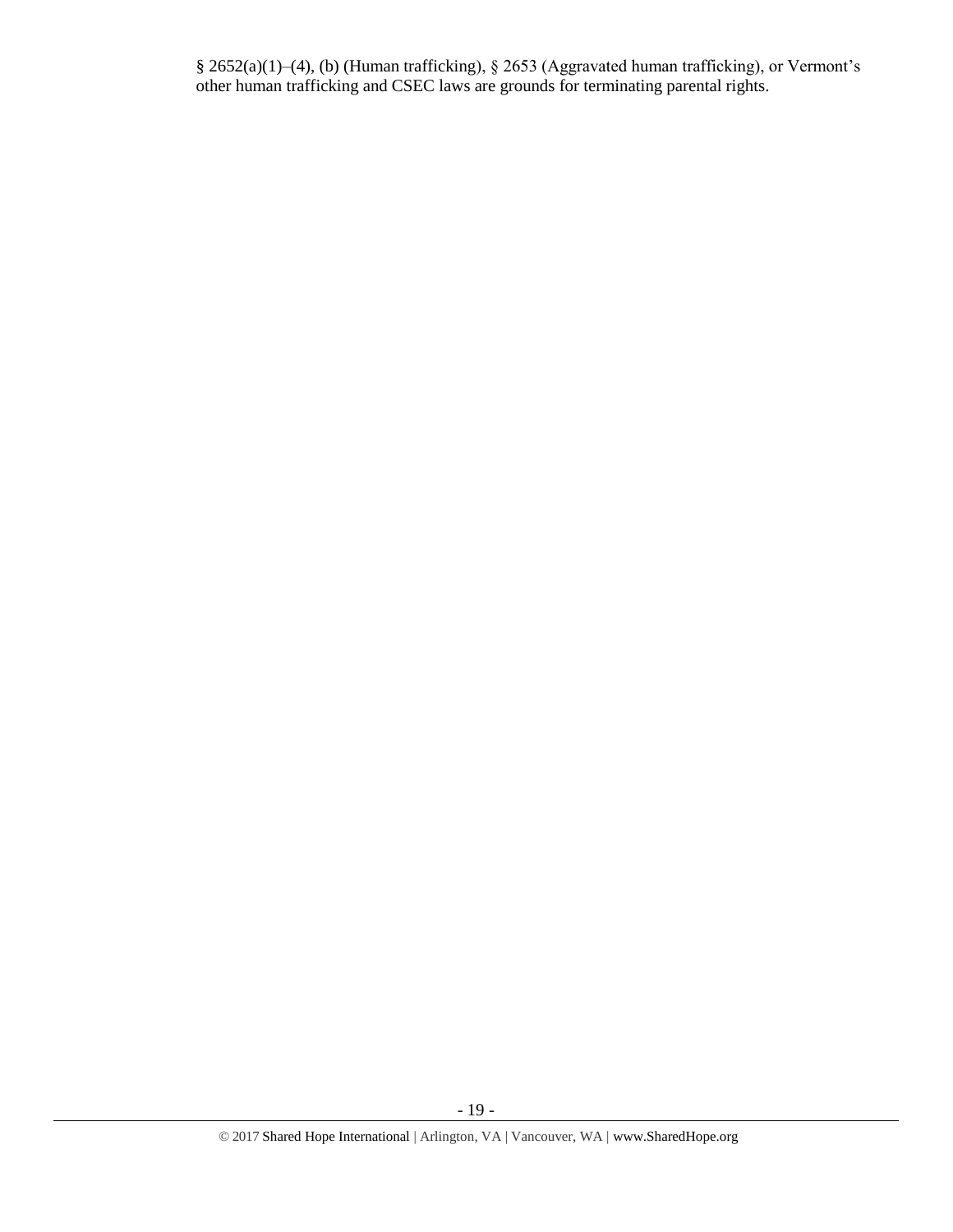§ 2652(a)(1)–(4), (b) (Human trafficking), § 2653 (Aggravated human trafficking), or Vermont's other human trafficking and CSEC laws are grounds for terminating parental rights.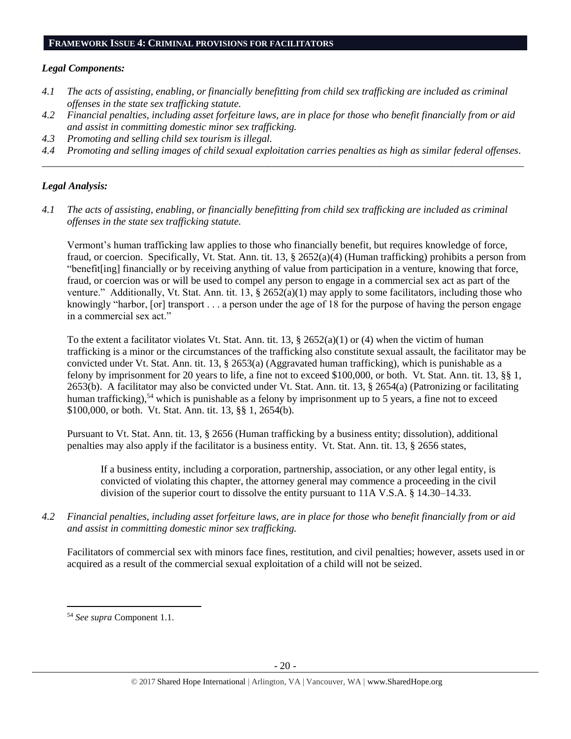## FRAMEWORK ISSUE 4: CRIMINAL PROVISIONS FOR FACILITATORS

### *Legal Components:*

*4.1 The acts of assisting, enabling, or financially benefitting from child sex trafficking are included as criminal offenses in the state sex trafficking statute.*

*4.2 Financial penalties, including asset forfeiture laws, are in place for those who benefit financially from or aid and assist in committing domestic minor sex trafficking.*

*4.3 Promoting and selling child sex tourism is illegal.*

*4.4 Promoting and selling images of child sexual exploitation carries penalties as high as similar federal offenses.*

---

### *Legal Analysis:*

*4.1 The acts of assisting, enabling, or financially benefitting from child sex trafficking are included as criminal offenses in the state sex trafficking statute.*

Vermont's human trafficking law applies to those who financially benefit, but requires knowledge of force, fraud, or coercion. Specifically, Vt. Stat. Ann. tit. 13, § 2652(a)(4) (Human trafficking) prohibits a person from "benefit[ing] financially or by receiving anything of value from participation in a venture, knowing that force, fraud, or coercion was or will be used to compel any person to engage in a commercial sex act as part of the venture." Additionally, Vt. Stat. Ann. tit. 13, § 2652(a)(1) may apply to some facilitators, including those who knowingly "harbor, [or] transport . . . a person under the age of 18 for the purpose of having the person engage in a commercial sex act."

To the extent a facilitator violates Vt. Stat. Ann. tit. 13, § 2652(a)(1) or (4) when the victim of human trafficking is a minor or the circumstances of the trafficking also constitute sexual assault, the facilitator may be convicted under Vt. Stat. Ann. tit. 13, § 2653(a) (Aggravated human trafficking), which is punishable as a felony by imprisonment for 20 years to life, a fine not to exceed $100,000, or both. Vt. Stat. Ann. tit. 13, §§ 1, 2653(b). A facilitator may also be convicted under Vt. Stat. Ann. tit. 13, § 2654(a) (Patronizing or facilitating human trafficking),[54] which is punishable as a felony by imprisonment up to 5 years, a fine not to exceed $100,000, or both. Vt. Stat. Ann. tit. 13, §§ 1, 2654(b).

Pursuant to Vt. Stat. Ann. tit. 13, § 2656 (Human trafficking by a business entity; dissolution), additional penalties may also apply if the facilitator is a business entity. Vt. Stat. Ann. tit. 13, § 2656 states,

> If a business entity, including a corporation, partnership, association, or any other legal entity, is convicted of violating this chapter, the attorney general may commence a proceeding in the civil division of the superior court to dissolve the entity pursuant to 11A V.S.A. § 14.30–14.33.

*4.2 Financial penalties, including asset forfeiture laws, are in place for those who benefit financially from or aid and assist in committing domestic minor sex trafficking.*

Facilitators of commercial sex with minors face fines, restitution, and civil penalties; however, assets used in or acquired as a result of the commercial sexual exploitation of a child will not be seized.

---

[54] *See supra* Component 1.1.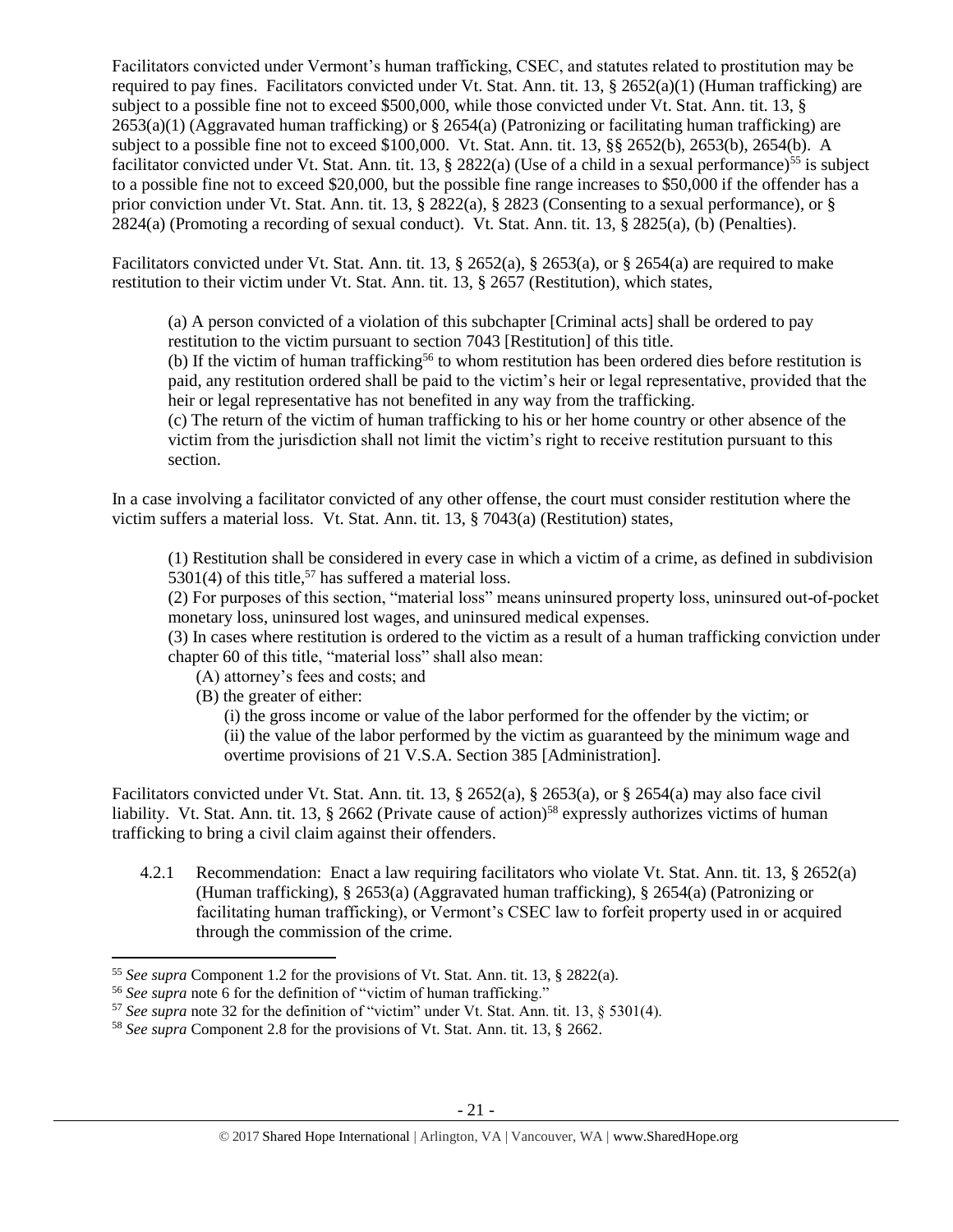Facilitators convicted under Vermont's human trafficking, CSEC, and statutes related to prostitution may be required to pay fines. Facilitators convicted under Vt. Stat. Ann. tit. 13, § 2652(a)(1) (Human trafficking) are subject to a possible fine not to exceed $500,000, while those convicted under Vt. Stat. Ann. tit. 13, § 2653(a)(1) (Aggravated human trafficking) or § 2654(a) (Patronizing or facilitating human trafficking) are subject to a possible fine not to exceed $100,000. Vt. Stat. Ann. tit. 13, §§ 2652(b), 2653(b), 2654(b). A facilitator convicted under Vt. Stat. Ann. tit. 13, § 2822(a) (Use of a child in a sexual performance)[55] is subject to a possible fine not to exceed $20,000, but the possible fine range increases to $50,000 if the offender has a prior conviction under Vt. Stat. Ann. tit. 13, § 2822(a), § 2823 (Consenting to a sexual performance), or § 2824(a) (Promoting a recording of sexual conduct). Vt. Stat. Ann. tit. 13, § 2825(a), (b) (Penalties).

Facilitators convicted under Vt. Stat. Ann. tit. 13, § 2652(a), § 2653(a), or § 2654(a) are required to make restitution to their victim under Vt. Stat. Ann. tit. 13, § 2657 (Restitution), which states,

> (a) A person convicted of a violation of this subchapter [Criminal acts] shall be ordered to pay restitution to the victim pursuant to section 7043 [Restitution] of this title.
> (b) If the victim of human trafficking[56] to whom restitution has been ordered dies before restitution is paid, any restitution ordered shall be paid to the victim's heir or legal representative, provided that the heir or legal representative has not benefited in any way from the trafficking.
> (c) The return of the victim of human trafficking to his or her home country or other absence of the victim from the jurisdiction shall not limit the victim's right to receive restitution pursuant to this section.

In a case involving a facilitator convicted of any other offense, the court must consider restitution where the victim suffers a material loss. Vt. Stat. Ann. tit. 13, § 7043(a) (Restitution) states,

> (1) Restitution shall be considered in every case in which a victim of a crime, as defined in subdivision 5301(4) of this title,[57] has suffered a material loss.
> (2) For purposes of this section, "material loss" means uninsured property loss, uninsured out-of-pocket monetary loss, uninsured lost wages, and uninsured medical expenses.
> (3) In cases where restitution is ordered to the victim as a result of a human trafficking conviction under chapter 60 of this title, "material loss" shall also mean:
> (A) attorney's fees and costs; and
> (B) the greater of either:
> (i) the gross income or value of the labor performed for the offender by the victim; or
> (ii) the value of the labor performed by the victim as guaranteed by the minimum wage and overtime provisions of 21 V.S.A. Section 385 [Administration].

Facilitators convicted under Vt. Stat. Ann. tit. 13, § 2652(a), § 2653(a), or § 2654(a) may also face civil liability. Vt. Stat. Ann. tit. 13, § 2662 (Private cause of action)[58] expressly authorizes victims of human trafficking to bring a civil claim against their offenders.

4.2.1 Recommendation: Enact a law requiring facilitators who violate Vt. Stat. Ann. tit. 13, § 2652(a) (Human trafficking), § 2653(a) (Aggravated human trafficking), § 2654(a) (Patronizing or facilitating human trafficking), or Vermont's CSEC law to forfeit property used in or acquired through the commission of the crime.

---

[55] *See supra* Component 1.2 for the provisions of Vt. Stat. Ann. tit. 13, § 2822(a).
[56] *See supra* note 6 for the definition of "victim of human trafficking."
[57] *See supra* note 32 for the definition of "victim" under Vt. Stat. Ann. tit. 13, § 5301(4).
[58] *See supra* Component 2.8 for the provisions of Vt. Stat. Ann. tit. 13, § 2662.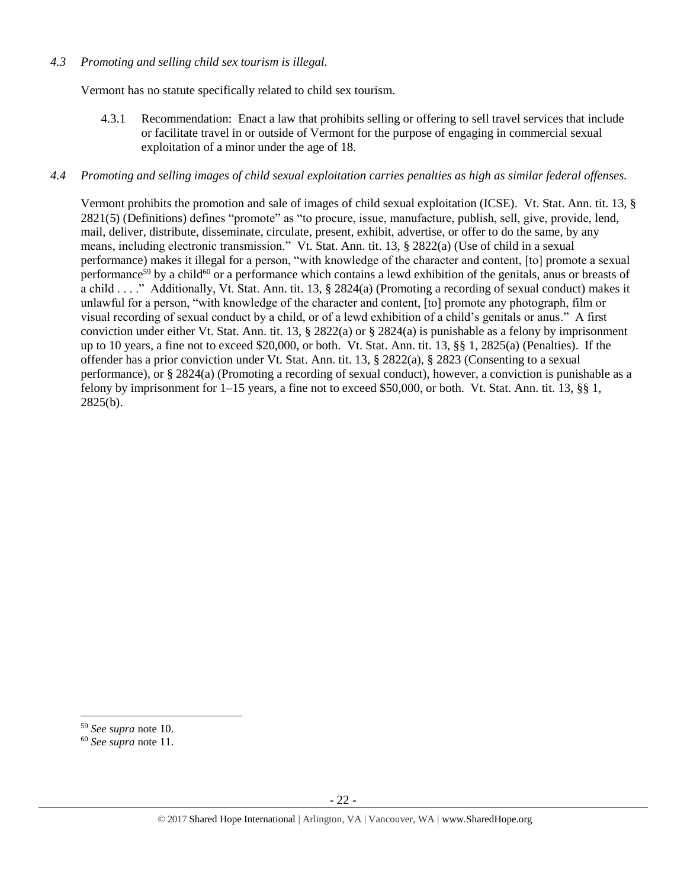*4.3 Promoting and selling child sex tourism is illegal.*

Vermont has no statute specifically related to child sex tourism.

4.3.1 Recommendation: Enact a law that prohibits selling or offering to sell travel services that include or facilitate travel in or outside of Vermont for the purpose of engaging in commercial sexual exploitation of a minor under the age of 18.

*4.4 Promoting and selling images of child sexual exploitation carries penalties as high as similar federal offenses.*

Vermont prohibits the promotion and sale of images of child sexual exploitation (ICSE). Vt. Stat. Ann. tit. 13, § 2821(5) (Definitions) defines "promote" as "to procure, issue, manufacture, publish, sell, give, provide, lend, mail, deliver, distribute, disseminate, circulate, present, exhibit, advertise, or offer to do the same, by any means, including electronic transmission." Vt. Stat. Ann. tit. 13, § 2822(a) (Use of child in a sexual performance) makes it illegal for a person, "with knowledge of the character and content, [to] promote a sexual performance[59] by a child[60] or a performance which contains a lewd exhibition of the genitals, anus or breasts of a child . . . ." Additionally, Vt. Stat. Ann. tit. 13, § 2824(a) (Promoting a recording of sexual conduct) makes it unlawful for a person, "with knowledge of the character and content, [to] promote any photograph, film or visual recording of sexual conduct by a child, or of a lewd exhibition of a child's genitals or anus." A first conviction under either Vt. Stat. Ann. tit. 13, § 2822(a) or § 2824(a) is punishable as a felony by imprisonment up to 10 years, a fine not to exceed $20,000, or both. Vt. Stat. Ann. tit. 13, §§ 1, 2825(a) (Penalties). If the offender has a prior conviction under Vt. Stat. Ann. tit. 13, § 2822(a), § 2823 (Consenting to a sexual performance), or § 2824(a) (Promoting a recording of sexual conduct), however, a conviction is punishable as a felony by imprisonment for 1–15 years, a fine not to exceed $50,000, or both. Vt. Stat. Ann. tit. 13, §§ 1, 2825(b).

[59] *See supra* note 10.
[60] *See supra* note 11.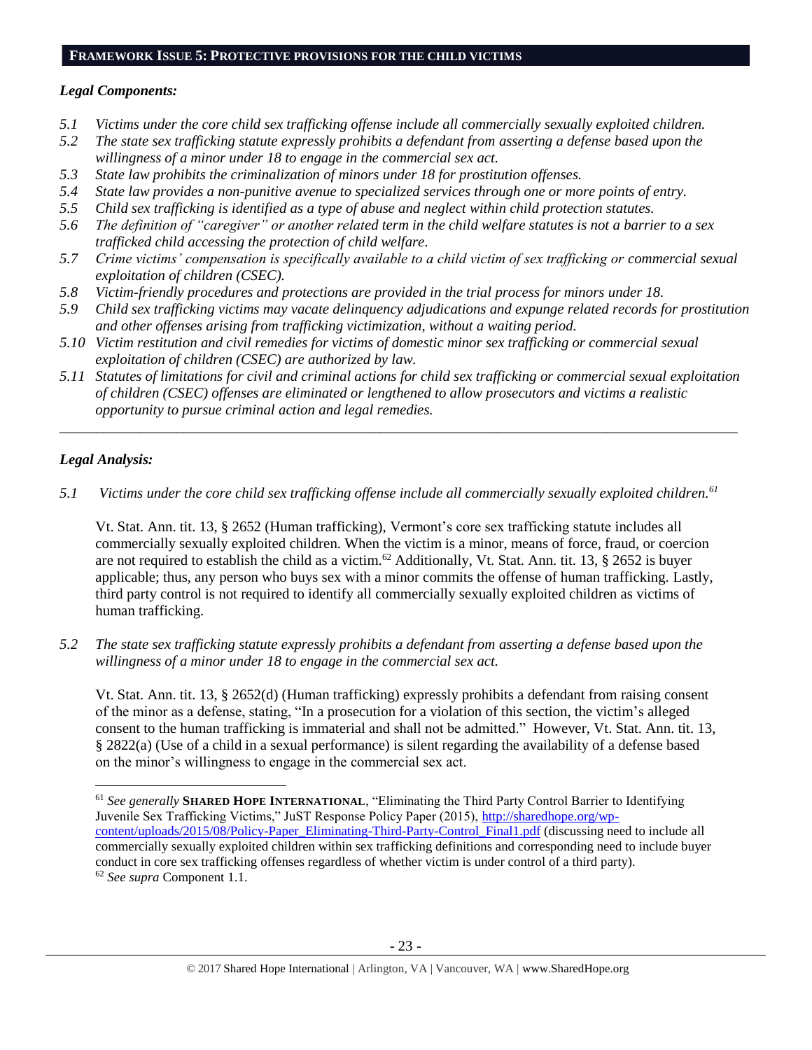## FRAMEWORK ISSUE 5: PROTECTIVE PROVISIONS FOR THE CHILD VICTIMS

### *Legal Components:*

*5.1 Victims under the core child sex trafficking offense include all commercially sexually exploited children.*
*5.2 The state sex trafficking statute expressly prohibits a defendant from asserting a defense based upon the willingness of a minor under 18 to engage in the commercial sex act.*
*5.3 State law prohibits the criminalization of minors under 18 for prostitution offenses.*
*5.4 State law provides a non-punitive avenue to specialized services through one or more points of entry.*
*5.5 Child sex trafficking is identified as a type of abuse and neglect within child protection statutes.*
*5.6 The definition of "caregiver" or another related term in the child welfare statutes is not a barrier to a sex trafficked child accessing the protection of child welfare.*
*5.7 Crime victims' compensation is specifically available to a child victim of sex trafficking or commercial sexual exploitation of children (CSEC).*
*5.8 Victim-friendly procedures and protections are provided in the trial process for minors under 18.*
*5.9 Child sex trafficking victims may vacate delinquency adjudications and expunge related records for prostitution and other offenses arising from trafficking victimization, without a waiting period.*
*5.10 Victim restitution and civil remedies for victims of domestic minor sex trafficking or commercial sexual exploitation of children (CSEC) are authorized by law.*
*5.11 Statutes of limitations for civil and criminal actions for child sex trafficking or commercial sexual exploitation of children (CSEC) offenses are eliminated or lengthened to allow prosecutors and victims a realistic opportunity to pursue criminal action and legal remedies.*

---

### *Legal Analysis:*

*5.1 Victims under the core child sex trafficking offense include all commercially sexually exploited children.*[61]

Vt. Stat. Ann. tit. 13, § 2652 (Human trafficking), Vermont's core sex trafficking statute includes all commercially sexually exploited children. When the victim is a minor, means of force, fraud, or coercion are not required to establish the child as a victim.[62] Additionally, Vt. Stat. Ann. tit. 13, § 2652 is buyer applicable; thus, any person who buys sex with a minor commits the offense of human trafficking. Lastly, third party control is not required to identify all commercially sexually exploited children as victims of human trafficking.

*5.2 The state sex trafficking statute expressly prohibits a defendant from asserting a defense based upon the willingness of a minor under 18 to engage in the commercial sex act.*

Vt. Stat. Ann. tit. 13, § 2652(d) (Human trafficking) expressly prohibits a defendant from raising consent of the minor as a defense, stating, "In a prosecution for a violation of this section, the victim's alleged consent to the human trafficking is immaterial and shall not be admitted." However, Vt. Stat. Ann. tit. 13, § 2822(a) (Use of a child in a sexual performance) is silent regarding the availability of a defense based on the minor's willingness to engage in the commercial sex act.

---

[61] *See generally* **SHARED HOPE INTERNATIONAL**, "Eliminating the Third Party Control Barrier to Identifying Juvenile Sex Trafficking Victims," JuST Response Policy Paper (2015), http://sharedhope.org/wp-content/uploads/2015/08/Policy-Paper_Eliminating-Third-Party-Control_Final1.pdf (discussing need to include all commercially sexually exploited children within sex trafficking definitions and corresponding need to include buyer conduct in core sex trafficking offenses regardless of whether victim is under control of a third party).
[62] *See supra* Component 1.1.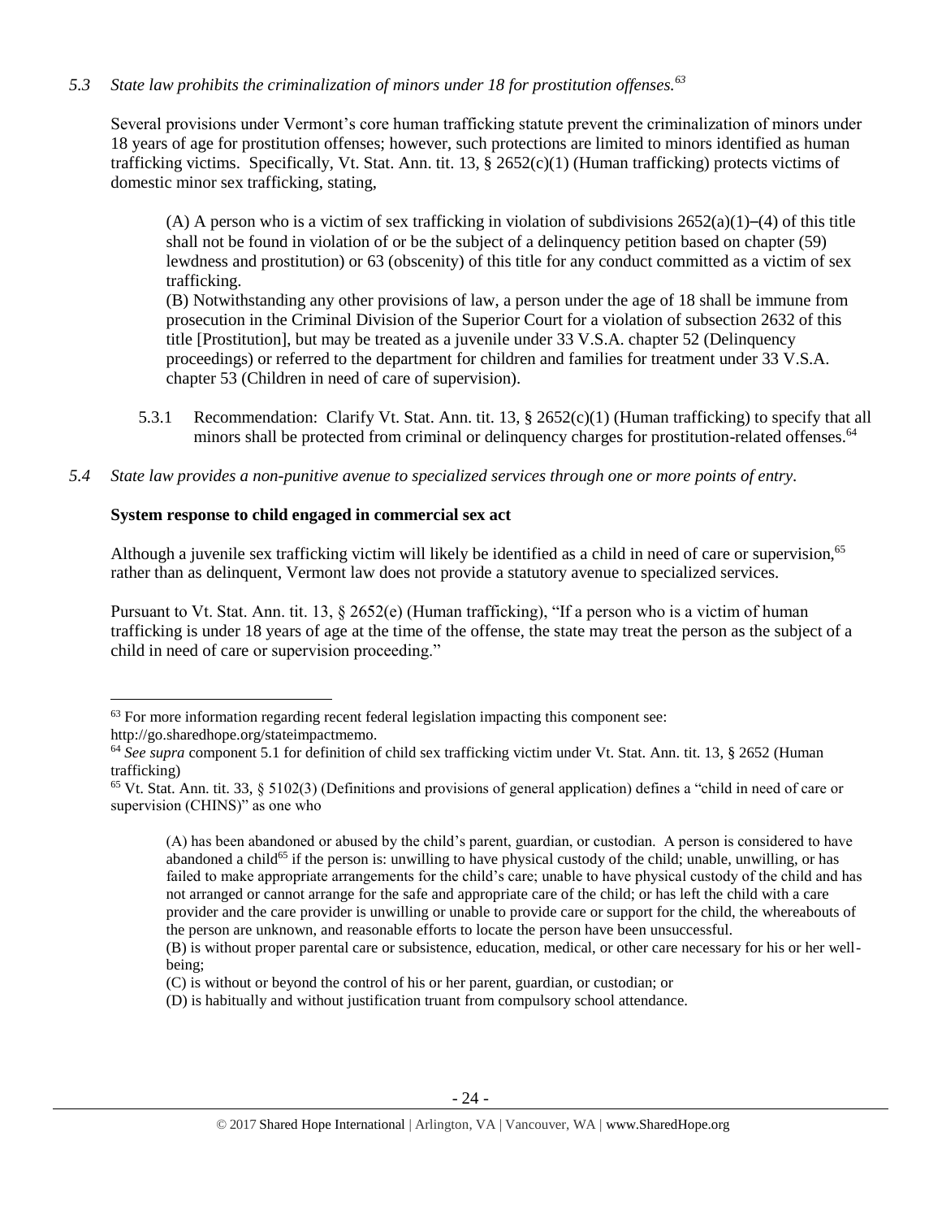*5.3 State law prohibits the criminalization of minors under 18 for prostitution offenses.*[63]

Several provisions under Vermont's core human trafficking statute prevent the criminalization of minors under 18 years of age for prostitution offenses; however, such protections are limited to minors identified as human trafficking victims. Specifically, Vt. Stat. Ann. tit. 13, § 2652(c)(1) (Human trafficking) protects victims of domestic minor sex trafficking, stating,

> (A) A person who is a victim of sex trafficking in violation of subdivisions 2652(a)(1)–(4) of this title shall not be found in violation of or be the subject of a delinquency petition based on chapter (59) lewdness and prostitution) or 63 (obscenity) of this title for any conduct committed as a victim of sex trafficking.
> (B) Notwithstanding any other provisions of law, a person under the age of 18 shall be immune from prosecution in the Criminal Division of the Superior Court for a violation of subsection 2632 of this title [Prostitution], but may be treated as a juvenile under 33 V.S.A. chapter 52 (Delinquency proceedings) or referred to the department for children and families for treatment under 33 V.S.A. chapter 53 (Children in need of care of supervision).

5.3.1 Recommendation: Clarify Vt. Stat. Ann. tit. 13, § 2652(c)(1) (Human trafficking) to specify that all minors shall be protected from criminal or delinquency charges for prostitution-related offenses.[64]

*5.4 State law provides a non-punitive avenue to specialized services through one or more points of entry.*

**System response to child engaged in commercial sex act**

Although a juvenile sex trafficking victim will likely be identified as a child in need of care or supervision,[65] rather than as delinquent, Vermont law does not provide a statutory avenue to specialized services.

Pursuant to Vt. Stat. Ann. tit. 13, § 2652(e) (Human trafficking), "If a person who is a victim of human trafficking is under 18 years of age at the time of the offense, the state may treat the person as the subject of a child in need of care or supervision proceeding."

---

[63] For more information regarding recent federal legislation impacting this component see: http://go.sharedhope.org/stateimpactmemo.

[64] *See supra* component 5.1 for definition of child sex trafficking victim under Vt. Stat. Ann. tit. 13, § 2652 (Human trafficking)

[65] Vt. Stat. Ann. tit. 33, § 5102(3) (Definitions and provisions of general application) defines a "child in need of care or supervision (CHINS)" as one who

> (A) has been abandoned or abused by the child's parent, guardian, or custodian. A person is considered to have abandoned a child[65] if the person is: unwilling to have physical custody of the child; unable, unwilling, or has failed to make appropriate arrangements for the child's care; unable to have physical custody of the child and has not arranged or cannot arrange for the safe and appropriate care of the child; or has left the child with a care provider and the care provider is unwilling or unable to provide care or support for the child, the whereabouts of the person are unknown, and reasonable efforts to locate the person have been unsuccessful.
> (B) is without proper parental care or subsistence, education, medical, or other care necessary for his or her well-being;
> (C) is without or beyond the control of his or her parent, guardian, or custodian; or
> (D) is habitually and without justification truant from compulsory school attendance.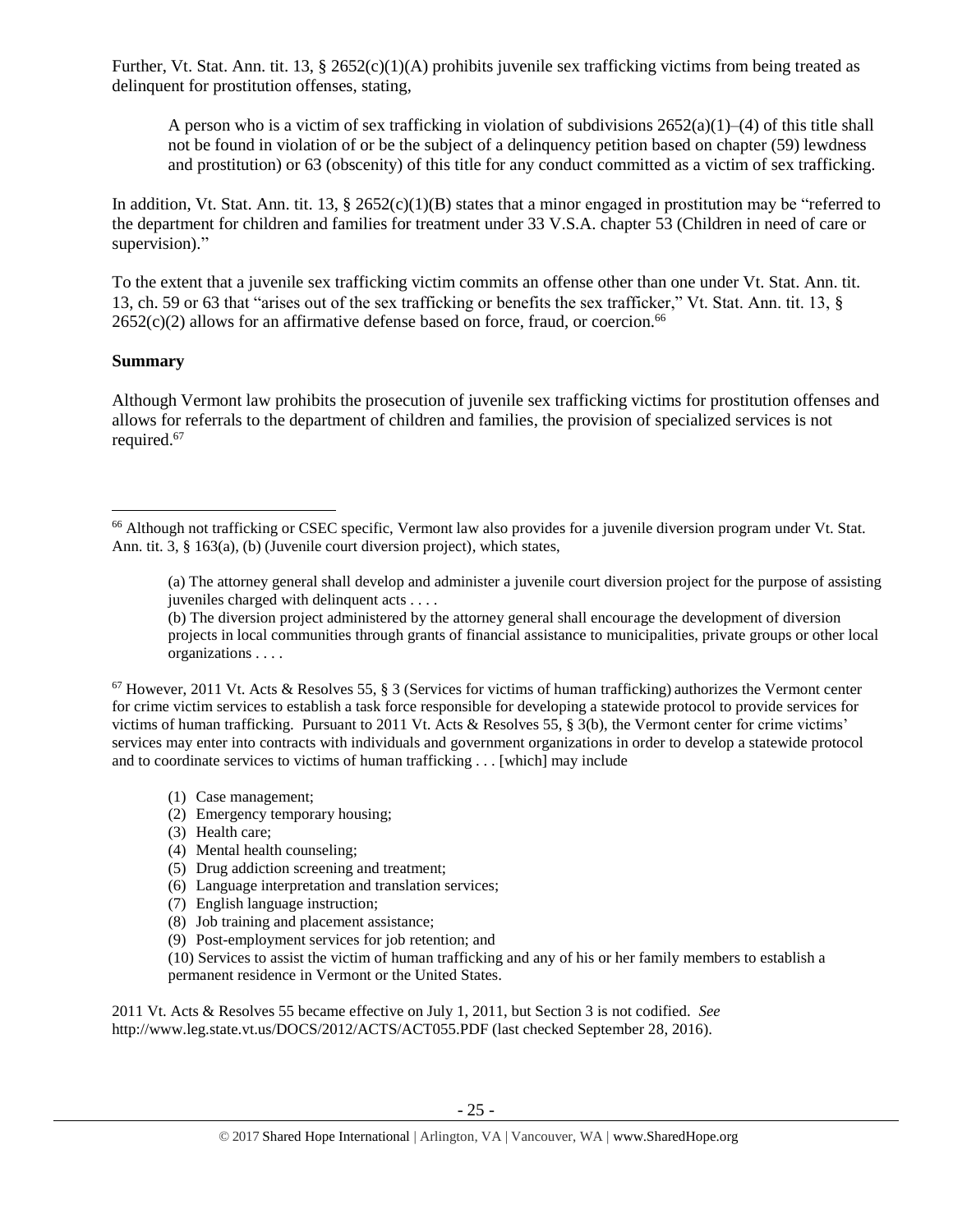Further, Vt. Stat. Ann. tit. 13, § 2652(c)(1)(A) prohibits juvenile sex trafficking victims from being treated as delinquent for prostitution offenses, stating,

> A person who is a victim of sex trafficking in violation of subdivisions 2652(a)(1)–(4) of this title shall not be found in violation of or be the subject of a delinquency petition based on chapter (59) lewdness and prostitution) or 63 (obscenity) of this title for any conduct committed as a victim of sex trafficking.

In addition, Vt. Stat. Ann. tit. 13, § 2652(c)(1)(B) states that a minor engaged in prostitution may be "referred to the department for children and families for treatment under 33 V.S.A. chapter 53 (Children in need of care or supervision)."

To the extent that a juvenile sex trafficking victim commits an offense other than one under Vt. Stat. Ann. tit. 13, ch. 59 or 63 that "arises out of the sex trafficking or benefits the sex trafficker," Vt. Stat. Ann. tit. 13, § 2652(c)(2) allows for an affirmative defense based on force, fraud, or coercion.[66]

**Summary**

Although Vermont law prohibits the prosecution of juvenile sex trafficking victims for prostitution offenses and allows for referrals to the department of children and families, the provision of specialized services is not required.[67]

---

[66] Although not trafficking or CSEC specific, Vermont law also provides for a juvenile diversion program under Vt. Stat. Ann. tit. 3, § 163(a), (b) (Juvenile court diversion project), which states,

> (a) The attorney general shall develop and administer a juvenile court diversion project for the purpose of assisting juveniles charged with delinquent acts . . . .
>
> (b) The diversion project administered by the attorney general shall encourage the development of diversion projects in local communities through grants of financial assistance to municipalities, private groups or other local organizations . . . .

[67] However, 2011 Vt. Acts & Resolves 55, § 3 (Services for victims of human trafficking) authorizes the Vermont center for crime victim services to establish a task force responsible for developing a statewide protocol to provide services for victims of human trafficking. Pursuant to 2011 Vt. Acts & Resolves 55, § 3(b), the Vermont center for crime victims' services may enter into contracts with individuals and government organizations in order to develop a statewide protocol and to coordinate services to victims of human trafficking . . . [which] may include

> (1) Case management;
> (2) Emergency temporary housing;
> (3) Health care;
> (4) Mental health counseling;
> (5) Drug addiction screening and treatment;
> (6) Language interpretation and translation services;
> (7) English language instruction;
> (8) Job training and placement assistance;
> (9) Post-employment services for job retention; and
> (10) Services to assist the victim of human trafficking and any of his or her family members to establish a permanent residence in Vermont or the United States.

2011 Vt. Acts & Resolves 55 became effective on July 1, 2011, but Section 3 is not codified. *See* http://www.leg.state.vt.us/DOCS/2012/ACTS/ACT055.PDF (last checked September 28, 2016).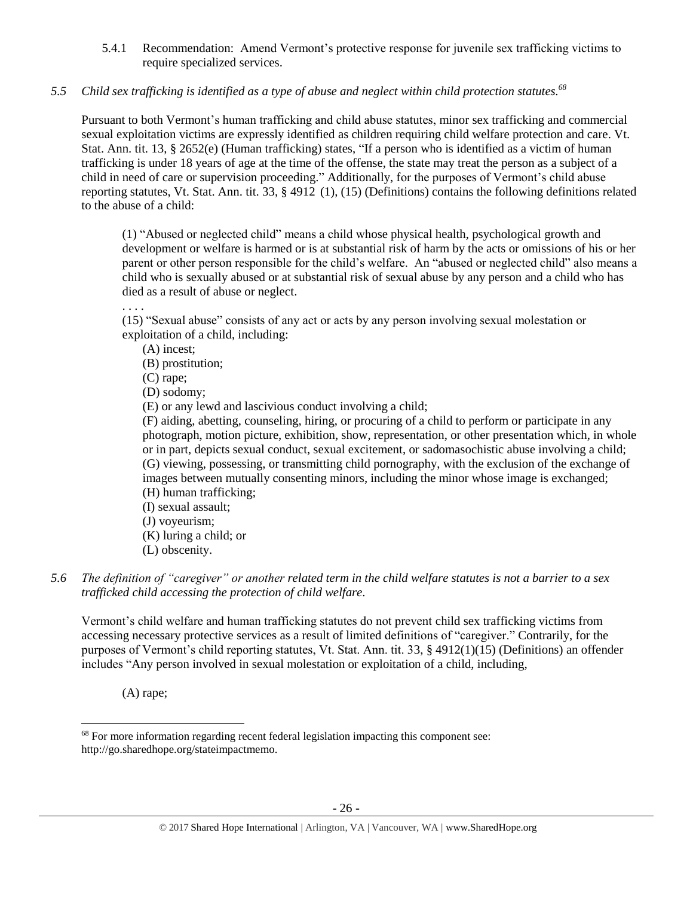5.4.1 Recommendation: Amend Vermont's protective response for juvenile sex trafficking victims to require specialized services.

*5.5 Child sex trafficking is identified as a type of abuse and neglect within child protection statutes.*[68]

Pursuant to both Vermont's human trafficking and child abuse statutes, minor sex trafficking and commercial sexual exploitation victims are expressly identified as children requiring child welfare protection and care. Vt. Stat. Ann. tit. 13, § 2652(e) (Human trafficking) states, "If a person who is identified as a victim of human trafficking is under 18 years of age at the time of the offense, the state may treat the person as a subject of a child in need of care or supervision proceeding." Additionally, for the purposes of Vermont's child abuse reporting statutes, Vt. Stat. Ann. tit. 33, § 4912 (1), (15) (Definitions) contains the following definitions related to the abuse of a child:

> (1) "Abused or neglected child" means a child whose physical health, psychological growth and development or welfare is harmed or is at substantial risk of harm by the acts or omissions of his or her parent or other person responsible for the child's welfare. An "abused or neglected child" also means a child who is sexually abused or at substantial risk of sexual abuse by any person and a child who has died as a result of abuse or neglect.
>
> . . . .
>
> (15) "Sexual abuse" consists of any act or acts by any person involving sexual molestation or exploitation of a child, including:
>
> (A) incest;
> (B) prostitution;
> (C) rape;
> (D) sodomy;
> (E) or any lewd and lascivious conduct involving a child;
> (F) aiding, abetting, counseling, hiring, or procuring of a child to perform or participate in any photograph, motion picture, exhibition, show, representation, or other presentation which, in whole or in part, depicts sexual conduct, sexual excitement, or sadomasochistic abuse involving a child;
> (G) viewing, possessing, or transmitting child pornography, with the exclusion of the exchange of images between mutually consenting minors, including the minor whose image is exchanged;
> (H) human trafficking;
> (I) sexual assault;
> (J) voyeurism;
> (K) luring a child; or
> (L) obscenity.

*5.6 The definition of "caregiver" or another related term in the child welfare statutes is not a barrier to a sex trafficked child accessing the protection of child welfare.*

Vermont's child welfare and human trafficking statutes do not prevent child sex trafficking victims from accessing necessary protective services as a result of limited definitions of "caregiver." Contrarily, for the purposes of Vermont's child reporting statutes, Vt. Stat. Ann. tit. 33, § 4912(1)(15) (Definitions) an offender includes "Any person involved in sexual molestation or exploitation of a child, including,

> (A) rape;

---

[68] For more information regarding recent federal legislation impacting this component see: http://go.sharedhope.org/stateimpactmemo.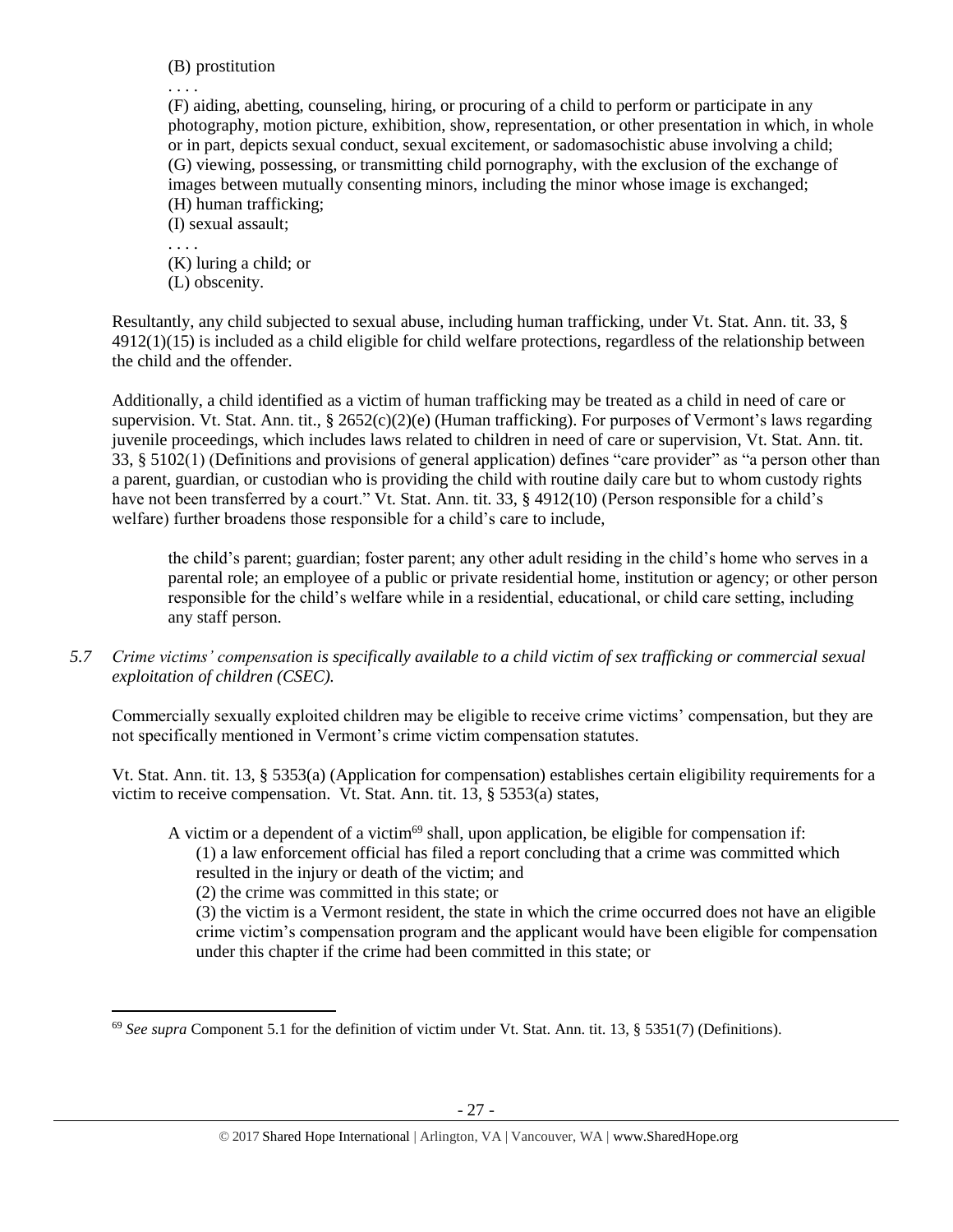(B) prostitution

. . . .

(F) aiding, abetting, counseling, hiring, or procuring of a child to perform or participate in any photography, motion picture, exhibition, show, representation, or other presentation in which, in whole or in part, depicts sexual conduct, sexual excitement, or sadomasochistic abuse involving a child;
(G) viewing, possessing, or transmitting child pornography, with the exclusion of the exchange of images between mutually consenting minors, including the minor whose image is exchanged;
(H) human trafficking;
(I) sexual assault;

. . . .

(K) luring a child; or
(L) obscenity.

Resultantly, any child subjected to sexual abuse, including human trafficking, under Vt. Stat. Ann. tit. 33, § 4912(1)(15) is included as a child eligible for child welfare protections, regardless of the relationship between the child and the offender.

Additionally, a child identified as a victim of human trafficking may be treated as a child in need of care or supervision. Vt. Stat. Ann. tit., § 2652(c)(2)(e) (Human trafficking). For purposes of Vermont's laws regarding juvenile proceedings, which includes laws related to children in need of care or supervision, Vt. Stat. Ann. tit. 33, § 5102(1) (Definitions and provisions of general application) defines "care provider" as "a person other than a parent, guardian, or custodian who is providing the child with routine daily care but to whom custody rights have not been transferred by a court." Vt. Stat. Ann. tit. 33, § 4912(10) (Person responsible for a child's welfare) further broadens those responsible for a child's care to include,

> the child's parent; guardian; foster parent; any other adult residing in the child's home who serves in a parental role; an employee of a public or private residential home, institution or agency; or other person responsible for the child's welfare while in a residential, educational, or child care setting, including any staff person.

*5.7 Crime victims' compensation is specifically available to a child victim of sex trafficking or commercial sexual exploitation of children (CSEC).*

Commercially sexually exploited children may be eligible to receive crime victims' compensation, but they are not specifically mentioned in Vermont's crime victim compensation statutes.

Vt. Stat. Ann. tit. 13, § 5353(a) (Application for compensation) establishes certain eligibility requirements for a victim to receive compensation. Vt. Stat. Ann. tit. 13, § 5353(a) states,

> A victim or a dependent of a victim[69] shall, upon application, be eligible for compensation if:
> (1) a law enforcement official has filed a report concluding that a crime was committed which resulted in the injury or death of the victim; and
> (2) the crime was committed in this state; or
> (3) the victim is a Vermont resident, the state in which the crime occurred does not have an eligible crime victim's compensation program and the applicant would have been eligible for compensation under this chapter if the crime had been committed in this state; or

[69] *See supra* Component 5.1 for the definition of victim under Vt. Stat. Ann. tit. 13, § 5351(7) (Definitions).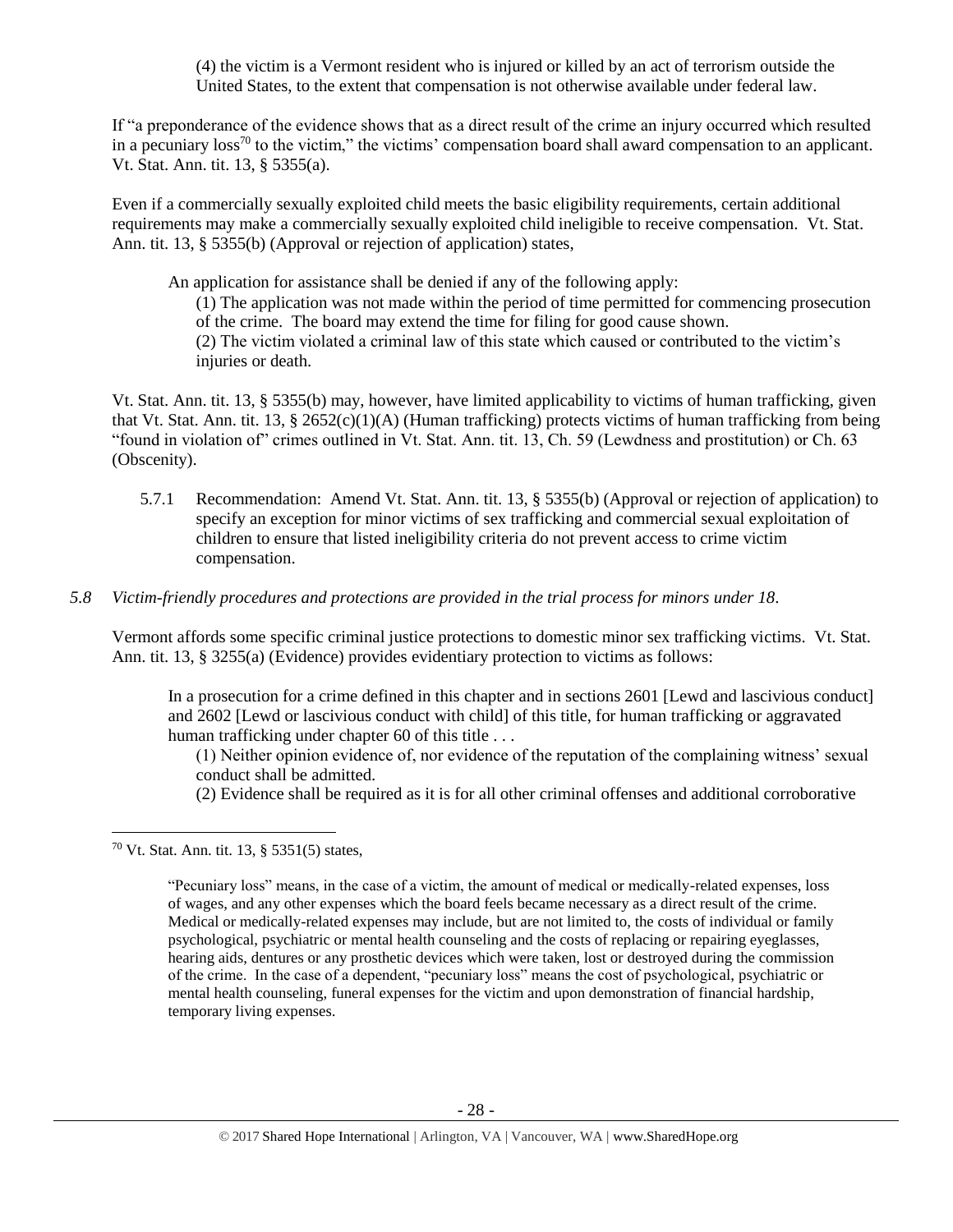(4) the victim is a Vermont resident who is injured or killed by an act of terrorism outside the United States, to the extent that compensation is not otherwise available under federal law.

If "a preponderance of the evidence shows that as a direct result of the crime an injury occurred which resulted in a pecuniary loss[70] to the victim," the victims' compensation board shall award compensation to an applicant. Vt. Stat. Ann. tit. 13, § 5355(a).

Even if a commercially sexually exploited child meets the basic eligibility requirements, certain additional requirements may make a commercially sexually exploited child ineligible to receive compensation. Vt. Stat. Ann. tit. 13, § 5355(b) (Approval or rejection of application) states,

> An application for assistance shall be denied if any of the following apply:
>
> (1) The application was not made within the period of time permitted for commencing prosecution of the crime. The board may extend the time for filing for good cause shown.
>
> (2) The victim violated a criminal law of this state which caused or contributed to the victim's injuries or death.

Vt. Stat. Ann. tit. 13, § 5355(b) may, however, have limited applicability to victims of human trafficking, given that Vt. Stat. Ann. tit. 13, § 2652(c)(1)(A) (Human trafficking) protects victims of human trafficking from being "found in violation of" crimes outlined in Vt. Stat. Ann. tit. 13, Ch. 59 (Lewdness and prostitution) or Ch. 63 (Obscenity).

5.7.1 Recommendation: Amend Vt. Stat. Ann. tit. 13, § 5355(b) (Approval or rejection of application) to specify an exception for minor victims of sex trafficking and commercial sexual exploitation of children to ensure that listed ineligibility criteria do not prevent access to crime victim compensation.

*5.8 Victim-friendly procedures and protections are provided in the trial process for minors under 18.*

Vermont affords some specific criminal justice protections to domestic minor sex trafficking victims. Vt. Stat. Ann. tit. 13, § 3255(a) (Evidence) provides evidentiary protection to victims as follows:

> In a prosecution for a crime defined in this chapter and in sections 2601 [Lewd and lascivious conduct] and 2602 [Lewd or lascivious conduct with child] of this title, for human trafficking or aggravated human trafficking under chapter 60 of this title . . .
>
> (1) Neither opinion evidence of, nor evidence of the reputation of the complaining witness' sexual conduct shall be admitted.
>
> (2) Evidence shall be required as it is for all other criminal offenses and additional corroborative

---

[70] Vt. Stat. Ann. tit. 13, § 5351(5) states,

> "Pecuniary loss" means, in the case of a victim, the amount of medical or medically-related expenses, loss of wages, and any other expenses which the board feels became necessary as a direct result of the crime. Medical or medically-related expenses may include, but are not limited to, the costs of individual or family psychological, psychiatric or mental health counseling and the costs of replacing or repairing eyeglasses, hearing aids, dentures or any prosthetic devices which were taken, lost or destroyed during the commission of the crime. In the case of a dependent, "pecuniary loss" means the cost of psychological, psychiatric or mental health counseling, funeral expenses for the victim and upon demonstration of financial hardship, temporary living expenses.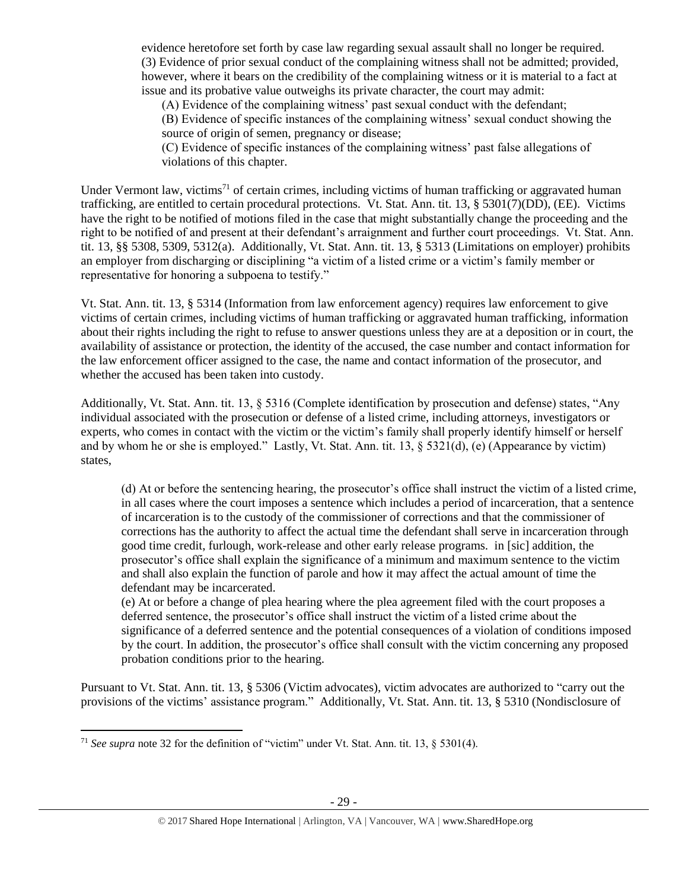evidence heretofore set forth by case law regarding sexual assault shall no longer be required.
(3) Evidence of prior sexual conduct of the complaining witness shall not be admitted; provided, however, where it bears on the credibility of the complaining witness or it is material to a fact at issue and its probative value outweighs its private character, the court may admit:

> (A) Evidence of the complaining witness' past sexual conduct with the defendant;
> (B) Evidence of specific instances of the complaining witness' sexual conduct showing the source of origin of semen, pregnancy or disease;
> (C) Evidence of specific instances of the complaining witness' past false allegations of violations of this chapter.

Under Vermont law, victims[71] of certain crimes, including victims of human trafficking or aggravated human trafficking, are entitled to certain procedural protections. Vt. Stat. Ann. tit. 13, § 5301(7)(DD), (EE). Victims have the right to be notified of motions filed in the case that might substantially change the proceeding and the right to be notified of and present at their defendant's arraignment and further court proceedings. Vt. Stat. Ann. tit. 13, §§ 5308, 5309, 5312(a). Additionally, Vt. Stat. Ann. tit. 13, § 5313 (Limitations on employer) prohibits an employer from discharging or disciplining "a victim of a listed crime or a victim's family member or representative for honoring a subpoena to testify."

Vt. Stat. Ann. tit. 13, § 5314 (Information from law enforcement agency) requires law enforcement to give victims of certain crimes, including victims of human trafficking or aggravated human trafficking, information about their rights including the right to refuse to answer questions unless they are at a deposition or in court, the availability of assistance or protection, the identity of the accused, the case number and contact information for the law enforcement officer assigned to the case, the name and contact information of the prosecutor, and whether the accused has been taken into custody.

Additionally, Vt. Stat. Ann. tit. 13, § 5316 (Complete identification by prosecution and defense) states, "Any individual associated with the prosecution or defense of a listed crime, including attorneys, investigators or experts, who comes in contact with the victim or the victim's family shall properly identify himself or herself and by whom he or she is employed." Lastly, Vt. Stat. Ann. tit. 13, § 5321(d), (e) (Appearance by victim) states,

> (d) At or before the sentencing hearing, the prosecutor's office shall instruct the victim of a listed crime, in all cases where the court imposes a sentence which includes a period of incarceration, that a sentence of incarceration is to the custody of the commissioner of corrections and that the commissioner of corrections has the authority to affect the actual time the defendant shall serve in incarceration through good time credit, furlough, work-release and other early release programs. in [sic] addition, the prosecutor's office shall explain the significance of a minimum and maximum sentence to the victim and shall also explain the function of parole and how it may affect the actual amount of time the defendant may be incarcerated.
> (e) At or before a change of plea hearing where the plea agreement filed with the court proposes a deferred sentence, the prosecutor's office shall instruct the victim of a listed crime about the significance of a deferred sentence and the potential consequences of a violation of conditions imposed by the court. In addition, the prosecutor's office shall consult with the victim concerning any proposed probation conditions prior to the hearing.

Pursuant to Vt. Stat. Ann. tit. 13, § 5306 (Victim advocates), victim advocates are authorized to "carry out the provisions of the victims' assistance program." Additionally, Vt. Stat. Ann. tit. 13, § 5310 (Nondisclosure of

---

[71] *See supra* note 32 for the definition of "victim" under Vt. Stat. Ann. tit. 13, § 5301(4).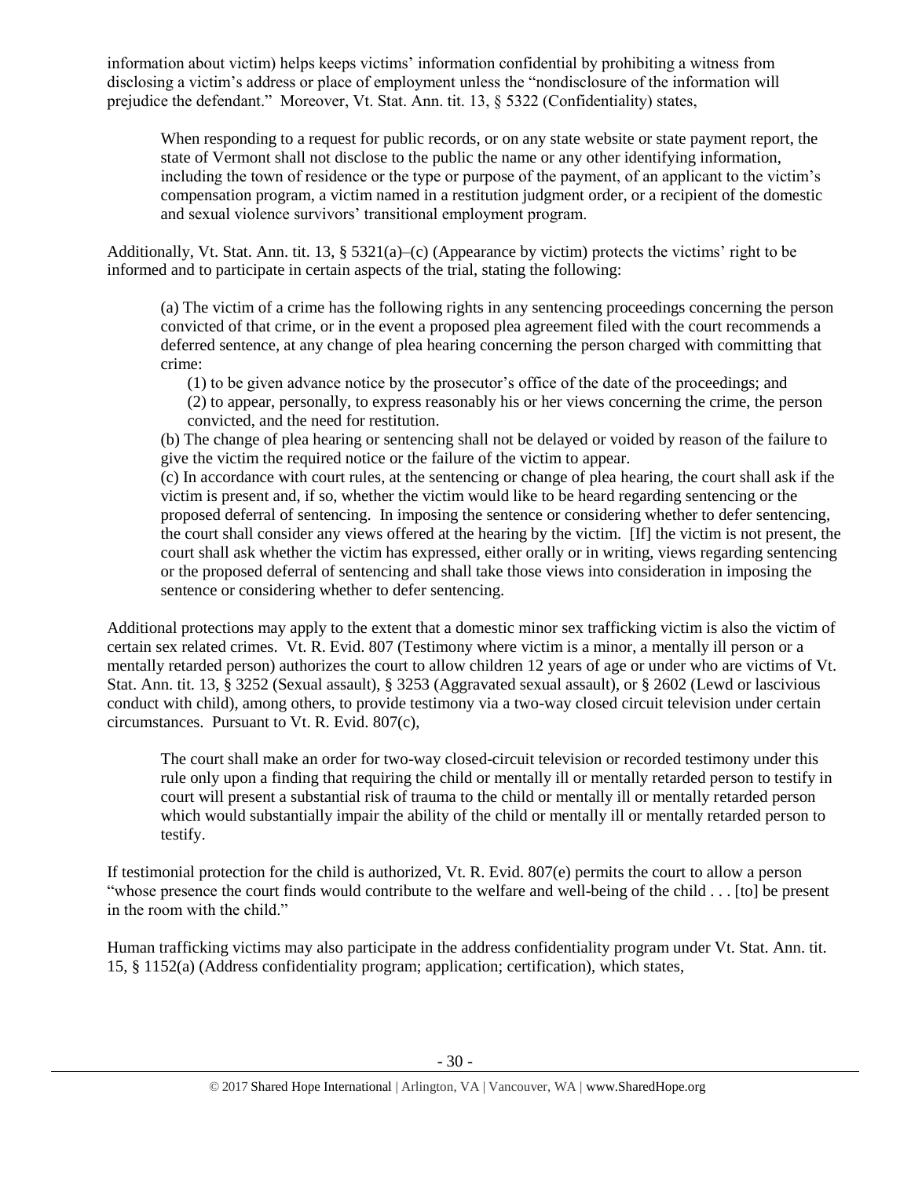information about victim) helps keeps victims' information confidential by prohibiting a witness from disclosing a victim's address or place of employment unless the "nondisclosure of the information will prejudice the defendant." Moreover, Vt. Stat. Ann. tit. 13, § 5322 (Confidentiality) states,

> When responding to a request for public records, or on any state website or state payment report, the state of Vermont shall not disclose to the public the name or any other identifying information, including the town of residence or the type or purpose of the payment, of an applicant to the victim's compensation program, a victim named in a restitution judgment order, or a recipient of the domestic and sexual violence survivors' transitional employment program.

Additionally, Vt. Stat. Ann. tit. 13, § 5321(a)–(c) (Appearance by victim) protects the victims' right to be informed and to participate in certain aspects of the trial, stating the following:

> (a) The victim of a crime has the following rights in any sentencing proceedings concerning the person convicted of that crime, or in the event a proposed plea agreement filed with the court recommends a deferred sentence, at any change of plea hearing concerning the person charged with committing that crime:
>
> (1) to be given advance notice by the prosecutor's office of the date of the proceedings; and
>
> (2) to appear, personally, to express reasonably his or her views concerning the crime, the person convicted, and the need for restitution.
>
> (b) The change of plea hearing or sentencing shall not be delayed or voided by reason of the failure to give the victim the required notice or the failure of the victim to appear.
>
> (c) In accordance with court rules, at the sentencing or change of plea hearing, the court shall ask if the victim is present and, if so, whether the victim would like to be heard regarding sentencing or the proposed deferral of sentencing. In imposing the sentence or considering whether to defer sentencing, the court shall consider any views offered at the hearing by the victim. [If] the victim is not present, the court shall ask whether the victim has expressed, either orally or in writing, views regarding sentencing or the proposed deferral of sentencing and shall take those views into consideration in imposing the sentence or considering whether to defer sentencing.

Additional protections may apply to the extent that a domestic minor sex trafficking victim is also the victim of certain sex related crimes. Vt. R. Evid. 807 (Testimony where victim is a minor, a mentally ill person or a mentally retarded person) authorizes the court to allow children 12 years of age or under who are victims of Vt. Stat. Ann. tit. 13, § 3252 (Sexual assault), § 3253 (Aggravated sexual assault), or § 2602 (Lewd or lascivious conduct with child), among others, to provide testimony via a two-way closed circuit television under certain circumstances. Pursuant to Vt. R. Evid. 807(c),

> The court shall make an order for two-way closed-circuit television or recorded testimony under this rule only upon a finding that requiring the child or mentally ill or mentally retarded person to testify in court will present a substantial risk of trauma to the child or mentally ill or mentally retarded person which would substantially impair the ability of the child or mentally ill or mentally retarded person to testify.

If testimonial protection for the child is authorized, Vt. R. Evid. 807(e) permits the court to allow a person "whose presence the court finds would contribute to the welfare and well-being of the child . . . [to] be present in the room with the child."

Human trafficking victims may also participate in the address confidentiality program under Vt. Stat. Ann. tit. 15, § 1152(a) (Address confidentiality program; application; certification), which states,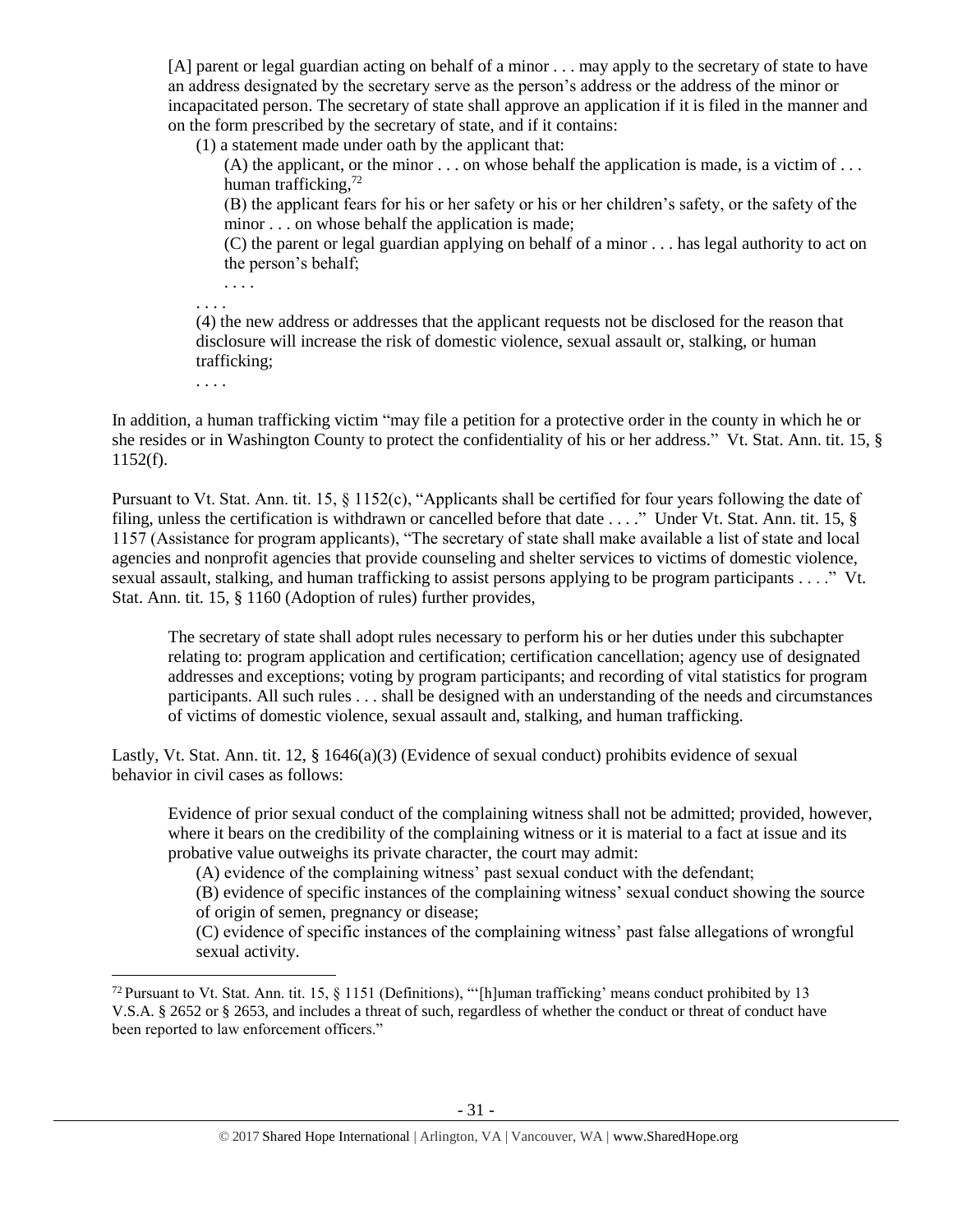> [A] parent or legal guardian acting on behalf of a minor . . . may apply to the secretary of state to have an address designated by the secretary serve as the person's address or the address of the minor or incapacitated person. The secretary of state shall approve an application if it is filed in the manner and on the form prescribed by the secretary of state, and if it contains:
>
> (1) a statement made under oath by the applicant that:
>
> (A) the applicant, or the minor . . . on whose behalf the application is made, is a victim of . . . human trafficking,[72]
>
> (B) the applicant fears for his or her safety or his or her children's safety, or the safety of the minor . . . on whose behalf the application is made;
>
> (C) the parent or legal guardian applying on behalf of a minor . . . has legal authority to act on the person's behalf;
>
> . . . .
>
> . . . .
>
> (4) the new address or addresses that the applicant requests not be disclosed for the reason that disclosure will increase the risk of domestic violence, sexual assault or, stalking, or human trafficking;
>
> . . . .

In addition, a human trafficking victim "may file a petition for a protective order in the county in which he or she resides or in Washington County to protect the confidentiality of his or her address." Vt. Stat. Ann. tit. 15, § 1152(f).

Pursuant to Vt. Stat. Ann. tit. 15, § 1152(c), "Applicants shall be certified for four years following the date of filing, unless the certification is withdrawn or cancelled before that date . . . ." Under Vt. Stat. Ann. tit. 15, § 1157 (Assistance for program applicants), "The secretary of state shall make available a list of state and local agencies and nonprofit agencies that provide counseling and shelter services to victims of domestic violence, sexual assault, stalking, and human trafficking to assist persons applying to be program participants . . . ." Vt. Stat. Ann. tit. 15, § 1160 (Adoption of rules) further provides,

> The secretary of state shall adopt rules necessary to perform his or her duties under this subchapter relating to: program application and certification; certification cancellation; agency use of designated addresses and exceptions; voting by program participants; and recording of vital statistics for program participants. All such rules . . . shall be designed with an understanding of the needs and circumstances of victims of domestic violence, sexual assault and, stalking, and human trafficking.

Lastly, Vt. Stat. Ann. tit. 12, § 1646(a)(3) (Evidence of sexual conduct) prohibits evidence of sexual behavior in civil cases as follows:

> Evidence of prior sexual conduct of the complaining witness shall not be admitted; provided, however, where it bears on the credibility of the complaining witness or it is material to a fact at issue and its probative value outweighs its private character, the court may admit:
>
> (A) evidence of the complaining witness' past sexual conduct with the defendant;
>
> (B) evidence of specific instances of the complaining witness' sexual conduct showing the source of origin of semen, pregnancy or disease;
>
> (C) evidence of specific instances of the complaining witness' past false allegations of wrongful sexual activity.

---

[72] Pursuant to Vt. Stat. Ann. tit. 15, § 1151 (Definitions), "'[h]uman trafficking' means conduct prohibited by 13 V.S.A. § 2652 or § 2653, and includes a threat of such, regardless of whether the conduct or threat of conduct have been reported to law enforcement officers."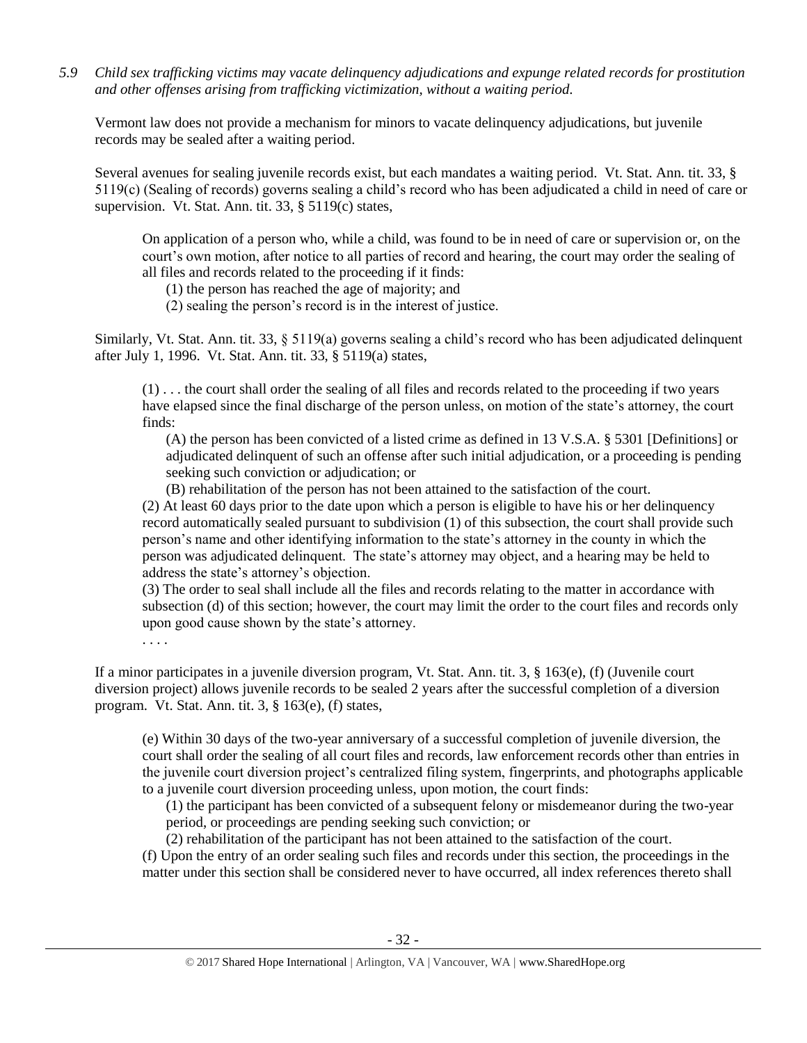*5.9 Child sex trafficking victims may vacate delinquency adjudications and expunge related records for prostitution and other offenses arising from trafficking victimization, without a waiting period.*

Vermont law does not provide a mechanism for minors to vacate delinquency adjudications, but juvenile records may be sealed after a waiting period.

Several avenues for sealing juvenile records exist, but each mandates a waiting period. Vt. Stat. Ann. tit. 33, § 5119(c) (Sealing of records) governs sealing a child's record who has been adjudicated a child in need of care or supervision. Vt. Stat. Ann. tit. 33, § 5119(c) states,

> On application of a person who, while a child, was found to be in need of care or supervision or, on the court's own motion, after notice to all parties of record and hearing, the court may order the sealing of all files and records related to the proceeding if it finds:
>
> (1) the person has reached the age of majority; and
>
> (2) sealing the person's record is in the interest of justice.

Similarly, Vt. Stat. Ann. tit. 33, § 5119(a) governs sealing a child's record who has been adjudicated delinquent after July 1, 1996. Vt. Stat. Ann. tit. 33, § 5119(a) states,

> (1) . . . the court shall order the sealing of all files and records related to the proceeding if two years have elapsed since the final discharge of the person unless, on motion of the state's attorney, the court finds:
>
> (A) the person has been convicted of a listed crime as defined in 13 V.S.A. § 5301 [Definitions] or adjudicated delinquent of such an offense after such initial adjudication, or a proceeding is pending seeking such conviction or adjudication; or
>
> (B) rehabilitation of the person has not been attained to the satisfaction of the court.
>
> (2) At least 60 days prior to the date upon which a person is eligible to have his or her delinquency record automatically sealed pursuant to subdivision (1) of this subsection, the court shall provide such person's name and other identifying information to the state's attorney in the county in which the person was adjudicated delinquent. The state's attorney may object, and a hearing may be held to address the state's attorney's objection.
>
> (3) The order to seal shall include all the files and records relating to the matter in accordance with subsection (d) of this section; however, the court may limit the order to the court files and records only upon good cause shown by the state's attorney.
>
> . . . .

If a minor participates in a juvenile diversion program, Vt. Stat. Ann. tit. 3, § 163(e), (f) (Juvenile court diversion project) allows juvenile records to be sealed 2 years after the successful completion of a diversion program. Vt. Stat. Ann. tit. 3, § 163(e), (f) states,

> (e) Within 30 days of the two-year anniversary of a successful completion of juvenile diversion, the court shall order the sealing of all court files and records, law enforcement records other than entries in the juvenile court diversion project's centralized filing system, fingerprints, and photographs applicable to a juvenile court diversion proceeding unless, upon motion, the court finds:
>
> (1) the participant has been convicted of a subsequent felony or misdemeanor during the two-year period, or proceedings are pending seeking such conviction; or
>
> (2) rehabilitation of the participant has not been attained to the satisfaction of the court.
>
> (f) Upon the entry of an order sealing such files and records under this section, the proceedings in the matter under this section shall be considered never to have occurred, all index references thereto shall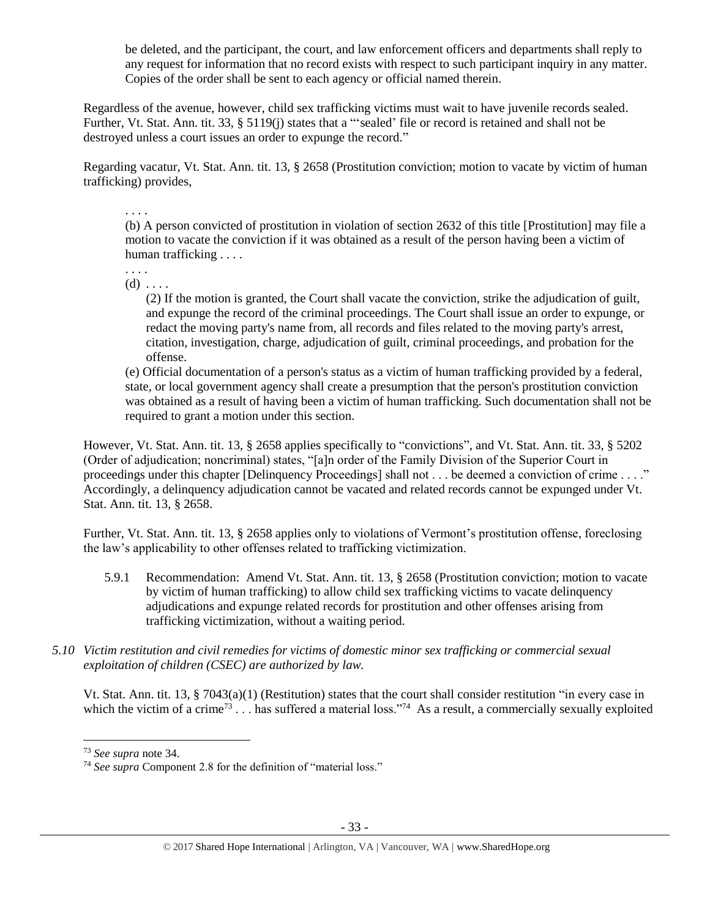be deleted, and the participant, the court, and law enforcement officers and departments shall reply to any request for information that no record exists with respect to such participant inquiry in any matter. Copies of the order shall be sent to each agency or official named therein.

Regardless of the avenue, however, child sex trafficking victims must wait to have juvenile records sealed. Further, Vt. Stat. Ann. tit. 33, § 5119(j) states that a "'sealed' file or record is retained and shall not be destroyed unless a court issues an order to expunge the record."

Regarding vacatur, Vt. Stat. Ann. tit. 13, § 2658 (Prostitution conviction; motion to vacate by victim of human trafficking) provides,

> . . . .
>
> (b) A person convicted of prostitution in violation of section 2632 of this title [Prostitution] may file a motion to vacate the conviction if it was obtained as a result of the person having been a victim of human trafficking . . . .
>
> . . . .
>
> (d) . . . .
>
> (2) If the motion is granted, the Court shall vacate the conviction, strike the adjudication of guilt, and expunge the record of the criminal proceedings. The Court shall issue an order to expunge, or redact the moving party's name from, all records and files related to the moving party's arrest, citation, investigation, charge, adjudication of guilt, criminal proceedings, and probation for the offense.
>
> (e) Official documentation of a person's status as a victim of human trafficking provided by a federal, state, or local government agency shall create a presumption that the person's prostitution conviction was obtained as a result of having been a victim of human trafficking. Such documentation shall not be required to grant a motion under this section.

However, Vt. Stat. Ann. tit. 13, § 2658 applies specifically to "convictions", and Vt. Stat. Ann. tit. 33, § 5202 (Order of adjudication; noncriminal) states, "[a]n order of the Family Division of the Superior Court in proceedings under this chapter [Delinquency Proceedings] shall not . . . be deemed a conviction of crime . . . ." Accordingly, a delinquency adjudication cannot be vacated and related records cannot be expunged under Vt. Stat. Ann. tit. 13, § 2658.

Further, Vt. Stat. Ann. tit. 13, § 2658 applies only to violations of Vermont's prostitution offense, foreclosing the law's applicability to other offenses related to trafficking victimization.

5.9.1 Recommendation: Amend Vt. Stat. Ann. tit. 13, § 2658 (Prostitution conviction; motion to vacate by victim of human trafficking) to allow child sex trafficking victims to vacate delinquency adjudications and expunge related records for prostitution and other offenses arising from trafficking victimization, without a waiting period.

*5.10 Victim restitution and civil remedies for victims of domestic minor sex trafficking or commercial sexual exploitation of children (CSEC) are authorized by law.*

Vt. Stat. Ann. tit. 13, § 7043(a)(1) (Restitution) states that the court shall consider restitution "in every case in which the victim of a crime[73] . . . has suffered a material loss."[74] As a result, a commercially sexually exploited

[73] *See supra* note 34.

[74] *See supra* Component 2.8 for the definition of "material loss."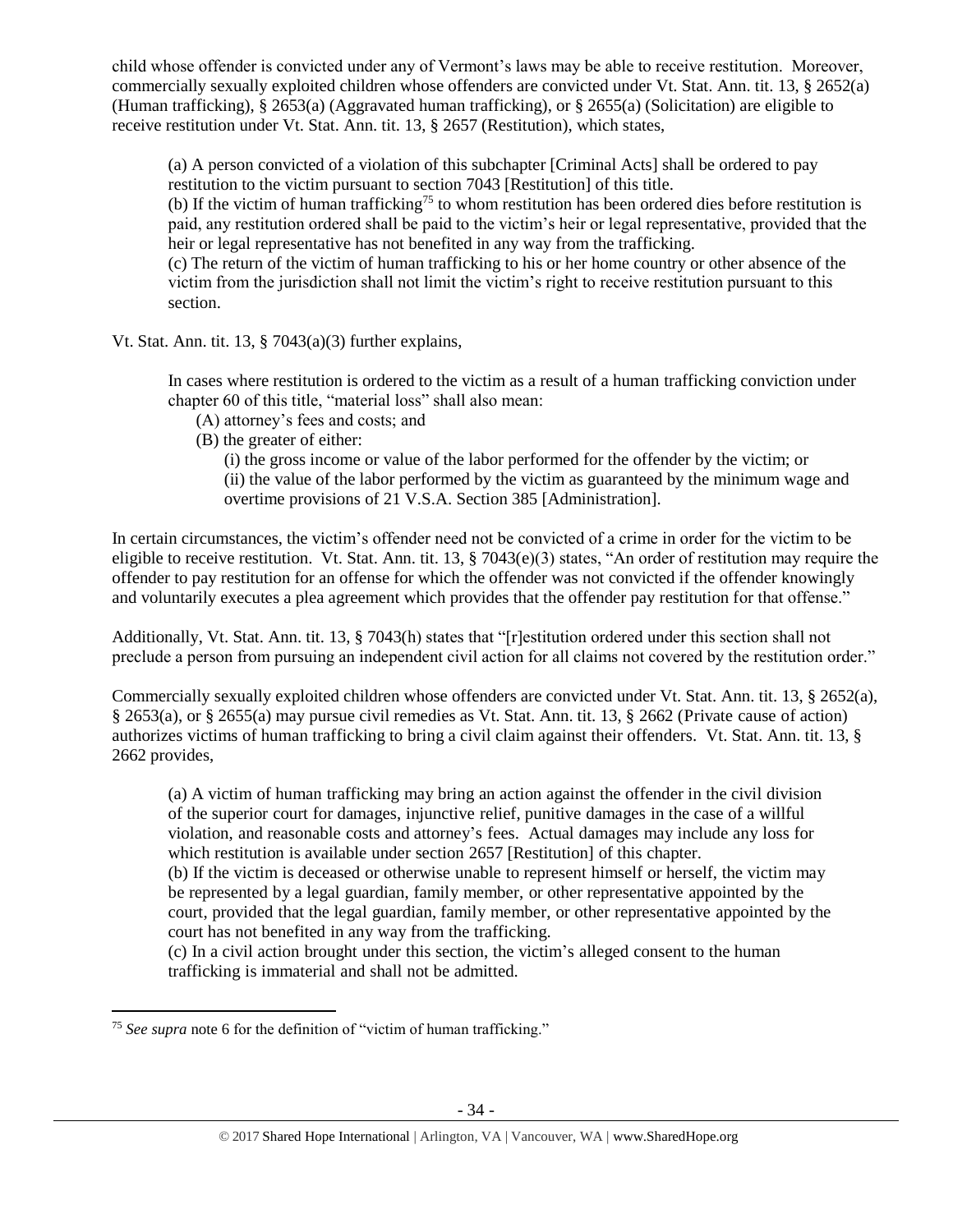child whose offender is convicted under any of Vermont's laws may be able to receive restitution. Moreover, commercially sexually exploited children whose offenders are convicted under Vt. Stat. Ann. tit. 13, § 2652(a) (Human trafficking), § 2653(a) (Aggravated human trafficking), or § 2655(a) (Solicitation) are eligible to receive restitution under Vt. Stat. Ann. tit. 13, § 2657 (Restitution), which states,

> (a) A person convicted of a violation of this subchapter [Criminal Acts] shall be ordered to pay restitution to the victim pursuant to section 7043 [Restitution] of this title.
> (b) If the victim of human trafficking[75] to whom restitution has been ordered dies before restitution is paid, any restitution ordered shall be paid to the victim's heir or legal representative, provided that the heir or legal representative has not benefited in any way from the trafficking.
> (c) The return of the victim of human trafficking to his or her home country or other absence of the victim from the jurisdiction shall not limit the victim's right to receive restitution pursuant to this section.

Vt. Stat. Ann. tit. 13, § 7043(a)(3) further explains,

> In cases where restitution is ordered to the victim as a result of a human trafficking conviction under chapter 60 of this title, "material loss" shall also mean:
> (A) attorney's fees and costs; and
> (B) the greater of either:
> (i) the gross income or value of the labor performed for the offender by the victim; or
> (ii) the value of the labor performed by the victim as guaranteed by the minimum wage and overtime provisions of 21 V.S.A. Section 385 [Administration].

In certain circumstances, the victim's offender need not be convicted of a crime in order for the victim to be eligible to receive restitution. Vt. Stat. Ann. tit. 13, § 7043(e)(3) states, "An order of restitution may require the offender to pay restitution for an offense for which the offender was not convicted if the offender knowingly and voluntarily executes a plea agreement which provides that the offender pay restitution for that offense."

Additionally, Vt. Stat. Ann. tit. 13, § 7043(h) states that "[r]estitution ordered under this section shall not preclude a person from pursuing an independent civil action for all claims not covered by the restitution order."

Commercially sexually exploited children whose offenders are convicted under Vt. Stat. Ann. tit. 13, § 2652(a), § 2653(a), or § 2655(a) may pursue civil remedies as Vt. Stat. Ann. tit. 13, § 2662 (Private cause of action) authorizes victims of human trafficking to bring a civil claim against their offenders. Vt. Stat. Ann. tit. 13, § 2662 provides,

> (a) A victim of human trafficking may bring an action against the offender in the civil division of the superior court for damages, injunctive relief, punitive damages in the case of a willful violation, and reasonable costs and attorney's fees. Actual damages may include any loss for which restitution is available under section 2657 [Restitution] of this chapter.
> (b) If the victim is deceased or otherwise unable to represent himself or herself, the victim may be represented by a legal guardian, family member, or other representative appointed by the court, provided that the legal guardian, family member, or other representative appointed by the court has not benefited in any way from the trafficking.
> (c) In a civil action brought under this section, the victim's alleged consent to the human trafficking is immaterial and shall not be admitted.

[75] *See supra* note 6 for the definition of "victim of human trafficking."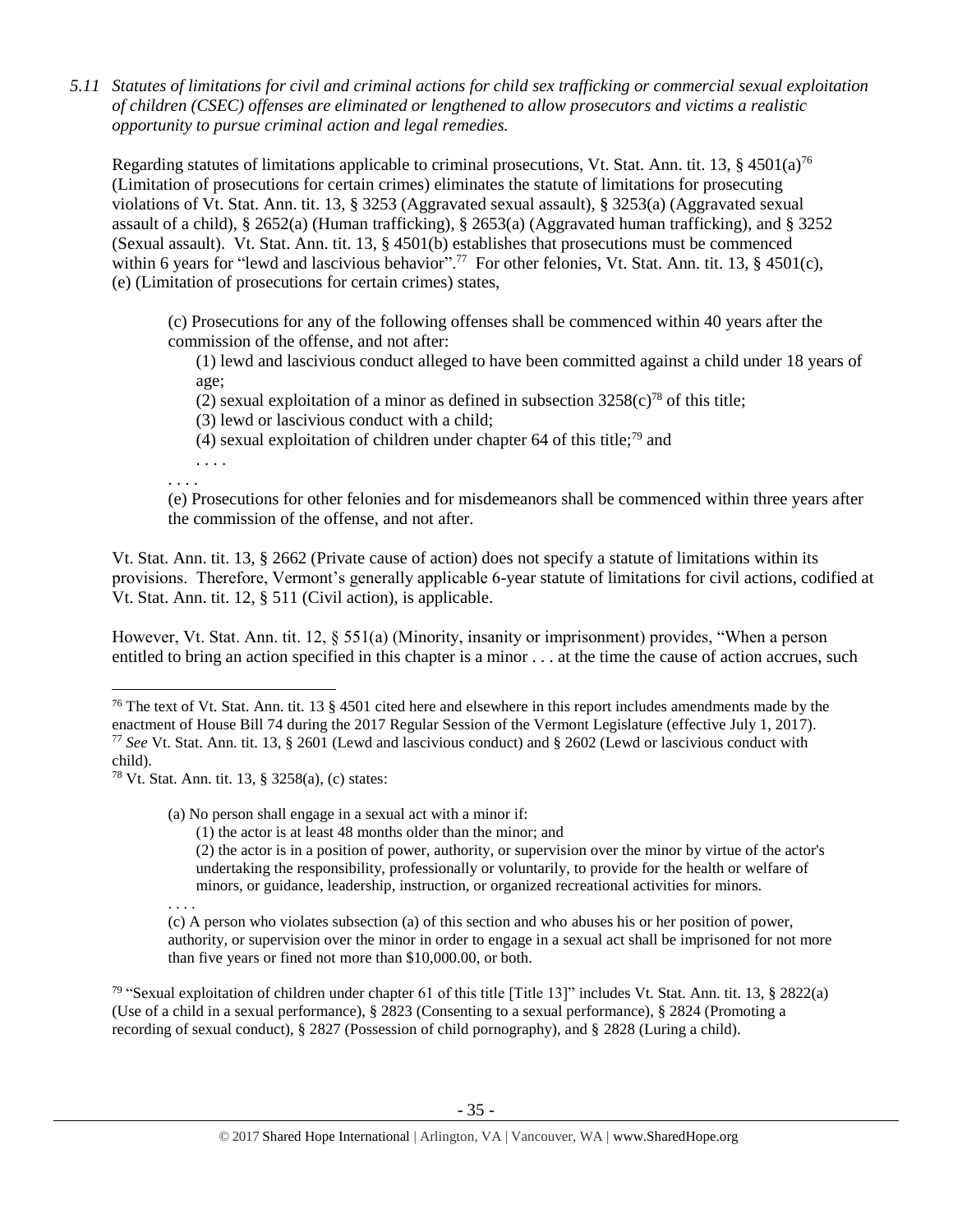*5.11 Statutes of limitations for civil and criminal actions for child sex trafficking or commercial sexual exploitation of children (CSEC) offenses are eliminated or lengthened to allow prosecutors and victims a realistic opportunity to pursue criminal action and legal remedies.*

Regarding statutes of limitations applicable to criminal prosecutions, Vt. Stat. Ann. tit. 13, § 4501(a)[76] (Limitation of prosecutions for certain crimes) eliminates the statute of limitations for prosecuting violations of Vt. Stat. Ann. tit. 13, § 3253 (Aggravated sexual assault), § 3253(a) (Aggravated sexual assault of a child), § 2652(a) (Human trafficking), § 2653(a) (Aggravated human trafficking), and § 3252 (Sexual assault). Vt. Stat. Ann. tit. 13, § 4501(b) establishes that prosecutions must be commenced within 6 years for "lewd and lascivious behavior".[77] For other felonies, Vt. Stat. Ann. tit. 13, § 4501(c), (e) (Limitation of prosecutions for certain crimes) states,

> (c) Prosecutions for any of the following offenses shall be commenced within 40 years after the commission of the offense, and not after:
>
> (1) lewd and lascivious conduct alleged to have been committed against a child under 18 years of age;
>
> (2) sexual exploitation of a minor as defined in subsection 3258(c)[78] of this title;
>
> (3) lewd or lascivious conduct with a child;
>
> (4) sexual exploitation of children under chapter 64 of this title;[79] and
>
> . . . .
>
> . . . .
>
> (e) Prosecutions for other felonies and for misdemeanors shall be commenced within three years after the commission of the offense, and not after.

Vt. Stat. Ann. tit. 13, § 2662 (Private cause of action) does not specify a statute of limitations within its provisions. Therefore, Vermont's generally applicable 6-year statute of limitations for civil actions, codified at Vt. Stat. Ann. tit. 12, § 511 (Civil action), is applicable.

However, Vt. Stat. Ann. tit. 12, § 551(a) (Minority, insanity or imprisonment) provides, "When a person entitled to bring an action specified in this chapter is a minor . . . at the time the cause of action accrues, such

---

[76] The text of Vt. Stat. Ann. tit. 13 § 4501 cited here and elsewhere in this report includes amendments made by the enactment of House Bill 74 during the 2017 Regular Session of the Vermont Legislature (effective July 1, 2017).

[77] *See* Vt. Stat. Ann. tit. 13, § 2601 (Lewd and lascivious conduct) and § 2602 (Lewd or lascivious conduct with child).

[78] Vt. Stat. Ann. tit. 13, § 3258(a), (c) states:

> (a) No person shall engage in a sexual act with a minor if:
>
> (1) the actor is at least 48 months older than the minor; and
>
> (2) the actor is in a position of power, authority, or supervision over the minor by virtue of the actor's undertaking the responsibility, professionally or voluntarily, to provide for the health or welfare of minors, or guidance, leadership, instruction, or organized recreational activities for minors.
>
> . . . .
>
> (c) A person who violates subsection (a) of this section and who abuses his or her position of power, authority, or supervision over the minor in order to engage in a sexual act shall be imprisoned for not more than five years or fined not more than $10,000.00, or both.

[79] "Sexual exploitation of children under chapter 61 of this title [Title 13]" includes Vt. Stat. Ann. tit. 13, § 2822(a) (Use of a child in a sexual performance), § 2823 (Consenting to a sexual performance), § 2824 (Promoting a recording of sexual conduct), § 2827 (Possession of child pornography), and § 2828 (Luring a child).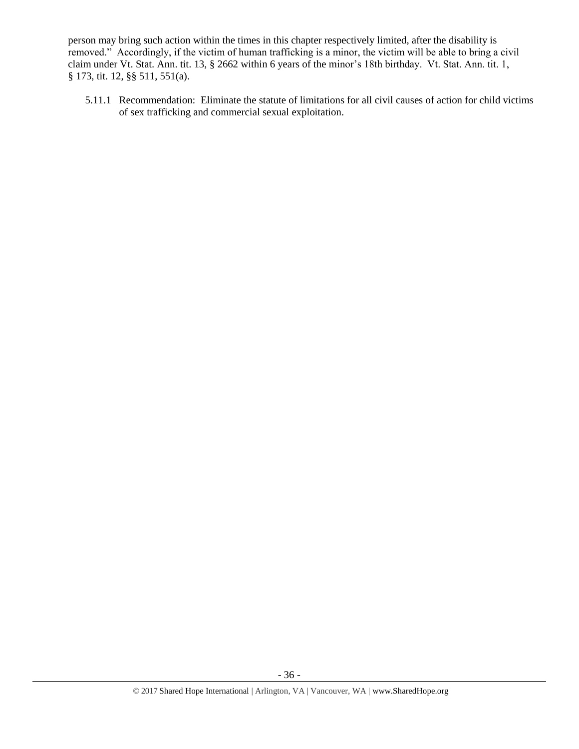person may bring such action within the times in this chapter respectively limited, after the disability is removed." Accordingly, if the victim of human trafficking is a minor, the victim will be able to bring a civil claim under Vt. Stat. Ann. tit. 13, § 2662 within 6 years of the minor's 18th birthday. Vt. Stat. Ann. tit. 1, § 173, tit. 12, §§ 511, 551(a).

5.11.1 Recommendation: Eliminate the statute of limitations for all civil causes of action for child victims of sex trafficking and commercial sexual exploitation.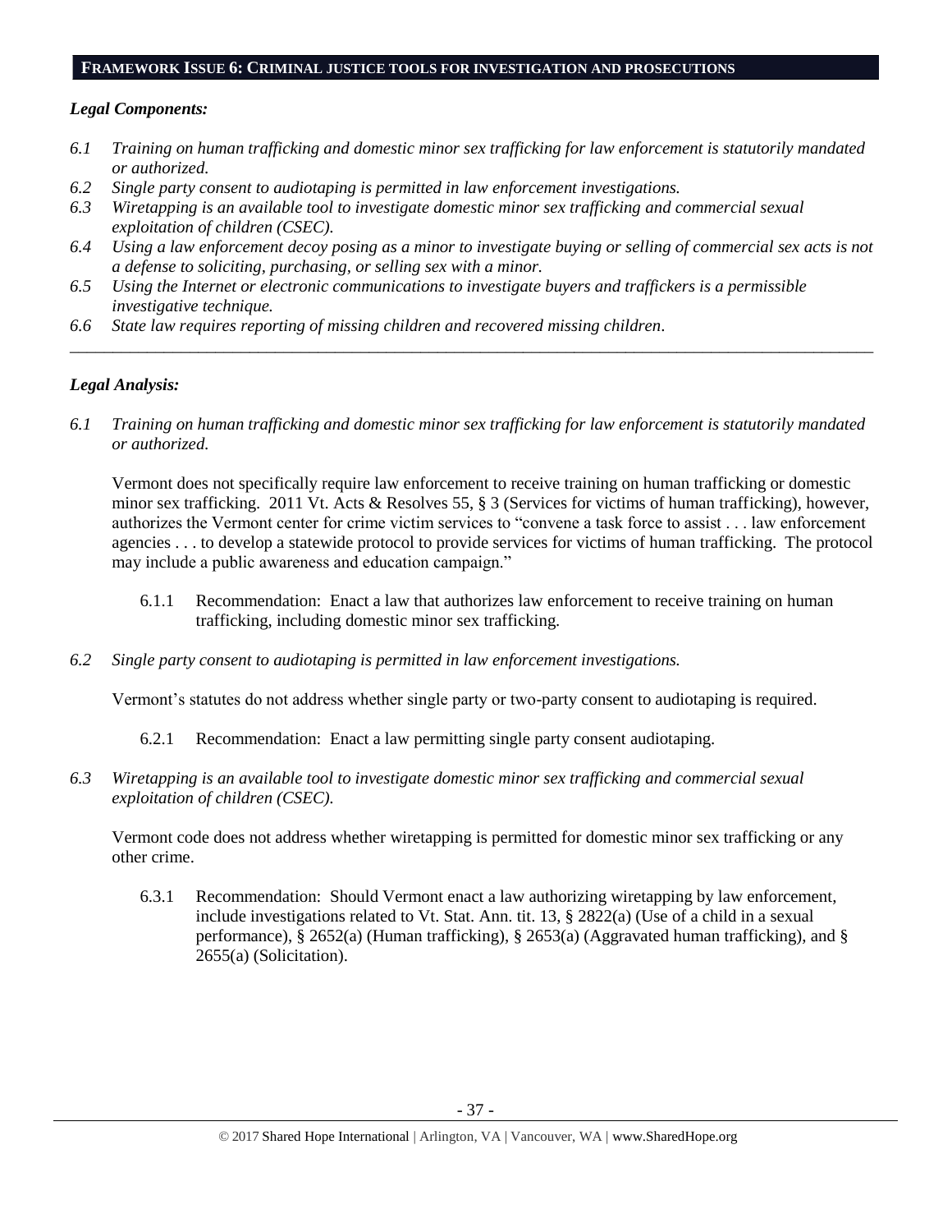## FRAMEWORK ISSUE 6: CRIMINAL JUSTICE TOOLS FOR INVESTIGATION AND PROSECUTIONS

### *Legal Components:*

*6.1 Training on human trafficking and domestic minor sex trafficking for law enforcement is statutorily mandated or authorized.*

*6.2 Single party consent to audiotaping is permitted in law enforcement investigations.*

*6.3 Wiretapping is an available tool to investigate domestic minor sex trafficking and commercial sexual exploitation of children (CSEC).*

*6.4 Using a law enforcement decoy posing as a minor to investigate buying or selling of commercial sex acts is not a defense to soliciting, purchasing, or selling sex with a minor.*

*6.5 Using the Internet or electronic communications to investigate buyers and traffickers is a permissible investigative technique.*

*6.6 State law requires reporting of missing children and recovered missing children.*

---

### *Legal Analysis:*

*6.1 Training on human trafficking and domestic minor sex trafficking for law enforcement is statutorily mandated or authorized.*

Vermont does not specifically require law enforcement to receive training on human trafficking or domestic minor sex trafficking. 2011 Vt. Acts & Resolves 55, § 3 (Services for victims of human trafficking), however, authorizes the Vermont center for crime victim services to "convene a task force to assist . . . law enforcement agencies . . . to develop a statewide protocol to provide services for victims of human trafficking. The protocol may include a public awareness and education campaign."

6.1.1 Recommendation: Enact a law that authorizes law enforcement to receive training on human trafficking, including domestic minor sex trafficking.

*6.2 Single party consent to audiotaping is permitted in law enforcement investigations.*

Vermont's statutes do not address whether single party or two-party consent to audiotaping is required.

6.2.1 Recommendation: Enact a law permitting single party consent audiotaping.

*6.3 Wiretapping is an available tool to investigate domestic minor sex trafficking and commercial sexual exploitation of children (CSEC).*

Vermont code does not address whether wiretapping is permitted for domestic minor sex trafficking or any other crime.

6.3.1 Recommendation: Should Vermont enact a law authorizing wiretapping by law enforcement, include investigations related to Vt. Stat. Ann. tit. 13, § 2822(a) (Use of a child in a sexual performance), § 2652(a) (Human trafficking), § 2653(a) (Aggravated human trafficking), and § 2655(a) (Solicitation).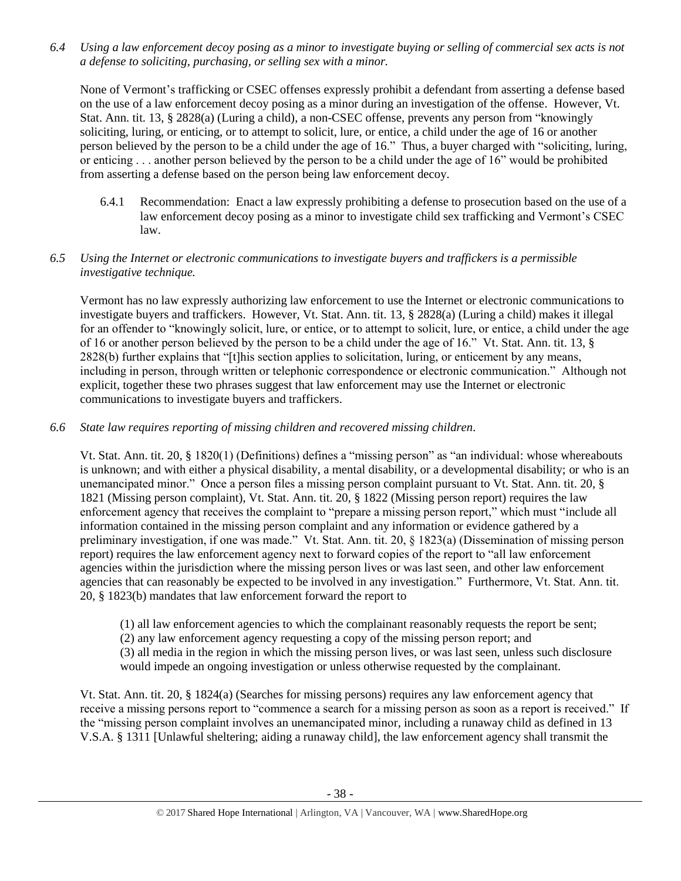*6.4 Using a law enforcement decoy posing as a minor to investigate buying or selling of commercial sex acts is not a defense to soliciting, purchasing, or selling sex with a minor.*

None of Vermont's trafficking or CSEC offenses expressly prohibit a defendant from asserting a defense based on the use of a law enforcement decoy posing as a minor during an investigation of the offense. However, Vt. Stat. Ann. tit. 13, § 2828(a) (Luring a child), a non-CSEC offense, prevents any person from "knowingly soliciting, luring, or enticing, or to attempt to solicit, lure, or entice, a child under the age of 16 or another person believed by the person to be a child under the age of 16." Thus, a buyer charged with "soliciting, luring, or enticing . . . another person believed by the person to be a child under the age of 16" would be prohibited from asserting a defense based on the person being law enforcement decoy.

> 6.4.1 Recommendation: Enact a law expressly prohibiting a defense to prosecution based on the use of a law enforcement decoy posing as a minor to investigate child sex trafficking and Vermont's CSEC law.

*6.5 Using the Internet or electronic communications to investigate buyers and traffickers is a permissible investigative technique.*

Vermont has no law expressly authorizing law enforcement to use the Internet or electronic communications to investigate buyers and traffickers. However, Vt. Stat. Ann. tit. 13, § 2828(a) (Luring a child) makes it illegal for an offender to "knowingly solicit, lure, or entice, or to attempt to solicit, lure, or entice, a child under the age of 16 or another person believed by the person to be a child under the age of 16." Vt. Stat. Ann. tit. 13, § 2828(b) further explains that "[t]his section applies to solicitation, luring, or enticement by any means, including in person, through written or telephonic correspondence or electronic communication." Although not explicit, together these two phrases suggest that law enforcement may use the Internet or electronic communications to investigate buyers and traffickers.

*6.6 State law requires reporting of missing children and recovered missing children.*

Vt. Stat. Ann. tit. 20, § 1820(1) (Definitions) defines a "missing person" as "an individual: whose whereabouts is unknown; and with either a physical disability, a mental disability, or a developmental disability; or who is an unemancipated minor." Once a person files a missing person complaint pursuant to Vt. Stat. Ann. tit. 20, § 1821 (Missing person complaint), Vt. Stat. Ann. tit. 20, § 1822 (Missing person report) requires the law enforcement agency that receives the complaint to "prepare a missing person report," which must "include all information contained in the missing person complaint and any information or evidence gathered by a preliminary investigation, if one was made." Vt. Stat. Ann. tit. 20, § 1823(a) (Dissemination of missing person report) requires the law enforcement agency next to forward copies of the report to "all law enforcement agencies within the jurisdiction where the missing person lives or was last seen, and other law enforcement agencies that can reasonably be expected to be involved in any investigation." Furthermore, Vt. Stat. Ann. tit. 20, § 1823(b) mandates that law enforcement forward the report to

> (1) all law enforcement agencies to which the complainant reasonably requests the report be sent;
> (2) any law enforcement agency requesting a copy of the missing person report; and
> (3) all media in the region in which the missing person lives, or was last seen, unless such disclosure would impede an ongoing investigation or unless otherwise requested by the complainant.

Vt. Stat. Ann. tit. 20, § 1824(a) (Searches for missing persons) requires any law enforcement agency that receive a missing persons report to "commence a search for a missing person as soon as a report is received." If the "missing person complaint involves an unemancipated minor, including a runaway child as defined in 13 V.S.A. § 1311 [Unlawful sheltering; aiding a runaway child], the law enforcement agency shall transmit the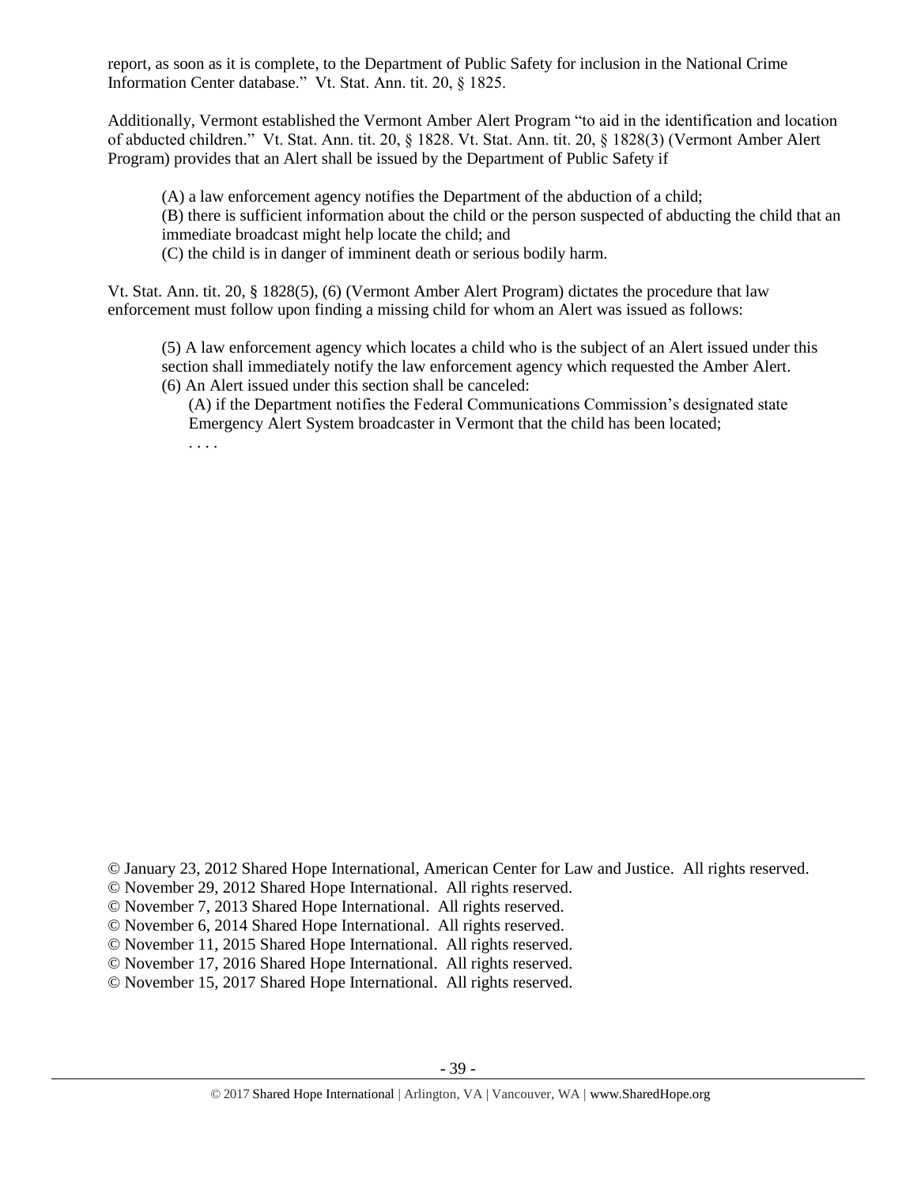report, as soon as it is complete, to the Department of Public Safety for inclusion in the National Crime Information Center database." Vt. Stat. Ann. tit. 20, § 1825.

Additionally, Vermont established the Vermont Amber Alert Program "to aid in the identification and location of abducted children." Vt. Stat. Ann. tit. 20, § 1828. Vt. Stat. Ann. tit. 20, § 1828(3) (Vermont Amber Alert Program) provides that an Alert shall be issued by the Department of Public Safety if

> (A) a law enforcement agency notifies the Department of the abduction of a child;
> (B) there is sufficient information about the child or the person suspected of abducting the child that an immediate broadcast might help locate the child; and
> (C) the child is in danger of imminent death or serious bodily harm.

Vt. Stat. Ann. tit. 20, § 1828(5), (6) (Vermont Amber Alert Program) dictates the procedure that law enforcement must follow upon finding a missing child for whom an Alert was issued as follows:

> (5) A law enforcement agency which locates a child who is the subject of an Alert issued under this section shall immediately notify the law enforcement agency which requested the Amber Alert.
> (6) An Alert issued under this section shall be canceled:
>
> > (A) if the Department notifies the Federal Communications Commission's designated state Emergency Alert System broadcaster in Vermont that the child has been located;
> > . . . .

© January 23, 2012 Shared Hope International, American Center for Law and Justice. All rights reserved.
© November 29, 2012 Shared Hope International. All rights reserved.
© November 7, 2013 Shared Hope International. All rights reserved.
© November 6, 2014 Shared Hope International. All rights reserved.
© November 11, 2015 Shared Hope International. All rights reserved.
© November 17, 2016 Shared Hope International. All rights reserved.
© November 15, 2017 Shared Hope International. All rights reserved.